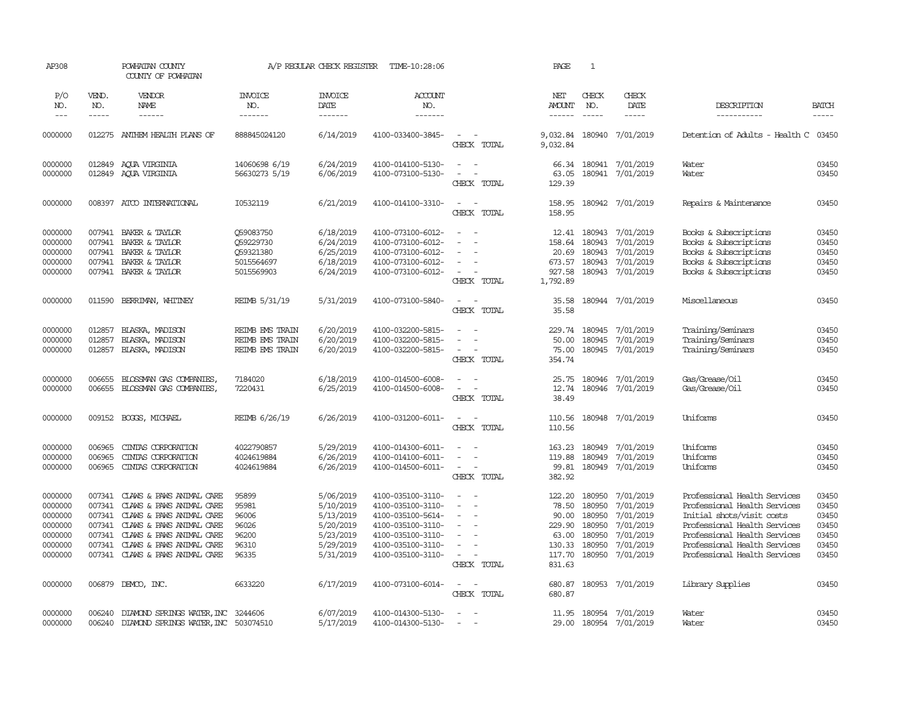AP308 POWHATAN COUNTY A/P REGULAR CHECK REGISTER TIME-10:28:06 PAGE 1

COUNTY OF POWHATAN

| P/O NO. | VEND. NO. | VENDOR NAME | INVOICE NO. | INVOICE DATE | ACCOUNT NO. | | NET AMOUNT | CHECK NO. | CHECK DATE | DESCRIPTION | BATCH |
|---|---|---|---|---|---|---|---|---|---|---|---|
| 0000000 | 012275 | ANTHEM HEALTH PLANS OF | 888845024120 | 6/14/2019 | 4100-033400-3845- | - - | 9,032.84 | 180940 | 7/01/2019 | Detention of Adults - Health C | 03450 |
| | | | | | | CHECK TOTAL | 9,032.84 | | | | |
| 0000000 | 012849 | AQUA VIRGINIA | 14060698 6/19 | 6/24/2019 | 4100-014100-5130- | - - | 66.34 | 180941 | 7/01/2019 | Water | 03450 |
| 0000000 | 012849 | AQUA VIRGINIA | 56630273 5/19 | 6/06/2019 | 4100-073100-5130- | - - | 63.05 | 180941 | 7/01/2019 | Water | 03450 |
| | | | | | | CHECK TOTAL | 129.39 | | | | |
| 0000000 | 008397 | ATCO INTERNATIONAL | I0532119 | 6/21/2019 | 4100-014100-3310- | - - | 158.95 | 180942 | 7/01/2019 | Repairs & Maintenance | 03450 |
| | | | | | | CHECK TOTAL | 158.95 | | | | |
| 0000000 | 007941 | BAKER & TAYLOR | Q59083750 | 6/18/2019 | 4100-073100-6012- | - - | 12.41 | 180943 | 7/01/2019 | Books & Subscriptions | 03450 |
| 0000000 | 007941 | BAKER & TAYLOR | Q59229730 | 6/24/2019 | 4100-073100-6012- | - - | 158.64 | 180943 | 7/01/2019 | Books & Subscriptions | 03450 |
| 0000000 | 007941 | BAKER & TAYLOR | Q59321380 | 6/25/2019 | 4100-073100-6012- | - - | 20.69 | 180943 | 7/01/2019 | Books & Subscriptions | 03450 |
| 0000000 | 007941 | BAKER & TAYLOR | 5015564697 | 6/18/2019 | 4100-073100-6012- | - - | 673.57 | 180943 | 7/01/2019 | Books & Subscriptions | 03450 |
| 0000000 | 007941 | BAKER & TAYLOR | 5015569903 | 6/24/2019 | 4100-073100-6012- | - - | 927.58 | 180943 | 7/01/2019 | Books & Subscriptions | 03450 |
| | | | | | | CHECK TOTAL | 1,792.89 | | | | |
| 0000000 | 011590 | BERRIMAN, WHITNEY | REIMB 5/31/19 | 5/31/2019 | 4100-073100-5840- | - - | 35.58 | 180944 | 7/01/2019 | Miscellaneous | 03450 |
| | | | | | | CHECK TOTAL | 35.58 | | | | |
| 0000000 | 012857 | BLASKA, MADISON | REIMB EMS TRAIN | 6/20/2019 | 4100-032200-5815- | - - | 229.74 | 180945 | 7/01/2019 | Training/Seminars | 03450 |
| 0000000 | 012857 | BLASKA, MADISON | REIMB EMS TRAIN | 6/20/2019 | 4100-032200-5815- | - - | 50.00 | 180945 | 7/01/2019 | Training/Seminars | 03450 |
| 0000000 | 012857 | BLASKA, MADISON | REIMB EMS TRAIN | 6/20/2019 | 4100-032200-5815- | - - | 75.00 | 180945 | 7/01/2019 | Training/Seminars | 03450 |
| | | | | | | CHECK TOTAL | 354.74 | | | | |
| 0000000 | 006655 | BLOSSMAN GAS COMPANIES, | 7184020 | 6/18/2019 | 4100-014500-6008- | - - | 25.75 | 180946 | 7/01/2019 | Gas/Grease/Oil | 03450 |
| 0000000 | 006655 | BLOSSMAN GAS COMPANIES, | 7220431 | 6/25/2019 | 4100-014500-6008- | - - | 12.74 | 180946 | 7/01/2019 | Gas/Grease/Oil | 03450 |
| | | | | | | CHECK TOTAL | 38.49 | | | | |
| 0000000 | 009152 | BOGGS, MICHAEL | REIMB 6/26/19 | 6/26/2019 | 4100-031200-6011- | - - | 110.56 | 180948 | 7/01/2019 | Uniforms | 03450 |
| | | | | | | CHECK TOTAL | 110.56 | | | | |
| 0000000 | 006965 | CINTAS CORPORATION | 4022790857 | 5/29/2019 | 4100-014300-6011- | - - | 163.23 | 180949 | 7/01/2019 | Uniforms | 03450 |
| 0000000 | 006965 | CINTAS CORPORATION | 4024619884 | 6/26/2019 | 4100-014100-6011- | - - | 119.88 | 180949 | 7/01/2019 | Uniforms | 03450 |
| 0000000 | 006965 | CINTAS CORPORATION | 4024619884 | 6/26/2019 | 4100-014500-6011- | - - | 99.81 | 180949 | 7/01/2019 | Uniforms | 03450 |
| | | | | | | CHECK TOTAL | 382.92 | | | | |
| 0000000 | 007341 | CLAWS & PAWS ANIMAL CARE | 95899 | 5/06/2019 | 4100-035100-3110- | - - | 122.20 | 180950 | 7/01/2019 | Professional Health Services | 03450 |
| 0000000 | 007341 | CLAWS & PAWS ANIMAL CARE | 95981 | 5/10/2019 | 4100-035100-3110- | - - | 78.50 | 180950 | 7/01/2019 | Professional Health Services | 03450 |
| 0000000 | 007341 | CLAWS & PAWS ANIMAL CARE | 96006 | 5/13/2019 | 4100-035100-5614- | - - | 90.00 | 180950 | 7/01/2019 | Initial shots/visit costs | 03450 |
| 0000000 | 007341 | CLAWS & PAWS ANIMAL CARE | 96026 | 5/20/2019 | 4100-035100-3110- | - - | 229.90 | 180950 | 7/01/2019 | Professional Health Services | 03450 |
| 0000000 | 007341 | CLAWS & PAWS ANIMAL CARE | 96200 | 5/23/2019 | 4100-035100-3110- | - - | 63.00 | 180950 | 7/01/2019 | Professional Health Services | 03450 |
| 0000000 | 007341 | CLAWS & PAWS ANIMAL CARE | 96310 | 5/29/2019 | 4100-035100-3110- | - - | 130.33 | 180950 | 7/01/2019 | Professional Health Services | 03450 |
| 0000000 | 007341 | CLAWS & PAWS ANIMAL CARE | 96335 | 5/31/2019 | 4100-035100-3110- | - - | 117.70 | 180950 | 7/01/2019 | Professional Health Services | 03450 |
| | | | | | | CHECK TOTAL | 831.63 | | | | |
| 0000000 | 006879 | DEMCO, INC. | 6633220 | 6/17/2019 | 4100-073100-6014- | - - | 680.87 | 180953 | 7/01/2019 | Library Supplies | 03450 |
| | | | | | | CHECK TOTAL | 680.87 | | | | |
| 0000000 | 006240 | DIAMOND SPRINGS WATER, INC | 3244606 | 6/07/2019 | 4100-014300-5130- | - - | 11.95 | 180954 | 7/01/2019 | Water | 03450 |
| 0000000 | 006240 | DIAMOND SPRINGS WATER, INC | 503074510 | 5/17/2019 | 4100-014300-5130- | - - | 29.00 | 180954 | 7/01/2019 | Water | 03450 |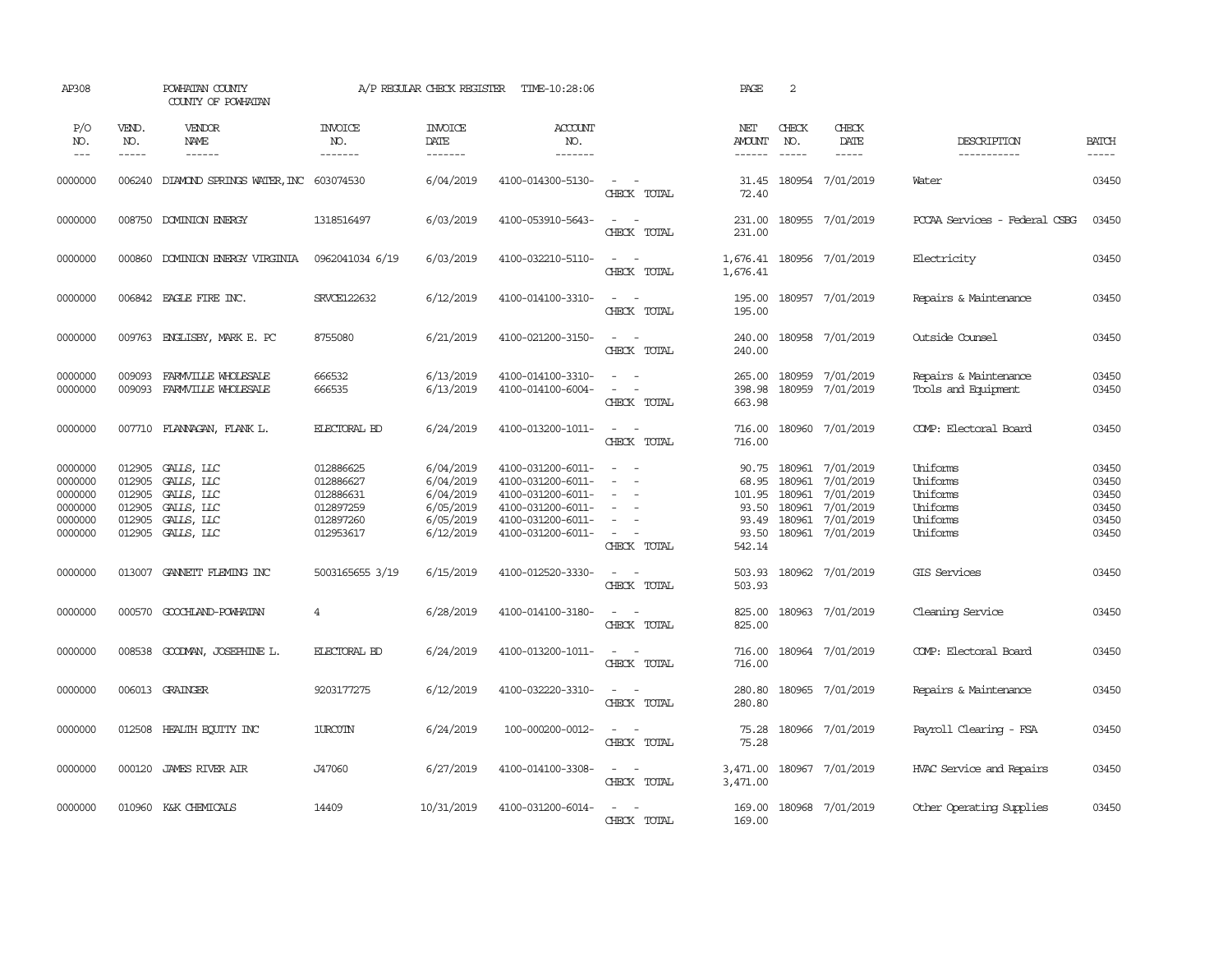AP308 POWHATAN COUNTY COUNTY OF POWHATAN A/P REGULAR CHECK REGISTER TIME-10:28:06 PAGE 2

| P/O NO. | VEND. NO. | VENDOR NAME | INVOICE NO. | INVOICE DATE | ACCOUNT NO. | | NET AMOUNT | CHECK NO. | CHECK DATE | DESCRIPTION | BATCH |
|---|---|---|---|---|---|---|---|---|---|---|---|
| 0000000 | 006240 | DIAMOND SPRINGS WATER,INC | 603074530 | 6/04/2019 | 4100-014300-5130- | - - | 31.45 | 180954 | 7/01/2019 | Water | 03450 |
| | | | | | | CHECK TOTAL | 72.40 | | | | |
| 0000000 | 008750 | DOMINION ENERGY | 1318516497 | 6/03/2019 | 4100-053910-5643- | - - | 231.00 | 180955 | 7/01/2019 | PCCAA Services - Federal CSBG | 03450 |
| | | | | | | CHECK TOTAL | 231.00 | | | | |
| 0000000 | 000860 | DOMINION ENERGY VIRGINIA | 0962041034 6/19 | 6/03/2019 | 4100-032210-5110- | - - | 1,676.41 | 180956 | 7/01/2019 | Electricity | 03450 |
| | | | | | | CHECK TOTAL | 1,676.41 | | | | |
| 0000000 | 006842 | EAGLE FIRE INC. | SRVCE122632 | 6/12/2019 | 4100-014100-3310- | - - | 195.00 | 180957 | 7/01/2019 | Repairs & Maintenance | 03450 |
| | | | | | | CHECK TOTAL | 195.00 | | | | |
| 0000000 | 009763 | ENGLISBY, MARK E. PC | 8755080 | 6/21/2019 | 4100-021200-3150- | - - | 240.00 | 180958 | 7/01/2019 | Outside Counsel | 03450 |
| | | | | | | CHECK TOTAL | 240.00 | | | | |
| 0000000 | 009093 | FARMVILLE WHOLESALE | 666532 | 6/13/2019 | 4100-014100-3310- | - - | 265.00 | 180959 | 7/01/2019 | Repairs & Maintenance | 03450 |
| 0000000 | 009093 | FARMVILLE WHOLESALE | 666535 | 6/13/2019 | 4100-014100-6004- | - - | 398.98 | 180959 | 7/01/2019 | Tools and Equipment | 03450 |
| | | | | | | CHECK TOTAL | 663.98 | | | | |
| 0000000 | 007710 | FLANNAGAN, FLANK L. | ELECTORAL BD | 6/24/2019 | 4100-013200-1011- | - - | 716.00 | 180960 | 7/01/2019 | COMP: Electoral Board | 03450 |
| | | | | | | CHECK TOTAL | 716.00 | | | | |
| 0000000 | 012905 | GALLS, LLC | 012886625 | 6/04/2019 | 4100-031200-6011- | - - | 90.75 | 180961 | 7/01/2019 | Uniforms | 03450 |
| 0000000 | 012905 | GALLS, LLC | 012886627 | 6/04/2019 | 4100-031200-6011- | - - | 68.95 | 180961 | 7/01/2019 | Uniforms | 03450 |
| 0000000 | 012905 | GALLS, LLC | 012886631 | 6/04/2019 | 4100-031200-6011- | - - | 101.95 | 180961 | 7/01/2019 | Uniforms | 03450 |
| 0000000 | 012905 | GALLS, LLC | 012897259 | 6/05/2019 | 4100-031200-6011- | - - | 93.50 | 180961 | 7/01/2019 | Uniforms | 03450 |
| 0000000 | 012905 | GALLS, LLC | 012897260 | 6/05/2019 | 4100-031200-6011- | - - | 93.49 | 180961 | 7/01/2019 | Uniforms | 03450 |
| 0000000 | 012905 | GALLS, LLC | 012953617 | 6/12/2019 | 4100-031200-6011- | - - | 93.50 | 180961 | 7/01/2019 | Uniforms | 03450 |
| | | | | | | CHECK TOTAL | 542.14 | | | | |
| 0000000 | 013007 | GANNETT FLEMING INC | 5003165655 3/19 | 6/15/2019 | 4100-012520-3330- | - - | 503.93 | 180962 | 7/01/2019 | GIS Services | 03450 |
| | | | | | | CHECK TOTAL | 503.93 | | | | |
| 0000000 | 000570 | GOOCHLAND-POWHATAN | 4 | 6/28/2019 | 4100-014100-3180- | - - | 825.00 | 180963 | 7/01/2019 | Cleaning Service | 03450 |
| | | | | | | CHECK TOTAL | 825.00 | | | | |
| 0000000 | 008538 | GOODMAN, JOSEPHINE L. | ELECTORAL BD | 6/24/2019 | 4100-013200-1011- | - - | 716.00 | 180964 | 7/01/2019 | COMP: Electoral Board | 03450 |
| | | | | | | CHECK TOTAL | 716.00 | | | | |
| 0000000 | 006013 | GRAINGER | 9203177275 | 6/12/2019 | 4100-032220-3310- | - - | 280.80 | 180965 | 7/01/2019 | Repairs & Maintenance | 03450 |
| | | | | | | CHECK TOTAL | 280.80 | | | | |
| 0000000 | 012508 | HEALTH EQUITY INC | 1URCOTN | 6/24/2019 | 100-000200-0012- | - - | 75.28 | 180966 | 7/01/2019 | Payroll Clearing - FSA | 03450 |
| | | | | | | CHECK TOTAL | 75.28 | | | | |
| 0000000 | 000120 | JAMES RIVER AIR | J47060 | 6/27/2019 | 4100-014100-3308- | - - | 3,471.00 | 180967 | 7/01/2019 | HVAC Service and Repairs | 03450 |
| | | | | | | CHECK TOTAL | 3,471.00 | | | | |
| 0000000 | 010960 | K&K CHEMICALS | 14409 | 10/31/2019 | 4100-031200-6014- | - - | 169.00 | 180968 | 7/01/2019 | Other Operating Supplies | 03450 |
| | | | | | | CHECK TOTAL | 169.00 | | | | |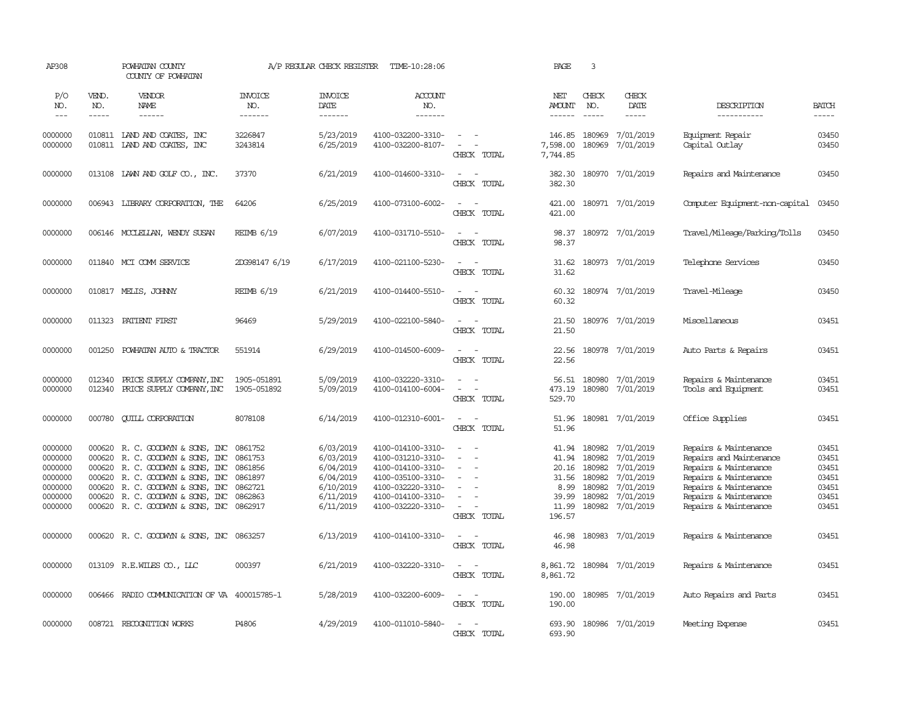AP308 POWHATAN COUNTY A/P REGULAR CHECK REGISTER TIME-10:28:06 PAGE 3
COUNTY OF POWHATAN

| P/O NO. | VEND. NO. | VENDOR NAME | INVOICE NO. | INVOICE DATE | ACCOUNT NO. | | NET AMOUNT | CHECK NO. | CHECK DATE | DESCRIPTION | BATCH |
|---|---|---|---|---|---|---|---|---|---|---|---|
| 0000000 | 010811 | LAND AND COATES, INC | 3226847 | 5/23/2019 | 4100-032200-3310- | - - | 146.85 | 180969 | 7/01/2019 | Equipment Repair | 03450 |
| 0000000 | 010811 | LAND AND COATES, INC | 3243814 | 6/25/2019 | 4100-032200-8107- | - - | 7,598.00 | 180969 | 7/01/2019 | Capital Outlay | 03450 |
| | | | | | | CHECK TOTAL | 7,744.85 | | | | |
| 0000000 | 013108 | LAWN AND GOLF CO., INC. | 37370 | 6/21/2019 | 4100-014600-3310- | - - | 382.30 | 180970 | 7/01/2019 | Repairs and Maintenance | 03450 |
| | | | | | | CHECK TOTAL | 382.30 | | | | |
| 0000000 | 006943 | LIBRARY CORPORATION, THE | 64206 | 6/25/2019 | 4100-073100-6002- | - - | 421.00 | 180971 | 7/01/2019 | Computer Equipment-non-capital | 03450 |
| | | | | | | CHECK TOTAL | 421.00 | | | | |
| 0000000 | 006146 | MCCLELLAN, WENDY SUSAN | REIMB 6/19 | 6/07/2019 | 4100-031710-5510- | - - | 98.37 | 180972 | 7/01/2019 | Travel/Mileage/Parking/Tolls | 03450 |
| | | | | | | CHECK TOTAL | 98.37 | | | | |
| 0000000 | 011840 | MCI COMM SERVICE | 2DG98147 6/19 | 6/17/2019 | 4100-021100-5230- | - - | 31.62 | 180973 | 7/01/2019 | Telephone Services | 03450 |
| | | | | | | CHECK TOTAL | 31.62 | | | | |
| 0000000 | 010817 | MELIS, JOHNNY | REIMB 6/19 | 6/21/2019 | 4100-014400-5510- | - - | 60.32 | 180974 | 7/01/2019 | Travel-Mileage | 03450 |
| | | | | | | CHECK TOTAL | 60.32 | | | | |
| 0000000 | 011323 | PATIENT FIRST | 96469 | 5/29/2019 | 4100-022100-5840- | - - | 21.50 | 180976 | 7/01/2019 | Miscellaneous | 03451 |
| | | | | | | CHECK TOTAL | 21.50 | | | | |
| 0000000 | 001250 | POWHATAN AUTO & TRACTOR | 551914 | 6/29/2019 | 4100-014500-6009- | - - | 22.56 | 180978 | 7/01/2019 | Auto Parts & Repairs | 03451 |
| | | | | | | CHECK TOTAL | 22.56 | | | | |
| 0000000 | 012340 | PRICE SUPPLY COMPANY,INC | 1905-051891 | 5/09/2019 | 4100-032220-3310- | - - | 56.51 | 180980 | 7/01/2019 | Repairs & Maintenance | 03451 |
| 0000000 | 012340 | PRICE SUPPLY COMPANY,INC | 1905-051892 | 5/09/2019 | 4100-014100-6004- | - - | 473.19 | 180980 | 7/01/2019 | Tools and Equipment | 03451 |
| | | | | | | CHECK TOTAL | 529.70 | | | | |
| 0000000 | 000780 | QUILL CORPORATION | 8078108 | 6/14/2019 | 4100-012310-6001- | - - | 51.96 | 180981 | 7/01/2019 | Office Supplies | 03451 |
| | | | | | | CHECK TOTAL | 51.96 | | | | |
| 0000000 | 000620 | R. C. GOODWYN & SONS, INC | 0861752 | 6/03/2019 | 4100-014100-3310- | - - | 41.94 | 180982 | 7/01/2019 | Repairs & Maintenance | 03451 |
| 0000000 | 000620 | R. C. GOODWYN & SONS, INC | 0861753 | 6/03/2019 | 4100-031210-3310- | - - | 41.94 | 180982 | 7/01/2019 | Repairs and Maintenance | 03451 |
| 0000000 | 000620 | R. C. GOODWYN & SONS, INC | 0861856 | 6/04/2019 | 4100-014100-3310- | - - | 20.16 | 180982 | 7/01/2019 | Repairs & Maintenance | 03451 |
| 0000000 | 000620 | R. C. GOODWYN & SONS, INC | 0861897 | 6/04/2019 | 4100-035100-3310- | - - | 31.56 | 180982 | 7/01/2019 | Repairs & Maintenance | 03451 |
| 0000000 | 000620 | R. C. GOODWYN & SONS, INC | 0862721 | 6/10/2019 | 4100-032220-3310- | - - | 8.99 | 180982 | 7/01/2019 | Repairs & Maintenance | 03451 |
| 0000000 | 000620 | R. C. GOODWYN & SONS, INC | 0862863 | 6/11/2019 | 4100-014100-3310- | - - | 39.99 | 180982 | 7/01/2019 | Repairs & Maintenance | 03451 |
| 0000000 | 000620 | R. C. GOODWYN & SONS, INC | 0862917 | 6/11/2019 | 4100-032220-3310- | - - | 11.99 | 180982 | 7/01/2019 | Repairs & Maintenance | 03451 |
| | | | | | | CHECK TOTAL | 196.57 | | | | |
| 0000000 | 000620 | R. C. GOODWYN & SONS, INC | 0863257 | 6/13/2019 | 4100-014100-3310- | - - | 46.98 | 180983 | 7/01/2019 | Repairs & Maintenance | 03451 |
| | | | | | | CHECK TOTAL | 46.98 | | | | |
| 0000000 | 013109 | R.E.WILES CO., LLC | 000397 | 6/21/2019 | 4100-032220-3310- | - - | 8,861.72 | 180984 | 7/01/2019 | Repairs & Maintenance | 03451 |
| | | | | | | CHECK TOTAL | 8,861.72 | | | | |
| 0000000 | 006466 | RADIO COMMUNICATION OF VA | 400015785-1 | 5/28/2019 | 4100-032200-6009- | - - | 190.00 | 180985 | 7/01/2019 | Auto Repairs and Parts | 03451 |
| | | | | | | CHECK TOTAL | 190.00 | | | | |
| 0000000 | 008721 | RECOGNITION WORKS | P4806 | 4/29/2019 | 4100-011010-5840- | - - | 693.90 | 180986 | 7/01/2019 | Meeting Expense | 03451 |
| | | | | | | CHECK TOTAL | 693.90 | | | | |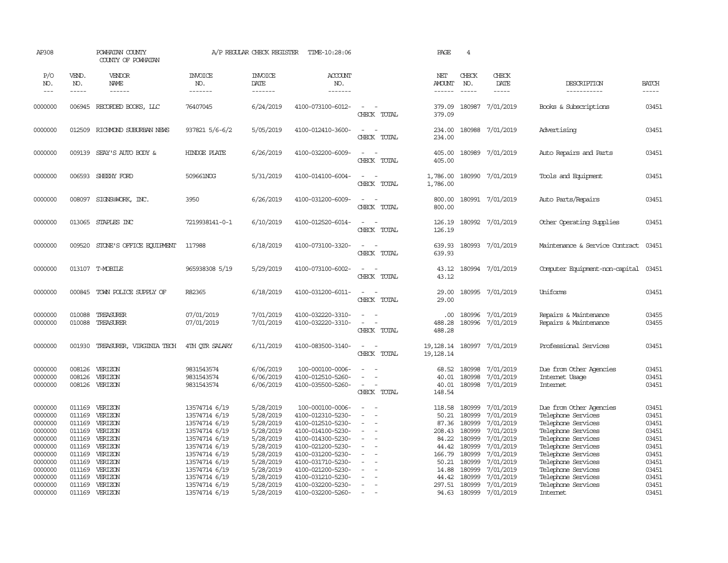AP308 POWHATAN COUNTY A/P REGULAR CHECK REGISTER TIME-10:28:06 PAGE 4

COUNTY OF POWHATAN

| P/O NO. | VEND. NO. | VENDOR NAME | INVOICE NO. | INVOICE DATE | ACCOUNT NO. | | NET AMOUNT | CHECK NO. | CHECK DATE | DESCRIPTION | BATCH |
|---|---|---|---|---|---|---|---|---|---|---|---|
| 0000000 | 006945 | RECORDED BOOKS, LLC | 76407045 | 6/24/2019 | 4100-073100-6012- | - - | 379.09 | 180987 | 7/01/2019 | Books & Subscriptions | 03451 |
| | | | | | | CHECK TOTAL | 379.09 | | | | |
| 0000000 | 012509 | RICHMOND SUBURBAN NEWS | 937821 5/6-6/2 | 5/05/2019 | 4100-012410-3600- | - - | 234.00 | 180988 | 7/01/2019 | Advertising | 03451 |
| | | | | | | CHECK TOTAL | 234.00 | | | | |
| 0000000 | 009139 | SEAY'S AUTO BODY & | HINDGE PLATE | 6/26/2019 | 4100-032200-6009- | - - | 405.00 | 180989 | 7/01/2019 | Auto Repairs and Parts | 03451 |
| | | | | | | CHECK TOTAL | 405.00 | | | | |
| 0000000 | 006593 | SHEEHY FORD | 509661NOG | 5/31/2019 | 4100-014100-6004- | - - | 1,786.00 | 180990 | 7/01/2019 | Tools and Equipment | 03451 |
| | | | | | | CHECK TOTAL | 1,786.00 | | | | |
| 0000000 | 008097 | SIGNS@WORK, INC. | 3950 | 6/26/2019 | 4100-031200-6009- | - - | 800.00 | 180991 | 7/01/2019 | Auto Parts/Repairs | 03451 |
| | | | | | | CHECK TOTAL | 800.00 | | | | |
| 0000000 | 013065 | STAPLES INC | 7219938141-0-1 | 6/10/2019 | 4100-012520-6014- | - - | 126.19 | 180992 | 7/01/2019 | Other Operating Supplies | 03451 |
| | | | | | | CHECK TOTAL | 126.19 | | | | |
| 0000000 | 009520 | STONE'S OFFICE EQUIPMENT | 117988 | 6/18/2019 | 4100-073100-3320- | - - | 639.93 | 180993 | 7/01/2019 | Maintenance & Service Contract | 03451 |
| | | | | | | CHECK TOTAL | 639.93 | | | | |
| 0000000 | 013107 | T-MOBILE | 965938308 5/19 | 5/29/2019 | 4100-073100-6002- | - - | 43.12 | 180994 | 7/01/2019 | Computer Equipment-non-capital | 03451 |
| | | | | | | CHECK TOTAL | 43.12 | | | | |
| 0000000 | 000845 | TOWN POLICE SUPPLY OF | R82365 | 6/18/2019 | 4100-031200-6011- | - - | 29.00 | 180995 | 7/01/2019 | Uniforms | 03451 |
| | | | | | | CHECK TOTAL | 29.00 | | | | |
| 0000000 | 010088 | TREASURER | 07/01/2019 | 7/01/2019 | 4100-032220-3310- | - - | .00 | 180996 | 7/01/2019 | Repairs & Maintenance | 03455 |
| 0000000 | 010088 | TREASURER | 07/01/2019 | 7/01/2019 | 4100-032220-3310- | - - | 488.28 | 180996 | 7/01/2019 | Repairs & Maintenance | 03455 |
| | | | | | | CHECK TOTAL | 488.28 | | | | |
| 0000000 | 001930 | TREASURER, VIRGINIA TECH | 4TH QTR SALARY | 6/11/2019 | 4100-083500-3140- | - - | 19,128.14 | 180997 | 7/01/2019 | Professional Services | 03451 |
| | | | | | | CHECK TOTAL | 19,128.14 | | | | |
| 0000000 | 008126 | VERIZON | 9831543574 | 6/06/2019 | 100-000100-0006- | - - | 68.52 | 180998 | 7/01/2019 | Due from Other Agencies | 03451 |
| 0000000 | 008126 | VERIZON | 9831543574 | 6/06/2019 | 4100-012510-5260- | - - | 40.01 | 180998 | 7/01/2019 | Internet Usage | 03451 |
| 0000000 | 008126 | VERIZON | 9831543574 | 6/06/2019 | 4100-035500-5260- | - - | 40.01 | 180998 | 7/01/2019 | Internet | 03451 |
| | | | | | | CHECK TOTAL | 148.54 | | | | |
| 0000000 | 011169 | VERIZON | 13574714 6/19 | 5/28/2019 | 100-000100-0006- | - - | 118.58 | 180999 | 7/01/2019 | Due from Other Agencies | 03451 |
| 0000000 | 011169 | VERIZON | 13574714 6/19 | 5/28/2019 | 4100-012310-5230- | - - | 50.21 | 180999 | 7/01/2019 | Telephone Services | 03451 |
| 0000000 | 011169 | VERIZON | 13574714 6/19 | 5/28/2019 | 4100-012510-5230- | - - | 87.36 | 180999 | 7/01/2019 | Telephone Services | 03451 |
| 0000000 | 011169 | VERIZON | 13574714 6/19 | 5/28/2019 | 4100-014100-5230- | - - | 208.43 | 180999 | 7/01/2019 | Telephone Services | 03451 |
| 0000000 | 011169 | VERIZON | 13574714 6/19 | 5/28/2019 | 4100-014300-5230- | - - | 84.22 | 180999 | 7/01/2019 | Telephone Services | 03451 |
| 0000000 | 011169 | VERIZON | 13574714 6/19 | 5/28/2019 | 4100-021200-5230- | - - | 44.42 | 180999 | 7/01/2019 | Telephone Services | 03451 |
| 0000000 | 011169 | VERIZON | 13574714 6/19 | 5/28/2019 | 4100-031200-5230- | - - | 166.79 | 180999 | 7/01/2019 | Telephone Services | 03451 |
| 0000000 | 011169 | VERIZON | 13574714 6/19 | 5/28/2019 | 4100-031710-5230- | - - | 50.21 | 180999 | 7/01/2019 | Telephone Services | 03451 |
| 0000000 | 011169 | VERIZON | 13574714 6/19 | 5/28/2019 | 4100-021200-5230- | - - | 14.88 | 180999 | 7/01/2019 | Telephone Services | 03451 |
| 0000000 | 011169 | VERIZON | 13574714 6/19 | 5/28/2019 | 4100-031210-5230- | - - | 44.42 | 180999 | 7/01/2019 | Telephone Services | 03451 |
| 0000000 | 011169 | VERIZON | 13574714 6/19 | 5/28/2019 | 4100-032200-5230- | - - | 297.51 | 180999 | 7/01/2019 | Telephone Services | 03451 |
| 0000000 | 011169 | VERIZON | 13574714 6/19 | 5/28/2019 | 4100-032200-5260- | - - | 94.63 | 180999 | 7/01/2019 | Internet | 03451 |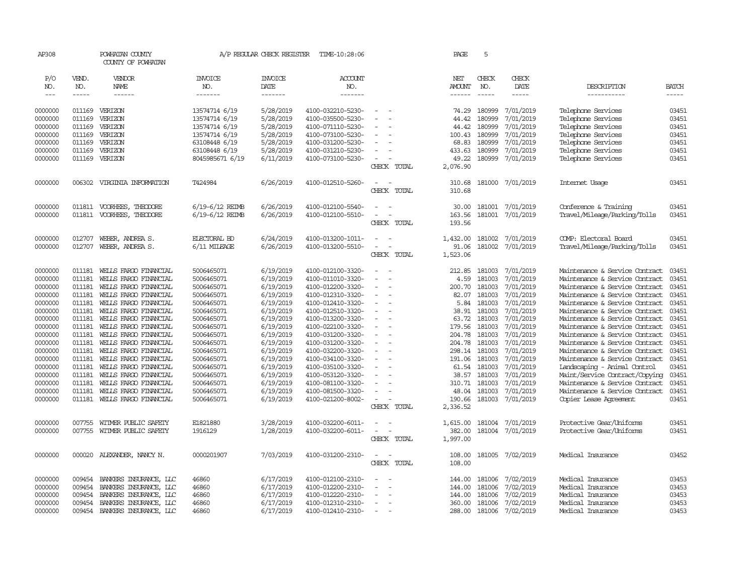AP308 POWHATAN COUNTY A/P REGULAR CHECK REGISTER TIME-10:28:06 PAGE 5

COUNTY OF POWHATAN

| P/O NO. | VEND. NO. | VENDOR NAME | INVOICE NO. | INVOICE DATE | ACCOUNT NO. | | NET AMOUNT | CHECK NO. | CHECK DATE | DESCRIPTION | BATCH |
|---|---|---|---|---|---|---|---|---|---|---|---|
| 0000000 | 011169 | VERIZON | 13574714 6/19 | 5/28/2019 | 4100-032210-5230- | - - | 74.29 | 180999 | 7/01/2019 | Telephone Services | 03451 |
| 0000000 | 011169 | VERIZON | 13574714 6/19 | 5/28/2019 | 4100-035500-5230- | - - | 44.42 | 180999 | 7/01/2019 | Telephone Services | 03451 |
| 0000000 | 011169 | VERIZON | 13574714 6/19 | 5/28/2019 | 4100-071110-5230- | - - | 44.42 | 180999 | 7/01/2019 | Telephone Services | 03451 |
| 0000000 | 011169 | VERIZON | 13574714 6/19 | 5/28/2019 | 4100-073100-5230- | - - | 100.43 | 180999 | 7/01/2019 | Telephone Services | 03451 |
| 0000000 | 011169 | VERIZON | 63108448 6/19 | 5/28/2019 | 4100-031200-5230- | - - | 68.83 | 180999 | 7/01/2019 | Telephone Services | 03451 |
| 0000000 | 011169 | VERIZON | 63108448 6/19 | 5/28/2019 | 4100-031210-5230- | - - | 433.63 | 180999 | 7/01/2019 | Telephone Services | 03451 |
| 0000000 | 011169 | VERIZON | 8045985671 6/19 | 6/11/2019 | 4100-073100-5230- | - - | 49.22 | 180999 | 7/01/2019 | Telephone Services | 03451 |
| | | | | | | CHECK TOTAL | 2,076.90 | | | | |
| 0000000 | 006302 | VIRGINIA INFORMATION | T424984 | 6/26/2019 | 4100-012510-5260- | - - | 310.68 | 181000 | 7/01/2019 | Internet Usage | 03451 |
| | | | | | | CHECK TOTAL | 310.68 | | | | |
| 0000000 | 011811 | VOORHEES, THEODORE | 6/19-6/12 REIMB | 6/26/2019 | 4100-012100-5540- | - - | 30.00 | 181001 | 7/01/2019 | Conference & Training | 03451 |
| 0000000 | 011811 | VOORHEES, THEODORE | 6/19-6/12 REIMB | 6/26/2019 | 4100-012100-5510- | - - | 163.56 | 181001 | 7/01/2019 | Travel/Mileage/Parking/Tolls | 03451 |
| | | | | | | CHECK TOTAL | 193.56 | | | | |
| 0000000 | 012707 | WEBER, ANDREA S. | ELECTORAL BD | 6/24/2019 | 4100-013200-1011- | - - | 1,432.00 | 181002 | 7/01/2019 | COMP: Electoral Board | 03451 |
| 0000000 | 012707 | WEBER, ANDREA S. | 6/11 MILEAGE | 6/26/2019 | 4100-013200-5510- | - - | 91.06 | 181002 | 7/01/2019 | Travel/Mileage/Parking/Tolls | 03451 |
| | | | | | | CHECK TOTAL | 1,523.06 | | | | |
| 0000000 | 011181 | WELLS FARGO FINANCIAL | 5006465071 | 6/19/2019 | 4100-012100-3320- | - - | 212.85 | 181003 | 7/01/2019 | Maintenance & Service Contract | 03451 |
| 0000000 | 011181 | WELLS FARGO FINANCIAL | 5006465071 | 6/19/2019 | 4100-011010-3320- | - - | 4.59 | 181003 | 7/01/2019 | Maintenance & Service Contract | 03451 |
| 0000000 | 011181 | WELLS FARGO FINANCIAL | 5006465071 | 6/19/2019 | 4100-012200-3320- | - - | 200.70 | 181003 | 7/01/2019 | Maintenance & Service Contract | 03451 |
| 0000000 | 011181 | WELLS FARGO FINANCIAL | 5006465071 | 6/19/2019 | 4100-012310-3320- | - - | 82.07 | 181003 | 7/01/2019 | Maintenance & Service Contract | 03451 |
| 0000000 | 011181 | WELLS FARGO FINANCIAL | 5006465071 | 6/19/2019 | 4100-012410-3320- | - - | 5.84 | 181003 | 7/01/2019 | Maintenance & Service Contract | 03451 |
| 0000000 | 011181 | WELLS FARGO FINANCIAL | 5006465071 | 6/19/2019 | 4100-012510-3320- | - - | 38.91 | 181003 | 7/01/2019 | Maintenance & Service Contract | 03451 |
| 0000000 | 011181 | WELLS FARGO FINANCIAL | 5006465071 | 6/19/2019 | 4100-013200-3320- | - - | 63.72 | 181003 | 7/01/2019 | Maintenance & Service Contract | 03451 |
| 0000000 | 011181 | WELLS FARGO FINANCIAL | 5006465071 | 6/19/2019 | 4100-022100-3320- | - - | 179.56 | 181003 | 7/01/2019 | Maintenance & Service Contract | 03451 |
| 0000000 | 011181 | WELLS FARGO FINANCIAL | 5006465071 | 6/19/2019 | 4100-031200-3320- | - - | 204.78 | 181003 | 7/01/2019 | Maintenance & Service Contract | 03451 |
| 0000000 | 011181 | WELLS FARGO FINANCIAL | 5006465071 | 6/19/2019 | 4100-031200-3320- | - - | 204.78 | 181003 | 7/01/2019 | Maintenance & Service Contract | 03451 |
| 0000000 | 011181 | WELLS FARGO FINANCIAL | 5006465071 | 6/19/2019 | 4100-032200-3320- | - - | 298.14 | 181003 | 7/01/2019 | Maintenance & Service Contract | 03451 |
| 0000000 | 011181 | WELLS FARGO FINANCIAL | 5006465071 | 6/19/2019 | 4100-034100-3320- | - - | 191.06 | 181003 | 7/01/2019 | Maintenance & Service Contract | 03451 |
| 0000000 | 011181 | WELLS FARGO FINANCIAL | 5006465071 | 6/19/2019 | 4100-035100-3320- | - - | 61.54 | 181003 | 7/01/2019 | Landscaping - Animal Control | 03451 |
| 0000000 | 011181 | WELLS FARGO FINANCIAL | 5006465071 | 6/19/2019 | 4100-053120-3320- | - - | 38.57 | 181003 | 7/01/2019 | Maint/Service Contract/Copying | 03451 |
| 0000000 | 011181 | WELLS FARGO FINANCIAL | 5006465071 | 6/19/2019 | 4100-081100-3320- | - - | 310.71 | 181003 | 7/01/2019 | Maintenance & Service Contract | 03451 |
| 0000000 | 011181 | WELLS FARGO FINANCIAL | 5006465071 | 6/19/2019 | 4100-081500-3320- | - - | 48.04 | 181003 | 7/01/2019 | Maintenance & Service Contract | 03451 |
| 0000000 | 011181 | WELLS FARGO FINANCIAL | 5006465071 | 6/19/2019 | 4100-021200-8002- | - - | 190.66 | 181003 | 7/01/2019 | Copier Lease Agreement | 03451 |
| | | | | | | CHECK TOTAL | 2,336.52 | | | | |
| 0000000 | 007755 | WITMER PUBLIC SAFETY | E1821880 | 3/28/2019 | 4100-032200-6011- | - - | 1,615.00 | 181004 | 7/01/2019 | Protective Gear/Uniforms | 03451 |
| 0000000 | 007755 | WITMER PUBLIC SAFETY | 1916129 | 1/28/2019 | 4100-032200-6011- | - - | 382.00 | 181004 | 7/01/2019 | Protective Gear/Uniforms | 03451 |
| | | | | | | CHECK TOTAL | 1,997.00 | | | | |
| 0000000 | 000020 | ALEXANDER, NANCY N. | 0000201907 | 7/03/2019 | 4100-031200-2310- | - - | 108.00 | 181005 | 7/02/2019 | Medical Insurance | 03452 |
| | | | | | | CHECK TOTAL | 108.00 | | | | |
| 0000000 | 009454 | BANKERS INSURANCE, LLC | 46860 | 6/17/2019 | 4100-012100-2310- | - - | 144.00 | 181006 | 7/02/2019 | Medical Insurance | 03453 |
| 0000000 | 009454 | BANKERS INSURANCE, LLC | 46860 | 6/17/2019 | 4100-012200-2310- | - - | 144.00 | 181006 | 7/02/2019 | Medical Insurance | 03453 |
| 0000000 | 009454 | BANKERS INSURANCE, LLC | 46860 | 6/17/2019 | 4100-012220-2310- | - - | 144.00 | 181006 | 7/02/2019 | Medical Insurance | 03453 |
| 0000000 | 009454 | BANKERS INSURANCE, LLC | 46860 | 6/17/2019 | 4100-012310-2310- | - - | 360.00 | 181006 | 7/02/2019 | Medical Insurance | 03453 |
| 0000000 | 009454 | BANKERS INSURANCE, LLC | 46860 | 6/17/2019 | 4100-012410-2310- | - - | 288.00 | 181006 | 7/02/2019 | Medical Insurance | 03453 |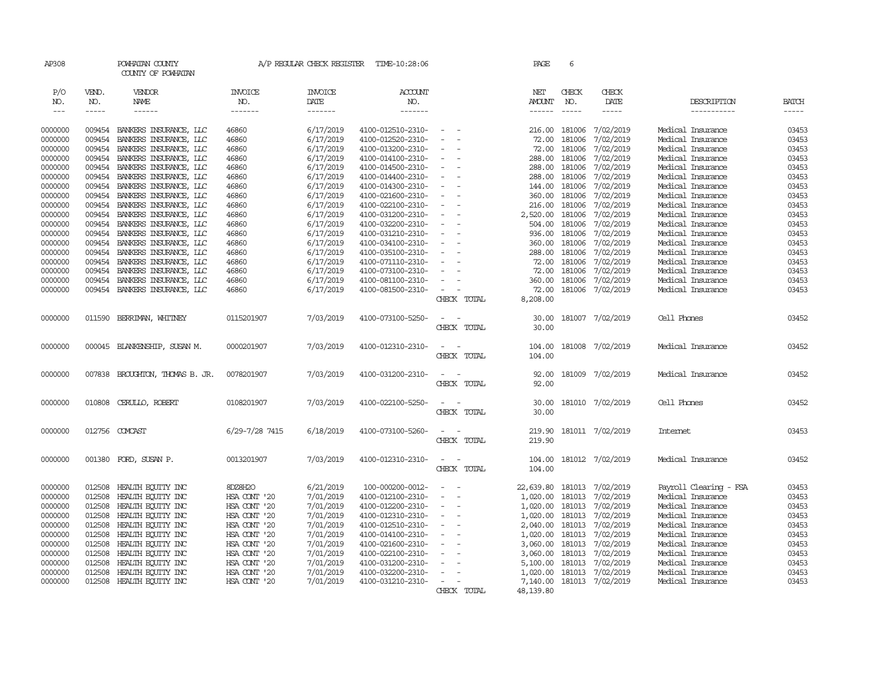AP308 POWHATAN COUNTY A/P REGULAR CHECK REGISTER TIME-10:28:06 PAGE 6
COUNTY OF POWHATAN

| P/O NO. | VEND. NO. | VENDOR NAME | INVOICE NO. | INVOICE DATE | ACCOUNT NO. | | NET AMOUNT | CHECK NO. | CHECK DATE | DESCRIPTION | BATCH |
|---|---|---|---|---|---|---|---|---|---|---|---|
| 0000000 | 009454 | BANKERS INSURANCE, LLC | 46860 | 6/17/2019 | 4100-012510-2310- | - - | 216.00 | 181006 | 7/02/2019 | Medical Insurance | 03453 |
| 0000000 | 009454 | BANKERS INSURANCE, LLC | 46860 | 6/17/2019 | 4100-012520-2310- | - - | 72.00 | 181006 | 7/02/2019 | Medical Insurance | 03453 |
| 0000000 | 009454 | BANKERS INSURANCE, LLC | 46860 | 6/17/2019 | 4100-013200-2310- | - - | 72.00 | 181006 | 7/02/2019 | Medical Insurance | 03453 |
| 0000000 | 009454 | BANKERS INSURANCE, LLC | 46860 | 6/17/2019 | 4100-014100-2310- | - - | 288.00 | 181006 | 7/02/2019 | Medical Insurance | 03453 |
| 0000000 | 009454 | BANKERS INSURANCE, LLC | 46860 | 6/17/2019 | 4100-014500-2310- | - - | 288.00 | 181006 | 7/02/2019 | Medical Insurance | 03453 |
| 0000000 | 009454 | BANKERS INSURANCE, LLC | 46860 | 6/17/2019 | 4100-014400-2310- | - - | 288.00 | 181006 | 7/02/2019 | Medical Insurance | 03453 |
| 0000000 | 009454 | BANKERS INSURANCE, LLC | 46860 | 6/17/2019 | 4100-014300-2310- | - - | 144.00 | 181006 | 7/02/2019 | Medical Insurance | 03453 |
| 0000000 | 009454 | BANKERS INSURANCE, LLC | 46860 | 6/17/2019 | 4100-021600-2310- | - - | 360.00 | 181006 | 7/02/2019 | Medical Insurance | 03453 |
| 0000000 | 009454 | BANKERS INSURANCE, LLC | 46860 | 6/17/2019 | 4100-022100-2310- | - - | 216.00 | 181006 | 7/02/2019 | Medical Insurance | 03453 |
| 0000000 | 009454 | BANKERS INSURANCE, LLC | 46860 | 6/17/2019 | 4100-031200-2310- | - - | 2,520.00 | 181006 | 7/02/2019 | Medical Insurance | 03453 |
| 0000000 | 009454 | BANKERS INSURANCE, LLC | 46860 | 6/17/2019 | 4100-032200-2310- | - - | 504.00 | 181006 | 7/02/2019 | Medical Insurance | 03453 |
| 0000000 | 009454 | BANKERS INSURANCE, LLC | 46860 | 6/17/2019 | 4100-031210-2310- | - - | 936.00 | 181006 | 7/02/2019 | Medical Insurance | 03453 |
| 0000000 | 009454 | BANKERS INSURANCE, LLC | 46860 | 6/17/2019 | 4100-034100-2310- | - - | 360.00 | 181006 | 7/02/2019 | Medical Insurance | 03453 |
| 0000000 | 009454 | BANKERS INSURANCE, LLC | 46860 | 6/17/2019 | 4100-035100-2310- | - - | 288.00 | 181006 | 7/02/2019 | Medical Insurance | 03453 |
| 0000000 | 009454 | BANKERS INSURANCE, LLC | 46860 | 6/17/2019 | 4100-071110-2310- | - - | 72.00 | 181006 | 7/02/2019 | Medical Insurance | 03453 |
| 0000000 | 009454 | BANKERS INSURANCE, LLC | 46860 | 6/17/2019 | 4100-073100-2310- | - - | 72.00 | 181006 | 7/02/2019 | Medical Insurance | 03453 |
| 0000000 | 009454 | BANKERS INSURANCE, LLC | 46860 | 6/17/2019 | 4100-081100-2310- | - - | 360.00 | 181006 | 7/02/2019 | Medical Insurance | 03453 |
| 0000000 | 009454 | BANKERS INSURANCE, LLC | 46860 | 6/17/2019 | 4100-081500-2310- | - - | 72.00 | 181006 | 7/02/2019 | Medical Insurance | 03453 |
| | | | | | | CHECK TOTAL | 8,208.00 | | | | |
| 0000000 | 011590 | BERRIMAN, WHITNEY | 0115201907 | 7/03/2019 | 4100-073100-5250- | - - | 30.00 | 181007 | 7/02/2019 | Cell Phones | 03452 |
| | | | | | | CHECK TOTAL | 30.00 | | | | |
| 0000000 | 000045 | BLANKENSHIP, SUSAN M. | 0000201907 | 7/03/2019 | 4100-012310-2310- | - - | 104.00 | 181008 | 7/02/2019 | Medical Insurance | 03452 |
| | | | | | | CHECK TOTAL | 104.00 | | | | |
| 0000000 | 007838 | BROUGHTON, THOMAS B. JR. | 0078201907 | 7/03/2019 | 4100-031200-2310- | - - | 92.00 | 181009 | 7/02/2019 | Medical Insurance | 03452 |
| | | | | | | CHECK TOTAL | 92.00 | | | | |
| 0000000 | 010808 | CERULLO, ROBERT | 0108201907 | 7/03/2019 | 4100-022100-5250- | - - | 30.00 | 181010 | 7/02/2019 | Cell Phones | 03452 |
| | | | | | | CHECK TOTAL | 30.00 | | | | |
| 0000000 | 012756 | COMCAST | 6/29-7/28 7415 | 6/18/2019 | 4100-073100-5260- | - - | 219.90 | 181011 | 7/02/2019 | Internet | 03453 |
| | | | | | | CHECK TOTAL | 219.90 | | | | |
| 0000000 | 001380 | FORD, SUSAN P. | 0013201907 | 7/03/2019 | 4100-012310-2310- | - - | 104.00 | 181012 | 7/02/2019 | Medical Insurance | 03452 |
| | | | | | | CHECK TOTAL | 104.00 | | | | |
| 0000000 | 012508 | HEALTH EQUITY INC | 8DZ8H2O | 6/21/2019 | 100-000200-0012- | - - | 22,639.80 | 181013 | 7/02/2019 | Payroll Clearing - FSA | 03453 |
| 0000000 | 012508 | HEALTH EQUITY INC | HSA CONT '20 | 7/01/2019 | 4100-012100-2310- | - - | 1,020.00 | 181013 | 7/02/2019 | Medical Insurance | 03453 |
| 0000000 | 012508 | HEALTH EQUITY INC | HSA CONT '20 | 7/01/2019 | 4100-012200-2310- | - - | 1,020.00 | 181013 | 7/02/2019 | Medical Insurance | 03453 |
| 0000000 | 012508 | HEALTH EQUITY INC | HSA CONT '20 | 7/01/2019 | 4100-012310-2310- | - - | 1,020.00 | 181013 | 7/02/2019 | Medical Insurance | 03453 |
| 0000000 | 012508 | HEALTH EQUITY INC | HSA CONT '20 | 7/01/2019 | 4100-012510-2310- | - - | 2,040.00 | 181013 | 7/02/2019 | Medical Insurance | 03453 |
| 0000000 | 012508 | HEALTH EQUITY INC | HSA CONT '20 | 7/01/2019 | 4100-014100-2310- | - - | 1,020.00 | 181013 | 7/02/2019 | Medical Insurance | 03453 |
| 0000000 | 012508 | HEALTH EQUITY INC | HSA CONT '20 | 7/01/2019 | 4100-021600-2310- | - - | 3,060.00 | 181013 | 7/02/2019 | Medical Insurance | 03453 |
| 0000000 | 012508 | HEALTH EQUITY INC | HSA CONT '20 | 7/01/2019 | 4100-022100-2310- | - - | 3,060.00 | 181013 | 7/02/2019 | Medical Insurance | 03453 |
| 0000000 | 012508 | HEALTH EQUITY INC | HSA CONT '20 | 7/01/2019 | 4100-031200-2310- | - - | 5,100.00 | 181013 | 7/02/2019 | Medical Insurance | 03453 |
| 0000000 | 012508 | HEALTH EQUITY INC | HSA CONT '20 | 7/01/2019 | 4100-032200-2310- | - - | 1,020.00 | 181013 | 7/02/2019 | Medical Insurance | 03453 |
| 0000000 | 012508 | HEALTH EQUITY INC | HSA CONT '20 | 7/01/2019 | 4100-031210-2310- | - - | 7,140.00 | 181013 | 7/02/2019 | Medical Insurance | 03453 |
| | | | | | | CHECK TOTAL | 48,139.80 | | | | |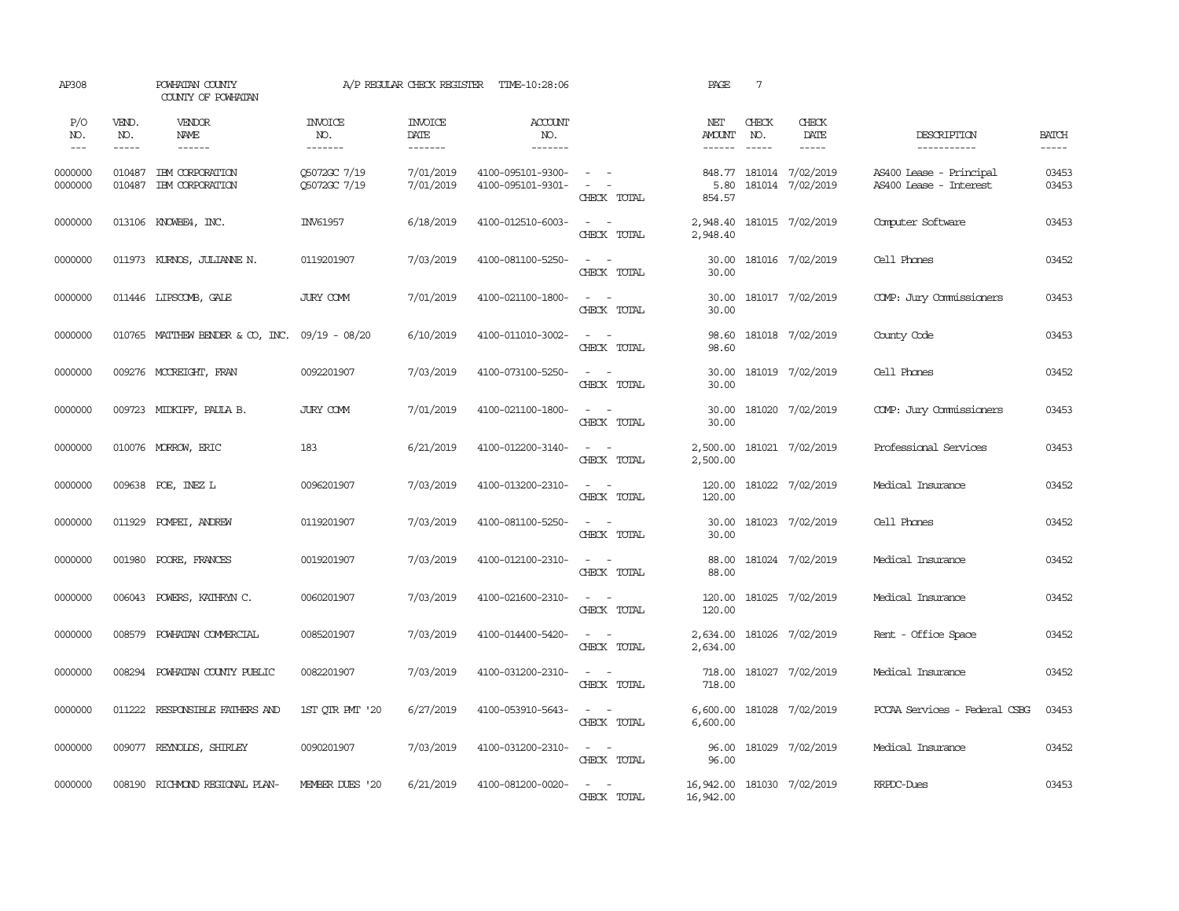AP308 POWHATAN COUNTY A/P REGULAR CHECK REGISTER TIME-10:28:06 PAGE 7

COUNTY OF POWHATAN

| P/O NO. | VEND. NO. | VENDOR NAME | INVOICE NO. | INVOICE DATE | ACCOUNT NO. | | NET AMOUNT | CHECK NO. | CHECK DATE | DESCRIPTION | BATCH |
|---|---|---|---|---|---|---|---|---|---|---|---|
| 0000000 | 010487 | IBM CORPORATION | Q5072GC 7/19 | 7/01/2019 | 4100-095101-9300- | - - | 848.77 | 181014 | 7/02/2019 | AS400 Lease - Principal | 03453 |
| 0000000 | 010487 | IBM CORPORATION | Q5072GC 7/19 | 7/01/2019 | 4100-095101-9301- | - - | 5.80 | 181014 | 7/02/2019 | AS400 Lease - Interest | 03453 |
| | | | | | | CHECK TOTAL | 854.57 | | | | |
| 0000000 | 013106 | KNOWBE4, INC. | INV61957 | 6/18/2019 | 4100-012510-6003- | - - | 2,948.40 | 181015 | 7/02/2019 | Computer Software | 03453 |
| | | | | | | CHECK TOTAL | 2,948.40 | | | | |
| 0000000 | 011973 | KURNOS, JULIANNE N. | 0119201907 | 7/03/2019 | 4100-081100-5250- | - - | 30.00 | 181016 | 7/02/2019 | Cell Phones | 03452 |
| | | | | | | CHECK TOTAL | 30.00 | | | | |
| 0000000 | 011446 | LIPSCOMB, GALE | JURY COMM | 7/01/2019 | 4100-021100-1800- | - - | 30.00 | 181017 | 7/02/2019 | COMP: Jury Commissioners | 03453 |
| | | | | | | CHECK TOTAL | 30.00 | | | | |
| 0000000 | 010765 | MATTHEW BENDER & CO, INC. | 09/19 - 08/20 | 6/10/2019 | 4100-011010-3002- | - - | 98.60 | 181018 | 7/02/2019 | County Code | 03453 |
| | | | | | | CHECK TOTAL | 98.60 | | | | |
| 0000000 | 009276 | MCCREIGHT, FRAN | 0092201907 | 7/03/2019 | 4100-073100-5250- | - - | 30.00 | 181019 | 7/02/2019 | Cell Phones | 03452 |
| | | | | | | CHECK TOTAL | 30.00 | | | | |
| 0000000 | 009723 | MIDKIFF, PAULA B. | JURY COMM | 7/01/2019 | 4100-021100-1800- | - - | 30.00 | 181020 | 7/02/2019 | COMP: Jury Commissioners | 03453 |
| | | | | | | CHECK TOTAL | 30.00 | | | | |
| 0000000 | 010076 | MORROW, ERIC | 183 | 6/21/2019 | 4100-012200-3140- | - - | 2,500.00 | 181021 | 7/02/2019 | Professional Services | 03453 |
| | | | | | | CHECK TOTAL | 2,500.00 | | | | |
| 0000000 | 009638 | POE, INEZ L | 0096201907 | 7/03/2019 | 4100-013200-2310- | - - | 120.00 | 181022 | 7/02/2019 | Medical Insurance | 03452 |
| | | | | | | CHECK TOTAL | 120.00 | | | | |
| 0000000 | 011929 | POMPEI, ANDREW | 0119201907 | 7/03/2019 | 4100-081100-5250- | - - | 30.00 | 181023 | 7/02/2019 | Cell Phones | 03452 |
| | | | | | | CHECK TOTAL | 30.00 | | | | |
| 0000000 | 001980 | POORE, FRANCES | 0019201907 | 7/03/2019 | 4100-012100-2310- | - - | 88.00 | 181024 | 7/02/2019 | Medical Insurance | 03452 |
| | | | | | | CHECK TOTAL | 88.00 | | | | |
| 0000000 | 006043 | POWERS, KATHRYN C. | 0060201907 | 7/03/2019 | 4100-021600-2310- | - - | 120.00 | 181025 | 7/02/2019 | Medical Insurance | 03452 |
| | | | | | | CHECK TOTAL | 120.00 | | | | |
| 0000000 | 008579 | POWHATAN COMMERCIAL | 0085201907 | 7/03/2019 | 4100-014400-5420- | - - | 2,634.00 | 181026 | 7/02/2019 | Rent - Office Space | 03452 |
| | | | | | | CHECK TOTAL | 2,634.00 | | | | |
| 0000000 | 008294 | POWHATAN COUNTY PUBLIC | 0082201907 | 7/03/2019 | 4100-031200-2310- | - - | 718.00 | 181027 | 7/02/2019 | Medical Insurance | 03452 |
| | | | | | | CHECK TOTAL | 718.00 | | | | |
| 0000000 | 011222 | RESPONSIBLE FATHERS AND | 1ST QTR PMT '20 | 6/27/2019 | 4100-053910-5643- | - - | 6,600.00 | 181028 | 7/02/2019 | PCCAA Services - Federal CSBG | 03453 |
| | | | | | | CHECK TOTAL | 6,600.00 | | | | |
| 0000000 | 009077 | REYNOLDS, SHIRLEY | 0090201907 | 7/03/2019 | 4100-031200-2310- | - - | 96.00 | 181029 | 7/02/2019 | Medical Insurance | 03452 |
| | | | | | | CHECK TOTAL | 96.00 | | | | |
| 0000000 | 008190 | RICHMOND REGIONAL PLAN- | MEMBER DUES '20 | 6/21/2019 | 4100-081200-0020- | - - | 16,942.00 | 181030 | 7/02/2019 | RRPDC-Dues | 03453 |
| | | | | | | CHECK TOTAL | 16,942.00 | | | | |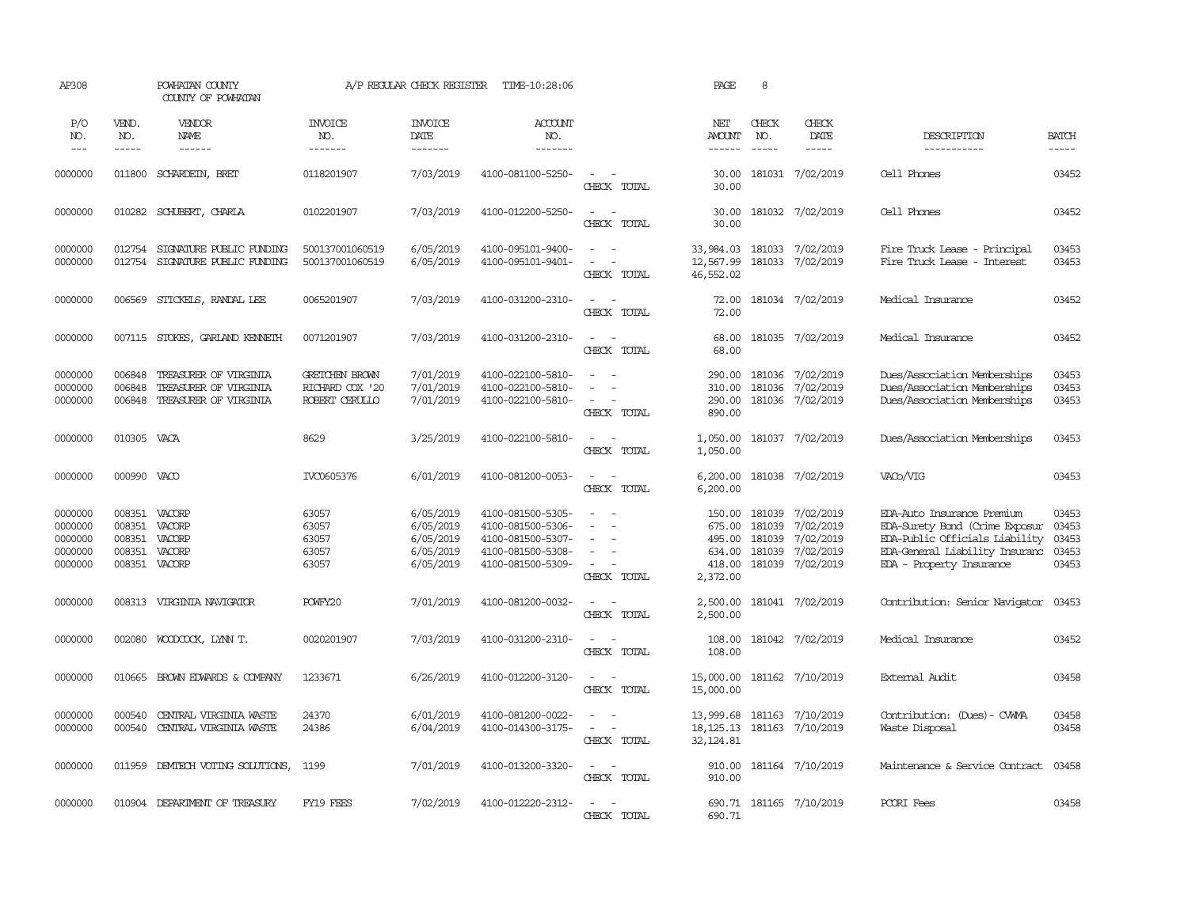AP308 POWHATAN COUNTY A/P REGULAR CHECK REGISTER TIME-10:28:06 PAGE 8

COUNTY OF POWHATAN

| P/O NO. | VEND. NO. | VENDOR NAME | INVOICE NO. | INVOICE DATE | ACCOUNT NO. | | NET AMOUNT | CHECK NO. | CHECK DATE | DESCRIPTION | BATCH |
|---|---|---|---|---|---|---|---|---|---|---|---|
| 0000000 | 011800 | SCHARDEIN, BRET | 0118201907 | 7/03/2019 | 4100-081100-5250- | - - | 30.00 | 181031 | 7/02/2019 | Cell Phones | 03452 |
| | | | | | | CHECK TOTAL | 30.00 | | | | |
| 0000000 | 010282 | SCHUBERT, CHARLA | 0102201907 | 7/03/2019 | 4100-012200-5250- | - - | 30.00 | 181032 | 7/02/2019 | Cell Phones | 03452 |
| | | | | | | CHECK TOTAL | 30.00 | | | | |
| 0000000 | 012754 | SIGNATURE PUBLIC FUNDING | 500137001060519 | 6/05/2019 | 4100-095101-9400- | - - | 33,984.03 | 181033 | 7/02/2019 | Fire Truck Lease - Principal | 03453 |
| 0000000 | 012754 | SIGNATURE PUBLIC FUNDING | 500137001060519 | 6/05/2019 | 4100-095101-9401- | - - | 12,567.99 | 181033 | 7/02/2019 | Fire Truck Lease - Interest | 03453 |
| | | | | | | CHECK TOTAL | 46,552.02 | | | | |
| 0000000 | 006569 | STICKELS, RANDAL LEE | 0065201907 | 7/03/2019 | 4100-031200-2310- | - - | 72.00 | 181034 | 7/02/2019 | Medical Insurance | 03452 |
| | | | | | | CHECK TOTAL | 72.00 | | | | |
| 0000000 | 007115 | STOKES, GARLAND KENNETH | 0071201907 | 7/03/2019 | 4100-031200-2310- | - - | 68.00 | 181035 | 7/02/2019 | Medical Insurance | 03452 |
| | | | | | | CHECK TOTAL | 68.00 | | | | |
| 0000000 | 006848 | TREASURER OF VIRGINIA | GRETCHEN BROWN | 7/01/2019 | 4100-022100-5810- | - - | 290.00 | 181036 | 7/02/2019 | Dues/Association Memberships | 03453 |
| 0000000 | 006848 | TREASURER OF VIRGINIA | RICHARD COX '20 | 7/01/2019 | 4100-022100-5810- | - - | 310.00 | 181036 | 7/02/2019 | Dues/Association Memberships | 03453 |
| 0000000 | 006848 | TREASURER OF VIRGINIA | ROBERT CERULLO | 7/01/2019 | 4100-022100-5810- | - - | 290.00 | 181036 | 7/02/2019 | Dues/Association Memberships | 03453 |
| | | | | | | CHECK TOTAL | 890.00 | | | | |
| 0000000 | 010305 | VACA | 8629 | 3/25/2019 | 4100-022100-5810- | - - | 1,050.00 | 181037 | 7/02/2019 | Dues/Association Memberships | 03453 |
| | | | | | | CHECK TOTAL | 1,050.00 | | | | |
| 0000000 | 000990 | VACO | IVC0605376 | 6/01/2019 | 4100-081200-0053- | - - | 6,200.00 | 181038 | 7/02/2019 | VACo/VIG | 03453 |
| | | | | | | CHECK TOTAL | 6,200.00 | | | | |
| 0000000 | 008351 | VACORP | 63057 | 6/05/2019 | 4100-081500-5305- | - - | 150.00 | 181039 | 7/02/2019 | EDA-Auto Insurance Premium | 03453 |
| 0000000 | 008351 | VACORP | 63057 | 6/05/2019 | 4100-081500-5306- | - - | 675.00 | 181039 | 7/02/2019 | EDA-Surety Bond (Crime Exposur | 03453 |
| 0000000 | 008351 | VACORP | 63057 | 6/05/2019 | 4100-081500-5307- | - - | 495.00 | 181039 | 7/02/2019 | EDA-Public Officials Liability | 03453 |
| 0000000 | 008351 | VACORP | 63057 | 6/05/2019 | 4100-081500-5308- | - - | 634.00 | 181039 | 7/02/2019 | EDA-General Liability Insuranc | 03453 |
| 0000000 | 008351 | VACORP | 63057 | 6/05/2019 | 4100-081500-5309- | - - | 418.00 | 181039 | 7/02/2019 | EDA - Property Insurance | 03453 |
| | | | | | | CHECK TOTAL | 2,372.00 | | | | |
| 0000000 | 008313 | VIRGINIA NAVIGATOR | POWFY20 | 7/01/2019 | 4100-081200-0032- | - - | 2,500.00 | 181041 | 7/02/2019 | Contribution: Senior Navigator | 03453 |
| | | | | | | CHECK TOTAL | 2,500.00 | | | | |
| 0000000 | 002080 | WOODCOCK, LYNN T. | 0020201907 | 7/03/2019 | 4100-031200-2310- | - - | 108.00 | 181042 | 7/02/2019 | Medical Insurance | 03452 |
| | | | | | | CHECK TOTAL | 108.00 | | | | |
| 0000000 | 010665 | BROWN EDWARDS & COMPANY | 1233671 | 6/26/2019 | 4100-012200-3120- | - - | 15,000.00 | 181162 | 7/10/2019 | External Audit | 03458 |
| | | | | | | CHECK TOTAL | 15,000.00 | | | | |
| 0000000 | 000540 | CENTRAL VIRGINIA WASTE | 24370 | 6/01/2019 | 4100-081200-0022- | - - | 13,999.68 | 181163 | 7/10/2019 | Contribution: (Dues)- CVWMA | 03458 |
| 0000000 | 000540 | CENTRAL VIRGINIA WASTE | 24386 | 6/04/2019 | 4100-014300-3175- | - - | 18,125.13 | 181163 | 7/10/2019 | Waste Disposal | 03458 |
| | | | | | | CHECK TOTAL | 32,124.81 | | | | |
| 0000000 | 011959 | DEMTECH VOTING SOLUTIONS, | 1199 | 7/01/2019 | 4100-013200-3320- | - - | 910.00 | 181164 | 7/10/2019 | Maintenance & Service Contract | 03458 |
| | | | | | | CHECK TOTAL | 910.00 | | | | |
| 0000000 | 010904 | DEPARTMENT OF TREASURY | FY19 FEES | 7/02/2019 | 4100-012220-2312- | - - | 690.71 | 181165 | 7/10/2019 | PCORI Fees | 03458 |
| | | | | | | CHECK TOTAL | 690.71 | | | | |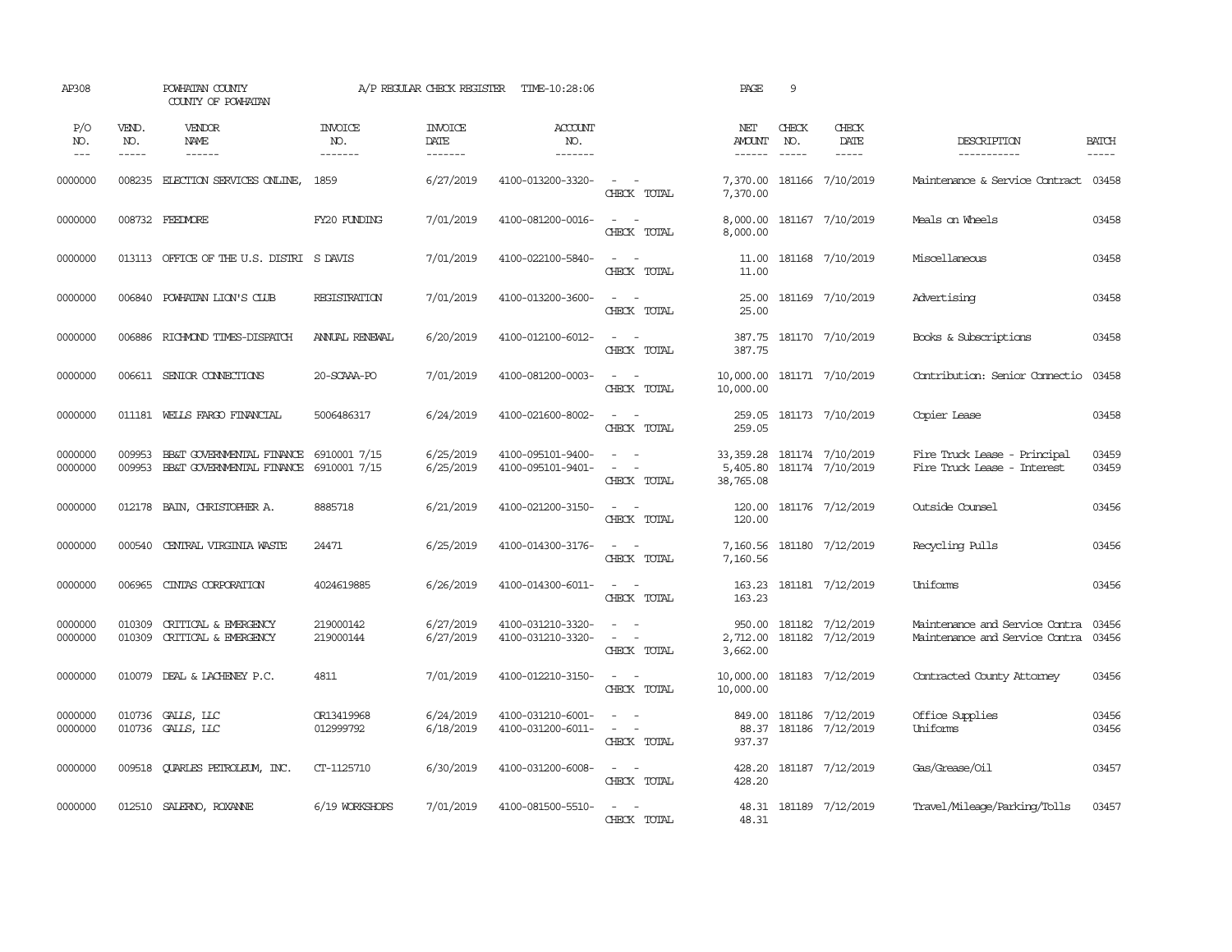AP308 POWHATAN COUNTY A/P REGULAR CHECK REGISTER TIME-10:28:06 PAGE 9

COUNTY OF POWHATAN

| P/O NO. | VEND. NO. | VENDOR NAME | INVOICE NO. | INVOICE DATE | ACCOUNT NO. | | NET AMOUNT | CHECK NO. | CHECK DATE | DESCRIPTION | BATCH |
|---|---|---|---|---|---|---|---|---|---|---|---|
| --- | ----- | ------ | ------- | ------- | ------- | | ------ | ----- | ----- | ----------- | ----- |
| 0000000 | 008235 | ELECTION SERVICES ONLINE, | 1859 | 6/27/2019 | 4100-013200-3320- | - - | 7,370.00 | 181166 | 7/10/2019 | Maintenance & Service Contract | 03458 |
| | | | | | | CHECK TOTAL | 7,370.00 | | | | |
| 0000000 | 008732 | FEEDMORE | FY20 FUNDING | 7/01/2019 | 4100-081200-0016- | - - | 8,000.00 | 181167 | 7/10/2019 | Meals on Wheels | 03458 |
| | | | | | | CHECK TOTAL | 8,000.00 | | | | |
| 0000000 | 013113 | OFFICE OF THE U.S. DISTRI | S DAVIS | 7/01/2019 | 4100-022100-5840- | - - | 11.00 | 181168 | 7/10/2019 | Miscellaneous | 03458 |
| | | | | | | CHECK TOTAL | 11.00 | | | | |
| 0000000 | 006840 | POWHATAN LION'S CLUB | REGISTRATION | 7/01/2019 | 4100-013200-3600- | - - | 25.00 | 181169 | 7/10/2019 | Advertising | 03458 |
| | | | | | | CHECK TOTAL | 25.00 | | | | |
| 0000000 | 006886 | RICHMOND TIMES-DISPATCH | ANNUAL RENEWAL | 6/20/2019 | 4100-012100-6012- | - - | 387.75 | 181170 | 7/10/2019 | Books & Subscriptions | 03458 |
| | | | | | | CHECK TOTAL | 387.75 | | | | |
| 0000000 | 006611 | SENIOR CONNECTIONS | 20-SCAAA-PO | 7/01/2019 | 4100-081200-0003- | - - | 10,000.00 | 181171 | 7/10/2019 | Contribution: Senior Connectio | 03458 |
| | | | | | | CHECK TOTAL | 10,000.00 | | | | |
| 0000000 | 011181 | WELLS FARGO FINANCIAL | 5006486317 | 6/24/2019 | 4100-021600-8002- | - - | 259.05 | 181173 | 7/10/2019 | Copier Lease | 03458 |
| | | | | | | CHECK TOTAL | 259.05 | | | | |
| 0000000 | 009953 | BB&T GOVERNMENTAL FINANCE | 6910001 7/15 | 6/25/2019 | 4100-095101-9400- | - - | 33,359.28 | 181174 | 7/10/2019 | Fire Truck Lease - Principal | 03459 |
| 0000000 | 009953 | BB&T GOVERNMENTAL FINANCE | 6910001 7/15 | 6/25/2019 | 4100-095101-9401- | - - | 5,405.80 | 181174 | 7/10/2019 | Fire Truck Lease - Interest | 03459 |
| | | | | | | CHECK TOTAL | 38,765.08 | | | | |
| 0000000 | 012178 | BAIN, CHRISTOPHER A. | 8885718 | 6/21/2019 | 4100-021200-3150- | - - | 120.00 | 181176 | 7/12/2019 | Outside Counsel | 03456 |
| | | | | | | CHECK TOTAL | 120.00 | | | | |
| 0000000 | 000540 | CENTRAL VIRGINIA WASTE | 24471 | 6/25/2019 | 4100-014300-3176- | - - | 7,160.56 | 181180 | 7/12/2019 | Recycling Pulls | 03456 |
| | | | | | | CHECK TOTAL | 7,160.56 | | | | |
| 0000000 | 006965 | CINTAS CORPORATION | 4024619885 | 6/26/2019 | 4100-014300-6011- | - - | 163.23 | 181181 | 7/12/2019 | Uniforms | 03456 |
| | | | | | | CHECK TOTAL | 163.23 | | | | |
| 0000000 | 010309 | CRITICAL & EMERGENCY | 219000142 | 6/27/2019 | 4100-031210-3320- | - - | 950.00 | 181182 | 7/12/2019 | Maintenance and Service Contra | 03456 |
| 0000000 | 010309 | CRITICAL & EMERGENCY | 219000144 | 6/27/2019 | 4100-031210-3320- | - - | 2,712.00 | 181182 | 7/12/2019 | Maintenance and Service Contra | 03456 |
| | | | | | | CHECK TOTAL | 3,662.00 | | | | |
| 0000000 | 010079 | DEAL & LACHENEY P.C. | 4811 | 7/01/2019 | 4100-012210-3150- | - - | 10,000.00 | 181183 | 7/12/2019 | Contracted County Attorney | 03456 |
| | | | | | | CHECK TOTAL | 10,000.00 | | | | |
| 0000000 | 010736 | GALLS, LLC | OR13419968 | 6/24/2019 | 4100-031210-6001- | - - | 849.00 | 181186 | 7/12/2019 | Office Supplies | 03456 |
| 0000000 | 010736 | GALLS, LLC | 012999792 | 6/18/2019 | 4100-031200-6011- | - - | 88.37 | 181186 | 7/12/2019 | Uniforms | 03456 |
| | | | | | | CHECK TOTAL | 937.37 | | | | |
| 0000000 | 009518 | QUARLES PETROLEUM, INC. | CT-1125710 | 6/30/2019 | 4100-031200-6008- | - - | 428.20 | 181187 | 7/12/2019 | Gas/Grease/Oil | 03457 |
| | | | | | | CHECK TOTAL | 428.20 | | | | |
| 0000000 | 012510 | SALERNO, ROXANNE | 6/19 WORKSHOPS | 7/01/2019 | 4100-081500-5510- | - - | 48.31 | 181189 | 7/12/2019 | Travel/Mileage/Parking/Tolls | 03457 |
| | | | | | | CHECK TOTAL | 48.31 | | | | |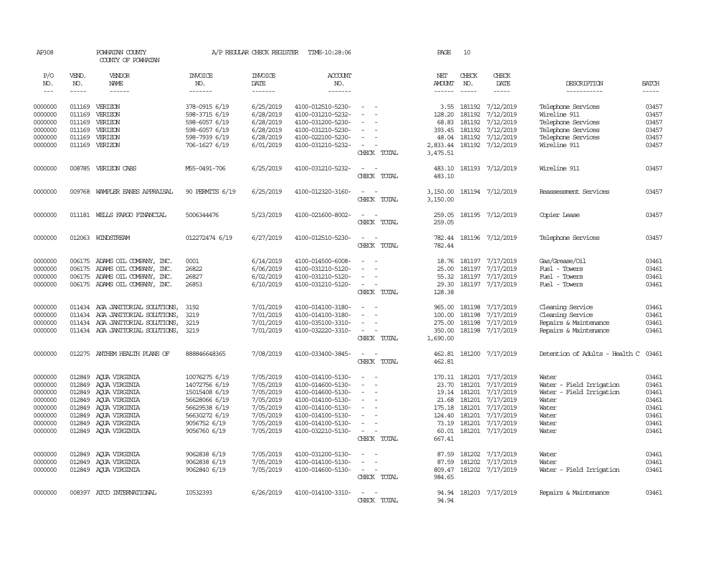AP308 POWHATAN COUNTY A/P REGULAR CHECK REGISTER TIME-10:28:06 PAGE 10

COUNTY OF POWHATAN

| P/O NO. | VEND. NO. | VENDOR NAME | INVOICE NO. | INVOICE DATE | ACCOUNT NO. | | NET AMOUNT | CHECK NO. | CHECK DATE | DESCRIPTION | BATCH |
|---|---|---|---|---|---|---|---|---|---|---|---|
| 0000000 | 011169 | VERIZON | 378-0915 6/19 | 6/25/2019 | 4100-012510-5230- | - - | 3.55 | 181192 | 7/12/2019 | Telephone Services | 03457 |
| 0000000 | 011169 | VERIZON | 598-3715 6/19 | 6/28/2019 | 4100-031210-5232- | - - | 128.20 | 181192 | 7/12/2019 | Wireline 911 | 03457 |
| 0000000 | 011169 | VERIZON | 598-6057 6/19 | 6/28/2019 | 4100-031200-5230- | - - | 68.83 | 181192 | 7/12/2019 | Telephone Services | 03457 |
| 0000000 | 011169 | VERIZON | 598-6057 6/19 | 6/28/2019 | 4100-031210-5230- | - - | 393.45 | 181192 | 7/12/2019 | Telephone Services | 03457 |
| 0000000 | 011169 | VERIZON | 598-7939 6/19 | 6/28/2019 | 4100-022100-5230- | - - | 48.04 | 181192 | 7/12/2019 | Telephone Services | 03457 |
| 0000000 | 011169 | VERIZON | 706-1627 6/19 | 6/01/2019 | 4100-031210-5232- | - - | 2,833.44 | 181192 | 7/12/2019 | Wireline 911 | 03457 |
| | | | | | | CHECK TOTAL | 3,475.51 | | | | |
| 0000000 | 008785 | VERIZON CABS | M55-0491-706 | 6/25/2019 | 4100-031210-5232- | - - | 483.10 | 181193 | 7/12/2019 | Wireline 911 | 03457 |
| | | | | | | CHECK TOTAL | 483.10 | | | | |
| 0000000 | 009768 | WAMPLER EANES APPRAISAL | 90 PERMITS 6/19 | 6/25/2019 | 4100-012320-3160- | - - | 3,150.00 | 181194 | 7/12/2019 | Reassessment Services | 03457 |
| | | | | | | CHECK TOTAL | 3,150.00 | | | | |
| 0000000 | 011181 | WELLS FARGO FINANCIAL | 5006344476 | 5/23/2019 | 4100-021600-8002- | - - | 259.05 | 181195 | 7/12/2019 | Copier Lease | 03457 |
| | | | | | | CHECK TOTAL | 259.05 | | | | |
| 0000000 | 012063 | WINDSTREAM | 012272474 6/19 | 6/27/2019 | 4100-012510-5230- | - - | 782.44 | 181196 | 7/12/2019 | Telephone Services | 03457 |
| | | | | | | CHECK TOTAL | 782.44 | | | | |
| 0000000 | 006175 | ADAMS OIL COMPANY, INC. | 0001 | 6/14/2019 | 4100-014500-6008- | - - | 18.76 | 181197 | 7/17/2019 | Gas/Grease/Oil | 03461 |
| 0000000 | 006175 | ADAMS OIL COMPANY, INC. | 26822 | 6/06/2019 | 4100-031210-5120- | - - | 25.00 | 181197 | 7/17/2019 | Fuel - Towers | 03461 |
| 0000000 | 006175 | ADAMS OIL COMPANY, INC. | 26827 | 6/02/2019 | 4100-031210-5120- | - - | 55.32 | 181197 | 7/17/2019 | Fuel - Towers | 03461 |
| 0000000 | 006175 | ADAMS OIL COMPANY, INC. | 26853 | 6/10/2019 | 4100-031210-5120- | - - | 29.30 | 181197 | 7/17/2019 | Fuel - Towers | 03461 |
| | | | | | | CHECK TOTAL | 128.38 | | | | |
| 0000000 | 011434 | AGA JANITORIAL SOLUTIONS, | 3192 | 7/01/2019 | 4100-014100-3180- | - - | 965.00 | 181198 | 7/17/2019 | Cleaning Service | 03461 |
| 0000000 | 011434 | AGA JANITORIAL SOLUTIONS, | 3219 | 7/01/2019 | 4100-014100-3180- | - - | 100.00 | 181198 | 7/17/2019 | Cleaning Service | 03461 |
| 0000000 | 011434 | AGA JANITORIAL SOLUTIONS, | 3219 | 7/01/2019 | 4100-035100-3310- | - - | 275.00 | 181198 | 7/17/2019 | Repairs & Maintenance | 03461 |
| 0000000 | 011434 | AGA JANITORIAL SOLUTIONS, | 3219 | 7/01/2019 | 4100-032220-3310- | - - | 350.00 | 181198 | 7/17/2019 | Repairs & Maintenance | 03461 |
| | | | | | | CHECK TOTAL | 1,690.00 | | | | |
| 0000000 | 012275 | ANTHEM HEALTH PLANS OF | 888846648365 | 7/08/2019 | 4100-033400-3845- | - - | 462.81 | 181200 | 7/17/2019 | Detention of Adults - Health C | 03461 |
| | | | | | | CHECK TOTAL | 462.81 | | | | |
| 0000000 | 012849 | AQUA VIRGINIA | 10076275 6/19 | 7/05/2019 | 4100-014100-5130- | - - | 170.11 | 181201 | 7/17/2019 | Water | 03461 |
| 0000000 | 012849 | AQUA VIRGINIA | 14072756 6/19 | 7/05/2019 | 4100-014600-5130- | - - | 23.70 | 181201 | 7/17/2019 | Water - Field Irrigation | 03461 |
| 0000000 | 012849 | AQUA VIRGINIA | 15015408 6/19 | 7/05/2019 | 4100-014600-5130- | - - | 19.14 | 181201 | 7/17/2019 | Water - Field Irrigation | 03461 |
| 0000000 | 012849 | AQUA VIRGINIA | 56628066 6/19 | 7/05/2019 | 4100-014100-5130- | - - | 21.68 | 181201 | 7/17/2019 | Water | 03461 |
| 0000000 | 012849 | AQUA VIRGINIA | 56629538 6/19 | 7/05/2019 | 4100-014100-5130- | - - | 175.18 | 181201 | 7/17/2019 | Water | 03461 |
| 0000000 | 012849 | AQUA VIRGINIA | 56630272 6/19 | 7/05/2019 | 4100-014100-5130- | - - | 124.40 | 181201 | 7/17/2019 | Water | 03461 |
| 0000000 | 012849 | AQUA VIRGINIA | 9056752 6/19 | 7/05/2019 | 4100-014100-5130- | - - | 73.19 | 181201 | 7/17/2019 | Water | 03461 |
| 0000000 | 012849 | AQUA VIRGINIA | 9056760 6/19 | 7/05/2019 | 4100-032210-5130- | - - | 60.01 | 181201 | 7/17/2019 | Water | 03461 |
| | | | | | | CHECK TOTAL | 667.41 | | | | |
| 0000000 | 012849 | AQUA VIRGINIA | 9062838 6/19 | 7/05/2019 | 4100-031200-5130- | - - | 87.59 | 181202 | 7/17/2019 | Water | 03461 |
| 0000000 | 012849 | AQUA VIRGINIA | 9062838 6/19 | 7/05/2019 | 4100-014100-5130- | - - | 87.59 | 181202 | 7/17/2019 | Water | 03461 |
| 0000000 | 012849 | AQUA VIRGINIA | 9062840 6/19 | 7/05/2019 | 4100-014600-5130- | - - | 809.47 | 181202 | 7/17/2019 | Water - Field Irrigation | 03461 |
| | | | | | | CHECK TOTAL | 984.65 | | | | |
| 0000000 | 008397 | ATCO INTERNATIONAL | I0532393 | 6/26/2019 | 4100-014100-3310- | - - | 94.94 | 181203 | 7/17/2019 | Repairs & Maintenance | 03461 |
| | | | | | | CHECK TOTAL | 94.94 | | | | |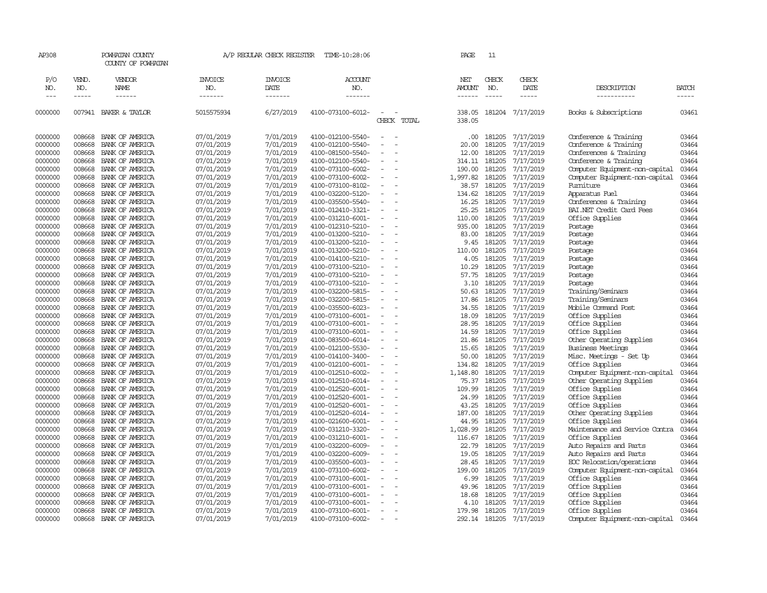AP308 POWHATAN COUNTY A/P REGULAR CHECK REGISTER TIME-10:28:06 PAGE 11

COUNTY OF POWHATAN

| P/O NO. | VEND. NO. | VENDOR NAME | INVOICE NO. | INVOICE DATE | ACCOUNT NO. | | NET AMOUNT | CHECK NO. | CHECK DATE | DESCRIPTION | BATCH |
|---|---|---|---|---|---|---|---|---|---|---|---|
| 0000000 | 007941 | BAKER & TAYLOR | 5015575934 | 6/27/2019 | 4100-073100-6012- | - - | 338.05 | 181204 | 7/17/2019 | Books & Subscriptions | 03461 |
| | | | | | | CHECK TOTAL | 338.05 | | | | |
| 0000000 | 008668 | BANK OF AMERICA | 07/01/2019 | 7/01/2019 | 4100-012100-5540- | - - | .00 | 181205 | 7/17/2019 | Conference & Training | 03464 |
| 0000000 | 008668 | BANK OF AMERICA | 07/01/2019 | 7/01/2019 | 4100-012100-5540- | - - | 20.00 | 181205 | 7/17/2019 | Conference & Training | 03464 |
| 0000000 | 008668 | BANK OF AMERICA | 07/01/2019 | 7/01/2019 | 4100-081500-5540- | - - | 12.00 | 181205 | 7/17/2019 | Conferences & Training | 03464 |
| 0000000 | 008668 | BANK OF AMERICA | 07/01/2019 | 7/01/2019 | 4100-012100-5540- | - - | 314.11 | 181205 | 7/17/2019 | Conference & Training | 03464 |
| 0000000 | 008668 | BANK OF AMERICA | 07/01/2019 | 7/01/2019 | 4100-073100-6002- | - - | 190.00 | 181205 | 7/17/2019 | Computer Equipment-non-capital | 03464 |
| 0000000 | 008668 | BANK OF AMERICA | 07/01/2019 | 7/01/2019 | 4100-073100-6002- | - - | 1,997.82 | 181205 | 7/17/2019 | Computer Equipment-non-capital | 03464 |
| 0000000 | 008668 | BANK OF AMERICA | 07/01/2019 | 7/01/2019 | 4100-073100-8102- | - - | 38.57 | 181205 | 7/17/2019 | Furniture | 03464 |
| 0000000 | 008668 | BANK OF AMERICA | 07/01/2019 | 7/01/2019 | 4100-032200-5120- | - - | 134.62 | 181205 | 7/17/2019 | Apparatus Fuel | 03464 |
| 0000000 | 008668 | BANK OF AMERICA | 07/01/2019 | 7/01/2019 | 4100-035500-5540- | - - | 16.25 | 181205 | 7/17/2019 | Conferences & Training | 03464 |
| 0000000 | 008668 | BANK OF AMERICA | 07/01/2019 | 7/01/2019 | 4100-012410-3321- | - - | 25.25 | 181205 | 7/17/2019 | BAI.NET Credit Card Fees | 03464 |
| 0000000 | 008668 | BANK OF AMERICA | 07/01/2019 | 7/01/2019 | 4100-031210-6001- | - - | 110.00 | 181205 | 7/17/2019 | Office Supplies | 03464 |
| 0000000 | 008668 | BANK OF AMERICA | 07/01/2019 | 7/01/2019 | 4100-012310-5210- | - - | 935.00 | 181205 | 7/17/2019 | Postage | 03464 |
| 0000000 | 008668 | BANK OF AMERICA | 07/01/2019 | 7/01/2019 | 4100-013200-5210- | - - | 83.00 | 181205 | 7/17/2019 | Postage | 03464 |
| 0000000 | 008668 | BANK OF AMERICA | 07/01/2019 | 7/01/2019 | 4100-013200-5210- | - - | 9.45 | 181205 | 7/17/2019 | Postage | 03464 |
| 0000000 | 008668 | BANK OF AMERICA | 07/01/2019 | 7/01/2019 | 4100-013200-5210- | - - | 110.00 | 181205 | 7/17/2019 | Postage | 03464 |
| 0000000 | 008668 | BANK OF AMERICA | 07/01/2019 | 7/01/2019 | 4100-014100-5210- | - - | 4.05 | 181205 | 7/17/2019 | Postage | 03464 |
| 0000000 | 008668 | BANK OF AMERICA | 07/01/2019 | 7/01/2019 | 4100-073100-5210- | - - | 10.29 | 181205 | 7/17/2019 | Postage | 03464 |
| 0000000 | 008668 | BANK OF AMERICA | 07/01/2019 | 7/01/2019 | 4100-073100-5210- | - - | 57.75 | 181205 | 7/17/2019 | Postage | 03464 |
| 0000000 | 008668 | BANK OF AMERICA | 07/01/2019 | 7/01/2019 | 4100-073100-5210- | - - | 3.10 | 181205 | 7/17/2019 | Postage | 03464 |
| 0000000 | 008668 | BANK OF AMERICA | 07/01/2019 | 7/01/2019 | 4100-032200-5815- | - - | 50.63 | 181205 | 7/17/2019 | Training/Seminars | 03464 |
| 0000000 | 008668 | BANK OF AMERICA | 07/01/2019 | 7/01/2019 | 4100-032200-5815- | - - | 17.86 | 181205 | 7/17/2019 | Training/Seminars | 03464 |
| 0000000 | 008668 | BANK OF AMERICA | 07/01/2019 | 7/01/2019 | 4100-035500-6023- | - - | 34.55 | 181205 | 7/17/2019 | Mobile Command Post | 03464 |
| 0000000 | 008668 | BANK OF AMERICA | 07/01/2019 | 7/01/2019 | 4100-073100-6001- | - - | 18.09 | 181205 | 7/17/2019 | Office Supplies | 03464 |
| 0000000 | 008668 | BANK OF AMERICA | 07/01/2019 | 7/01/2019 | 4100-073100-6001- | - - | 28.95 | 181205 | 7/17/2019 | Office Supplies | 03464 |
| 0000000 | 008668 | BANK OF AMERICA | 07/01/2019 | 7/01/2019 | 4100-073100-6001- | - - | 14.59 | 181205 | 7/17/2019 | Office Supplies | 03464 |
| 0000000 | 008668 | BANK OF AMERICA | 07/01/2019 | 7/01/2019 | 4100-083500-6014- | - - | 21.86 | 181205 | 7/17/2019 | Other Operating Supplies | 03464 |
| 0000000 | 008668 | BANK OF AMERICA | 07/01/2019 | 7/01/2019 | 4100-012100-5530- | - - | 15.65 | 181205 | 7/17/2019 | Business Meetings | 03464 |
| 0000000 | 008668 | BANK OF AMERICA | 07/01/2019 | 7/01/2019 | 4100-014100-3400- | - - | 50.00 | 181205 | 7/17/2019 | Misc. Meetings - Set Up | 03464 |
| 0000000 | 008668 | BANK OF AMERICA | 07/01/2019 | 7/01/2019 | 4100-012100-6001- | - - | 134.82 | 181205 | 7/17/2019 | Office Supplies | 03464 |
| 0000000 | 008668 | BANK OF AMERICA | 07/01/2019 | 7/01/2019 | 4100-012510-6002- | - - | 1,148.80 | 181205 | 7/17/2019 | Computer Equipment-non-capital | 03464 |
| 0000000 | 008668 | BANK OF AMERICA | 07/01/2019 | 7/01/2019 | 4100-012510-6014- | - - | 75.37 | 181205 | 7/17/2019 | Other Operating Supplies | 03464 |
| 0000000 | 008668 | BANK OF AMERICA | 07/01/2019 | 7/01/2019 | 4100-012520-6001- | - - | 109.99 | 181205 | 7/17/2019 | Office Supplies | 03464 |
| 0000000 | 008668 | BANK OF AMERICA | 07/01/2019 | 7/01/2019 | 4100-012520-6001- | - - | 24.99 | 181205 | 7/17/2019 | Office Supplies | 03464 |
| 0000000 | 008668 | BANK OF AMERICA | 07/01/2019 | 7/01/2019 | 4100-012520-6001- | - - | 43.25 | 181205 | 7/17/2019 | Office Supplies | 03464 |
| 0000000 | 008668 | BANK OF AMERICA | 07/01/2019 | 7/01/2019 | 4100-012520-6014- | - - | 187.00 | 181205 | 7/17/2019 | Other Operating Supplies | 03464 |
| 0000000 | 008668 | BANK OF AMERICA | 07/01/2019 | 7/01/2019 | 4100-021600-6001- | - - | 44.95 | 181205 | 7/17/2019 | Office Supplies | 03464 |
| 0000000 | 008668 | BANK OF AMERICA | 07/01/2019 | 7/01/2019 | 4100-031210-3320- | - - | 1,028.99 | 181205 | 7/17/2019 | Maintenance and Service Contra | 03464 |
| 0000000 | 008668 | BANK OF AMERICA | 07/01/2019 | 7/01/2019 | 4100-031210-6001- | - - | 116.67 | 181205 | 7/17/2019 | Office Supplies | 03464 |
| 0000000 | 008668 | BANK OF AMERICA | 07/01/2019 | 7/01/2019 | 4100-032200-6009- | - - | 22.79 | 181205 | 7/17/2019 | Auto Repairs and Parts | 03464 |
| 0000000 | 008668 | BANK OF AMERICA | 07/01/2019 | 7/01/2019 | 4100-032200-6009- | - - | 19.05 | 181205 | 7/17/2019 | Auto Repairs and Parts | 03464 |
| 0000000 | 008668 | BANK OF AMERICA | 07/01/2019 | 7/01/2019 | 4100-035500-6003- | - - | 28.45 | 181205 | 7/17/2019 | EOC Relocation/operations | 03464 |
| 0000000 | 008668 | BANK OF AMERICA | 07/01/2019 | 7/01/2019 | 4100-073100-6002- | - - | 199.00 | 181205 | 7/17/2019 | Computer Equipment-non-capital | 03464 |
| 0000000 | 008668 | BANK OF AMERICA | 07/01/2019 | 7/01/2019 | 4100-073100-6001- | - - | 6.99 | 181205 | 7/17/2019 | Office Supplies | 03464 |
| 0000000 | 008668 | BANK OF AMERICA | 07/01/2019 | 7/01/2019 | 4100-073100-6001- | - - | 49.96 | 181205 | 7/17/2019 | Office Supplies | 03464 |
| 0000000 | 008668 | BANK OF AMERICA | 07/01/2019 | 7/01/2019 | 4100-073100-6001- | - - | 18.68 | 181205 | 7/17/2019 | Office Supplies | 03464 |
| 0000000 | 008668 | BANK OF AMERICA | 07/01/2019 | 7/01/2019 | 4100-073100-6001- | - - | 4.10 | 181205 | 7/17/2019 | Office Supplies | 03464 |
| 0000000 | 008668 | BANK OF AMERICA | 07/01/2019 | 7/01/2019 | 4100-073100-6001- | - - | 179.98 | 181205 | 7/17/2019 | Office Supplies | 03464 |
| 0000000 | 008668 | BANK OF AMERICA | 07/01/2019 | 7/01/2019 | 4100-073100-6002- | - - | 292.14 | 181205 | 7/17/2019 | Computer Equipment-non-capital | 03464 |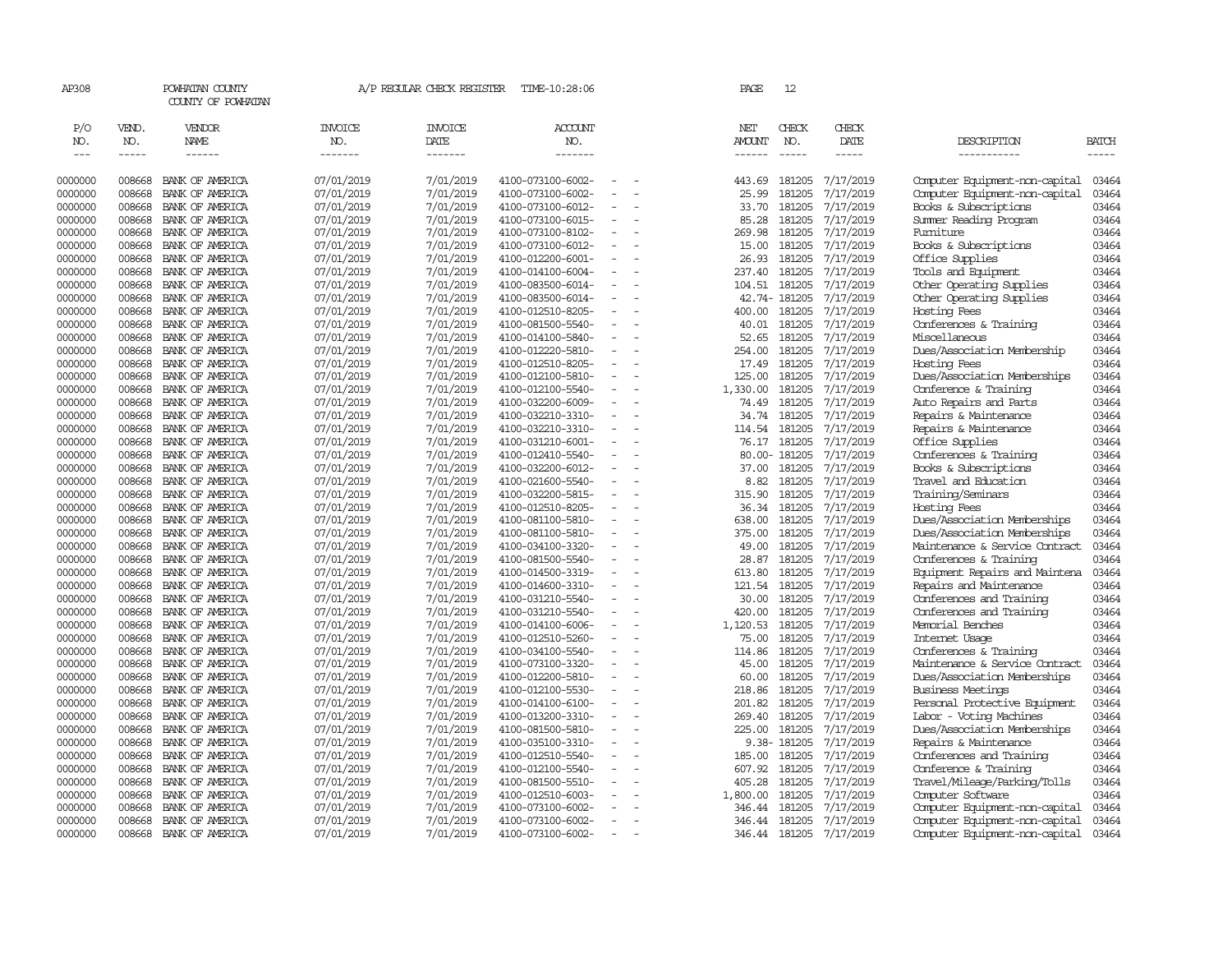AP308 POWHATAN COUNTY A/P REGULAR CHECK REGISTER TIME-10:28:06 PAGE 12

COUNTY OF POWHATAN

| P/O NO. | VEND. NO. | VENDOR NAME | INVOICE NO. | INVOICE DATE | ACCOUNT NO. | NET AMOUNT | CHECK NO. | CHECK DATE | DESCRIPTION | BATCH |
|---|---|---|---|---|---|---|---|---|---|---|
| 0000000 | 008668 | BANK OF AMERICA | 07/01/2019 | 7/01/2019 | 4100-073100-6002- - - | 443.69 | 181205 | 7/17/2019 | Computer Equipment-non-capital | 03464 |
| 0000000 | 008668 | BANK OF AMERICA | 07/01/2019 | 7/01/2019 | 4100-073100-6002- - - | 25.99 | 181205 | 7/17/2019 | Computer Equipment-non-capital | 03464 |
| 0000000 | 008668 | BANK OF AMERICA | 07/01/2019 | 7/01/2019 | 4100-073100-6012- - - | 33.70 | 181205 | 7/17/2019 | Books & Subscriptions | 03464 |
| 0000000 | 008668 | BANK OF AMERICA | 07/01/2019 | 7/01/2019 | 4100-073100-6015- - - | 85.28 | 181205 | 7/17/2019 | Summer Reading Program | 03464 |
| 0000000 | 008668 | BANK OF AMERICA | 07/01/2019 | 7/01/2019 | 4100-073100-8102- - - | 269.98 | 181205 | 7/17/2019 | Furniture | 03464 |
| 0000000 | 008668 | BANK OF AMERICA | 07/01/2019 | 7/01/2019 | 4100-073100-6012- - - | 15.00 | 181205 | 7/17/2019 | Books & Subscriptions | 03464 |
| 0000000 | 008668 | BANK OF AMERICA | 07/01/2019 | 7/01/2019 | 4100-012200-6001- - - | 26.93 | 181205 | 7/17/2019 | Office Supplies | 03464 |
| 0000000 | 008668 | BANK OF AMERICA | 07/01/2019 | 7/01/2019 | 4100-014100-6004- - - | 237.40 | 181205 | 7/17/2019 | Tools and Equipment | 03464 |
| 0000000 | 008668 | BANK OF AMERICA | 07/01/2019 | 7/01/2019 | 4100-083500-6014- - - | 104.51 | 181205 | 7/17/2019 | Other Operating Supplies | 03464 |
| 0000000 | 008668 | BANK OF AMERICA | 07/01/2019 | 7/01/2019 | 4100-083500-6014- - - | 42.74- | 181205 | 7/17/2019 | Other Operating Supplies | 03464 |
| 0000000 | 008668 | BANK OF AMERICA | 07/01/2019 | 7/01/2019 | 4100-012510-8205- - - | 400.00 | 181205 | 7/17/2019 | Hosting Fees | 03464 |
| 0000000 | 008668 | BANK OF AMERICA | 07/01/2019 | 7/01/2019 | 4100-081500-5540- - - | 40.01 | 181205 | 7/17/2019 | Conferences & Training | 03464 |
| 0000000 | 008668 | BANK OF AMERICA | 07/01/2019 | 7/01/2019 | 4100-014100-5840- - - | 52.65 | 181205 | 7/17/2019 | Miscellaneous | 03464 |
| 0000000 | 008668 | BANK OF AMERICA | 07/01/2019 | 7/01/2019 | 4100-012220-5810- - - | 254.00 | 181205 | 7/17/2019 | Dues/Association Membership | 03464 |
| 0000000 | 008668 | BANK OF AMERICA | 07/01/2019 | 7/01/2019 | 4100-012510-8205- - - | 17.49 | 181205 | 7/17/2019 | Hosting Fees | 03464 |
| 0000000 | 008668 | BANK OF AMERICA | 07/01/2019 | 7/01/2019 | 4100-012100-5810- - - | 125.00 | 181205 | 7/17/2019 | Dues/Association Memberships | 03464 |
| 0000000 | 008668 | BANK OF AMERICA | 07/01/2019 | 7/01/2019 | 4100-012100-5540- - - | 1,330.00 | 181205 | 7/17/2019 | Conference & Training | 03464 |
| 0000000 | 008668 | BANK OF AMERICA | 07/01/2019 | 7/01/2019 | 4100-032200-6009- - - | 74.49 | 181205 | 7/17/2019 | Auto Repairs and Parts | 03464 |
| 0000000 | 008668 | BANK OF AMERICA | 07/01/2019 | 7/01/2019 | 4100-032210-3310- - - | 34.74 | 181205 | 7/17/2019 | Repairs & Maintenance | 03464 |
| 0000000 | 008668 | BANK OF AMERICA | 07/01/2019 | 7/01/2019 | 4100-032210-3310- - - | 114.54 | 181205 | 7/17/2019 | Repairs & Maintenance | 03464 |
| 0000000 | 008668 | BANK OF AMERICA | 07/01/2019 | 7/01/2019 | 4100-031210-6001- - - | 76.17 | 181205 | 7/17/2019 | Office Supplies | 03464 |
| 0000000 | 008668 | BANK OF AMERICA | 07/01/2019 | 7/01/2019 | 4100-012410-5540- - - | 80.00- | 181205 | 7/17/2019 | Conferences & Training | 03464 |
| 0000000 | 008668 | BANK OF AMERICA | 07/01/2019 | 7/01/2019 | 4100-032200-6012- - - | 37.00 | 181205 | 7/17/2019 | Books & Subscriptions | 03464 |
| 0000000 | 008668 | BANK OF AMERICA | 07/01/2019 | 7/01/2019 | 4100-021600-5540- - - | 8.82 | 181205 | 7/17/2019 | Travel and Education | 03464 |
| 0000000 | 008668 | BANK OF AMERICA | 07/01/2019 | 7/01/2019 | 4100-032200-5815- - - | 315.90 | 181205 | 7/17/2019 | Training/Seminars | 03464 |
| 0000000 | 008668 | BANK OF AMERICA | 07/01/2019 | 7/01/2019 | 4100-012510-8205- - - | 36.34 | 181205 | 7/17/2019 | Hosting Fees | 03464 |
| 0000000 | 008668 | BANK OF AMERICA | 07/01/2019 | 7/01/2019 | 4100-081100-5810- - - | 638.00 | 181205 | 7/17/2019 | Dues/Association Memberships | 03464 |
| 0000000 | 008668 | BANK OF AMERICA | 07/01/2019 | 7/01/2019 | 4100-081100-5810- - - | 375.00 | 181205 | 7/17/2019 | Dues/Association Memberships | 03464 |
| 0000000 | 008668 | BANK OF AMERICA | 07/01/2019 | 7/01/2019 | 4100-034100-3320- - - | 49.00 | 181205 | 7/17/2019 | Maintenance & Service Contract | 03464 |
| 0000000 | 008668 | BANK OF AMERICA | 07/01/2019 | 7/01/2019 | 4100-081500-5540- - - | 28.87 | 181205 | 7/17/2019 | Conferences & Training | 03464 |
| 0000000 | 008668 | BANK OF AMERICA | 07/01/2019 | 7/01/2019 | 4100-014500-3319- - - | 613.80 | 181205 | 7/17/2019 | Equipment Repairs and Maintena | 03464 |
| 0000000 | 008668 | BANK OF AMERICA | 07/01/2019 | 7/01/2019 | 4100-014600-3310- - - | 121.54 | 181205 | 7/17/2019 | Repairs and Maintenance | 03464 |
| 0000000 | 008668 | BANK OF AMERICA | 07/01/2019 | 7/01/2019 | 4100-031210-5540- - - | 30.00 | 181205 | 7/17/2019 | Conferences and Training | 03464 |
| 0000000 | 008668 | BANK OF AMERICA | 07/01/2019 | 7/01/2019 | 4100-031210-5540- - - | 420.00 | 181205 | 7/17/2019 | Conferences and Training | 03464 |
| 0000000 | 008668 | BANK OF AMERICA | 07/01/2019 | 7/01/2019 | 4100-014100-6006- - - | 1,120.53 | 181205 | 7/17/2019 | Memorial Benches | 03464 |
| 0000000 | 008668 | BANK OF AMERICA | 07/01/2019 | 7/01/2019 | 4100-012510-5260- - - | 75.00 | 181205 | 7/17/2019 | Internet Usage | 03464 |
| 0000000 | 008668 | BANK OF AMERICA | 07/01/2019 | 7/01/2019 | 4100-034100-5540- - - | 114.86 | 181205 | 7/17/2019 | Conferences & Training | 03464 |
| 0000000 | 008668 | BANK OF AMERICA | 07/01/2019 | 7/01/2019 | 4100-073100-3320- - - | 45.00 | 181205 | 7/17/2019 | Maintenance & Service Contract | 03464 |
| 0000000 | 008668 | BANK OF AMERICA | 07/01/2019 | 7/01/2019 | 4100-012200-5810- - - | 60.00 | 181205 | 7/17/2019 | Dues/Association Memberships | 03464 |
| 0000000 | 008668 | BANK OF AMERICA | 07/01/2019 | 7/01/2019 | 4100-012100-5530- - - | 218.86 | 181205 | 7/17/2019 | Business Meetings | 03464 |
| 0000000 | 008668 | BANK OF AMERICA | 07/01/2019 | 7/01/2019 | 4100-014100-6100- - - | 201.82 | 181205 | 7/17/2019 | Personal Protective Equipment | 03464 |
| 0000000 | 008668 | BANK OF AMERICA | 07/01/2019 | 7/01/2019 | 4100-013200-3310- - - | 269.40 | 181205 | 7/17/2019 | Labor - Voting Machines | 03464 |
| 0000000 | 008668 | BANK OF AMERICA | 07/01/2019 | 7/01/2019 | 4100-081500-5810- - - | 225.00 | 181205 | 7/17/2019 | Dues/Association Memberships | 03464 |
| 0000000 | 008668 | BANK OF AMERICA | 07/01/2019 | 7/01/2019 | 4100-035100-3310- - - | 9.38- | 181205 | 7/17/2019 | Repairs & Maintenance | 03464 |
| 0000000 | 008668 | BANK OF AMERICA | 07/01/2019 | 7/01/2019 | 4100-012510-5540- - - | 185.00 | 181205 | 7/17/2019 | Conferences and Training | 03464 |
| 0000000 | 008668 | BANK OF AMERICA | 07/01/2019 | 7/01/2019 | 4100-012100-5540- - - | 607.92 | 181205 | 7/17/2019 | Conference & Training | 03464 |
| 0000000 | 008668 | BANK OF AMERICA | 07/01/2019 | 7/01/2019 | 4100-081500-5510- - - | 405.28 | 181205 | 7/17/2019 | Travel/Mileage/Parking/Tolls | 03464 |
| 0000000 | 008668 | BANK OF AMERICA | 07/01/2019 | 7/01/2019 | 4100-012510-6003- - - | 1,800.00 | 181205 | 7/17/2019 | Computer Software | 03464 |
| 0000000 | 008668 | BANK OF AMERICA | 07/01/2019 | 7/01/2019 | 4100-073100-6002- - - | 346.44 | 181205 | 7/17/2019 | Computer Equipment-non-capital | 03464 |
| 0000000 | 008668 | BANK OF AMERICA | 07/01/2019 | 7/01/2019 | 4100-073100-6002- - - | 346.44 | 181205 | 7/17/2019 | Computer Equipment-non-capital | 03464 |
| 0000000 | 008668 | BANK OF AMERICA | 07/01/2019 | 7/01/2019 | 4100-073100-6002- - - | 346.44 | 181205 | 7/17/2019 | Computer Equipment-non-capital | 03464 |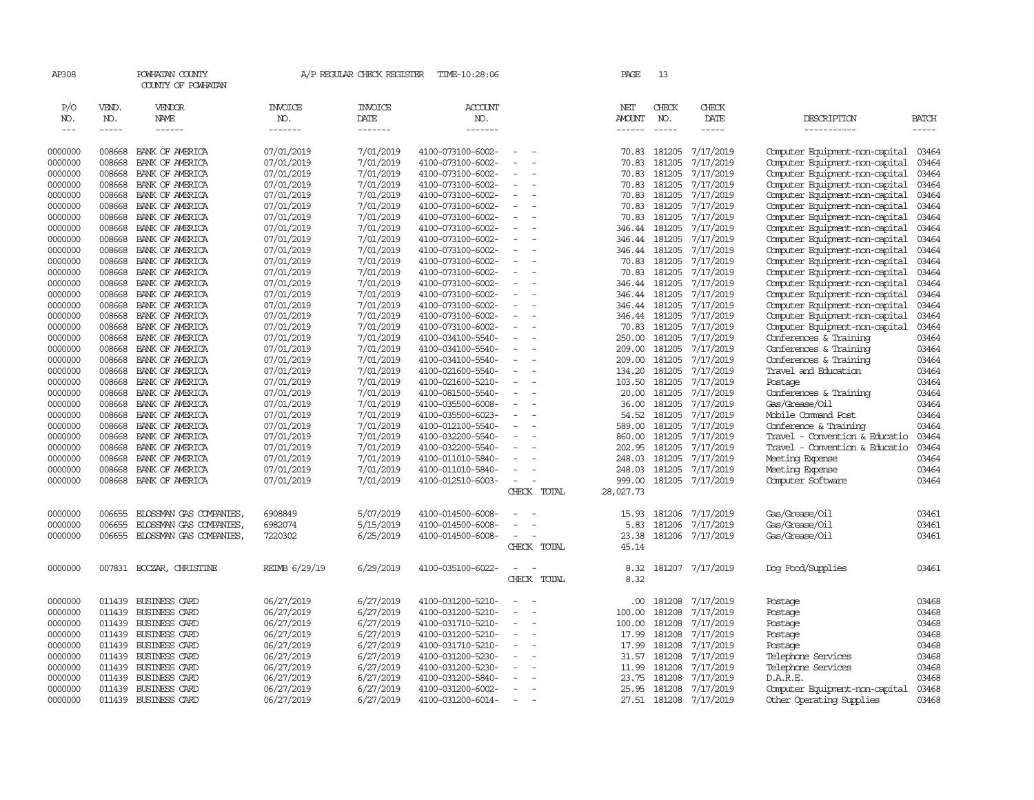AP308 POWHATAN COUNTY A/P REGULAR CHECK REGISTER TIME-10:28:06 PAGE 13
COUNTY OF POWHATAN

| P/O NO. | VEND. NO. | VENDOR NAME | INVOICE NO. | INVOICE DATE | ACCOUNT NO. | | NET AMOUNT | CHECK NO. | CHECK DATE | DESCRIPTION | BATCH |
|---|---|---|---|---|---|---|---|---|---|---|---|
| 0000000 | 008668 | BANK OF AMERICA | 07/01/2019 | 7/01/2019 | 4100-073100-6002- | - - | 70.83 | 181205 | 7/17/2019 | Computer Equipment-non-capital | 03464 |
| 0000000 | 008668 | BANK OF AMERICA | 07/01/2019 | 7/01/2019 | 4100-073100-6002- | - - | 70.83 | 181205 | 7/17/2019 | Computer Equipment-non-capital | 03464 |
| 0000000 | 008668 | BANK OF AMERICA | 07/01/2019 | 7/01/2019 | 4100-073100-6002- | - - | 70.83 | 181205 | 7/17/2019 | Computer Equipment-non-capital | 03464 |
| 0000000 | 008668 | BANK OF AMERICA | 07/01/2019 | 7/01/2019 | 4100-073100-6002- | - - | 70.83 | 181205 | 7/17/2019 | Computer Equipment-non-capital | 03464 |
| 0000000 | 008668 | BANK OF AMERICA | 07/01/2019 | 7/01/2019 | 4100-073100-6002- | - - | 70.83 | 181205 | 7/17/2019 | Computer Equipment-non-capital | 03464 |
| 0000000 | 008668 | BANK OF AMERICA | 07/01/2019 | 7/01/2019 | 4100-073100-6002- | - - | 70.83 | 181205 | 7/17/2019 | Computer Equipment-non-capital | 03464 |
| 0000000 | 008668 | BANK OF AMERICA | 07/01/2019 | 7/01/2019 | 4100-073100-6002- | - - | 70.83 | 181205 | 7/17/2019 | Computer Equipment-non-capital | 03464 |
| 0000000 | 008668 | BANK OF AMERICA | 07/01/2019 | 7/01/2019 | 4100-073100-6002- | - - | 346.44 | 181205 | 7/17/2019 | Computer Equipment-non-capital | 03464 |
| 0000000 | 008668 | BANK OF AMERICA | 07/01/2019 | 7/01/2019 | 4100-073100-6002- | - - | 346.44 | 181205 | 7/17/2019 | Computer Equipment-non-capital | 03464 |
| 0000000 | 008668 | BANK OF AMERICA | 07/01/2019 | 7/01/2019 | 4100-073100-6002- | - - | 346.44 | 181205 | 7/17/2019 | Computer Equipment-non-capital | 03464 |
| 0000000 | 008668 | BANK OF AMERICA | 07/01/2019 | 7/01/2019 | 4100-073100-6002- | - - | 70.83 | 181205 | 7/17/2019 | Computer Equipment-non-capital | 03464 |
| 0000000 | 008668 | BANK OF AMERICA | 07/01/2019 | 7/01/2019 | 4100-073100-6002- | - - | 70.83 | 181205 | 7/17/2019 | Computer Equipment-non-capital | 03464 |
| 0000000 | 008668 | BANK OF AMERICA | 07/01/2019 | 7/01/2019 | 4100-073100-6002- | - - | 346.44 | 181205 | 7/17/2019 | Computer Equipment-non-capital | 03464 |
| 0000000 | 008668 | BANK OF AMERICA | 07/01/2019 | 7/01/2019 | 4100-073100-6002- | - - | 346.44 | 181205 | 7/17/2019 | Computer Equipment-non-capital | 03464 |
| 0000000 | 008668 | BANK OF AMERICA | 07/01/2019 | 7/01/2019 | 4100-073100-6002- | - - | 346.44 | 181205 | 7/17/2019 | Computer Equipment-non-capital | 03464 |
| 0000000 | 008668 | BANK OF AMERICA | 07/01/2019 | 7/01/2019 | 4100-073100-6002- | - - | 346.44 | 181205 | 7/17/2019 | Computer Equipment-non-capital | 03464 |
| 0000000 | 008668 | BANK OF AMERICA | 07/01/2019 | 7/01/2019 | 4100-073100-6002- | - - | 70.83 | 181205 | 7/17/2019 | Computer Equipment-non-capital | 03464 |
| 0000000 | 008668 | BANK OF AMERICA | 07/01/2019 | 7/01/2019 | 4100-034100-5540- | - - | 250.00 | 181205 | 7/17/2019 | Conferences & Training | 03464 |
| 0000000 | 008668 | BANK OF AMERICA | 07/01/2019 | 7/01/2019 | 4100-034100-5540- | - - | 209.00 | 181205 | 7/17/2019 | Conferences & Training | 03464 |
| 0000000 | 008668 | BANK OF AMERICA | 07/01/2019 | 7/01/2019 | 4100-034100-5540- | - - | 209.00 | 181205 | 7/17/2019 | Conferences & Training | 03464 |
| 0000000 | 008668 | BANK OF AMERICA | 07/01/2019 | 7/01/2019 | 4100-021600-5540- | - - | 134.20 | 181205 | 7/17/2019 | Travel and Education | 03464 |
| 0000000 | 008668 | BANK OF AMERICA | 07/01/2019 | 7/01/2019 | 4100-021600-5210- | - - | 103.50 | 181205 | 7/17/2019 | Postage | 03464 |
| 0000000 | 008668 | BANK OF AMERICA | 07/01/2019 | 7/01/2019 | 4100-081500-5540- | - - | 20.00 | 181205 | 7/17/2019 | Conferences & Training | 03464 |
| 0000000 | 008668 | BANK OF AMERICA | 07/01/2019 | 7/01/2019 | 4100-035500-6008- | - - | 36.00 | 181205 | 7/17/2019 | Gas/Grease/Oil | 03464 |
| 0000000 | 008668 | BANK OF AMERICA | 07/01/2019 | 7/01/2019 | 4100-035500-6023- | - - | 54.52 | 181205 | 7/17/2019 | Mobile Command Post | 03464 |
| 0000000 | 008668 | BANK OF AMERICA | 07/01/2019 | 7/01/2019 | 4100-012100-5540- | - - | 589.00 | 181205 | 7/17/2019 | Conference & Training | 03464 |
| 0000000 | 008668 | BANK OF AMERICA | 07/01/2019 | 7/01/2019 | 4100-032200-5540- | - - | 860.00 | 181205 | 7/17/2019 | Travel - Convention & Educatio | 03464 |
| 0000000 | 008668 | BANK OF AMERICA | 07/01/2019 | 7/01/2019 | 4100-032200-5540- | - - | 202.95 | 181205 | 7/17/2019 | Travel - Convention & Educatio | 03464 |
| 0000000 | 008668 | BANK OF AMERICA | 07/01/2019 | 7/01/2019 | 4100-011010-5840- | - - | 248.03 | 181205 | 7/17/2019 | Meeting Expense | 03464 |
| 0000000 | 008668 | BANK OF AMERICA | 07/01/2019 | 7/01/2019 | 4100-011010-5840- | - - | 248.03 | 181205 | 7/17/2019 | Meeting Expense | 03464 |
| 0000000 | 008668 | BANK OF AMERICA | 07/01/2019 | 7/01/2019 | 4100-012510-6003- | - - | 999.00 | 181205 | 7/17/2019 | Computer Software | 03464 |
| | | | | | | CHECK TOTAL | 28,027.73 | | | | |
| 0000000 | 006655 | BLOSSMAN GAS COMPANIES, | 6908849 | 5/07/2019 | 4100-014500-6008- | - - | 15.93 | 181206 | 7/17/2019 | Gas/Grease/Oil | 03461 |
| 0000000 | 006655 | BLOSSMAN GAS COMPANIES, | 6982074 | 5/15/2019 | 4100-014500-6008- | - - | 5.83 | 181206 | 7/17/2019 | Gas/Grease/Oil | 03461 |
| 0000000 | 006655 | BLOSSMAN GAS COMPANIES, | 7220302 | 6/25/2019 | 4100-014500-6008- | - - | 23.38 | 181206 | 7/17/2019 | Gas/Grease/Oil | 03461 |
| | | | | | | CHECK TOTAL | 45.14 | | | | |
| 0000000 | 007831 | BOCZAR, CHRISTINE | REIMB 6/29/19 | 6/29/2019 | 4100-035100-6022- | - - | 8.32 | 181207 | 7/17/2019 | Dog Food/Supplies | 03461 |
| | | | | | | CHECK TOTAL | 8.32 | | | | |
| 0000000 | 011439 | BUSINESS CARD | 06/27/2019 | 6/27/2019 | 4100-031200-5210- | - - | .00 | 181208 | 7/17/2019 | Postage | 03468 |
| 0000000 | 011439 | BUSINESS CARD | 06/27/2019 | 6/27/2019 | 4100-031200-5210- | - - | 100.00 | 181208 | 7/17/2019 | Postage | 03468 |
| 0000000 | 011439 | BUSINESS CARD | 06/27/2019 | 6/27/2019 | 4100-031710-5210- | - - | 100.00 | 181208 | 7/17/2019 | Postage | 03468 |
| 0000000 | 011439 | BUSINESS CARD | 06/27/2019 | 6/27/2019 | 4100-031200-5210- | - - | 17.99 | 181208 | 7/17/2019 | Postage | 03468 |
| 0000000 | 011439 | BUSINESS CARD | 06/27/2019 | 6/27/2019 | 4100-031710-5210- | - - | 17.99 | 181208 | 7/17/2019 | Postage | 03468 |
| 0000000 | 011439 | BUSINESS CARD | 06/27/2019 | 6/27/2019 | 4100-031200-5230- | - - | 31.57 | 181208 | 7/17/2019 | Telephone Services | 03468 |
| 0000000 | 011439 | BUSINESS CARD | 06/27/2019 | 6/27/2019 | 4100-031200-5230- | - - | 11.99 | 181208 | 7/17/2019 | Telephone Services | 03468 |
| 0000000 | 011439 | BUSINESS CARD | 06/27/2019 | 6/27/2019 | 4100-031200-5840- | - - | 23.75 | 181208 | 7/17/2019 | D.A.R.E. | 03468 |
| 0000000 | 011439 | BUSINESS CARD | 06/27/2019 | 6/27/2019 | 4100-031200-6002- | - - | 25.95 | 181208 | 7/17/2019 | Computer Equipment-non-capital | 03468 |
| 0000000 | 011439 | BUSINESS CARD | 06/27/2019 | 6/27/2019 | 4100-031200-6014- | - - | 27.51 | 181208 | 7/17/2019 | Other Operating Supplies | 03468 |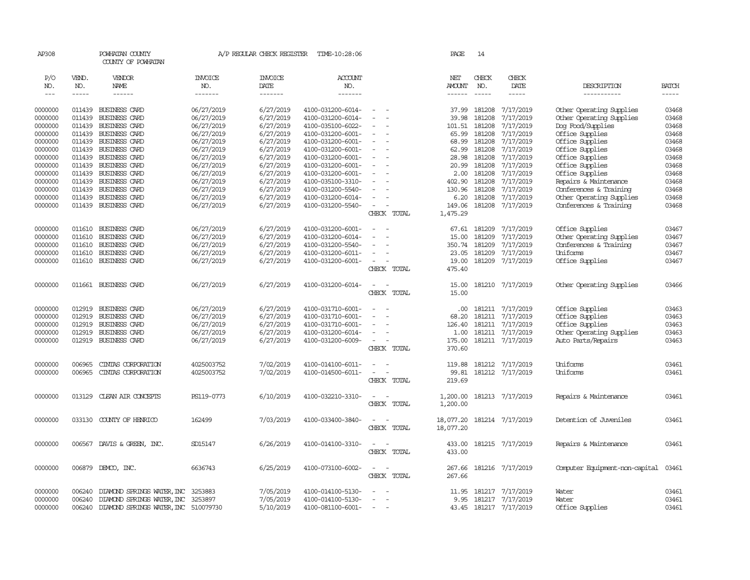AP308 POWHATAN COUNTY A/P REGULAR CHECK REGISTER TIME-10:28:06 PAGE 14

COUNTY OF POWHATAN

| P/O NO. | VEND. NO. | VENDOR NAME | INVOICE NO. | INVOICE DATE | ACCOUNT NO. | | NET AMOUNT | CHECK NO. | CHECK DATE | DESCRIPTION | BATCH |
|---|---|---|---|---|---|---|---|---|---|---|---|
| 0000000 | 011439 | BUSINESS CARD | 06/27/2019 | 6/27/2019 | 4100-031200-6014- | - - | 37.99 | 181208 | 7/17/2019 | Other Operating Supplies | 03468 |
| 0000000 | 011439 | BUSINESS CARD | 06/27/2019 | 6/27/2019 | 4100-031200-6014- | - - | 39.98 | 181208 | 7/17/2019 | Other Operating Supplies | 03468 |
| 0000000 | 011439 | BUSINESS CARD | 06/27/2019 | 6/27/2019 | 4100-035100-6022- | - - | 101.51 | 181208 | 7/17/2019 | Dog Food/Supplies | 03468 |
| 0000000 | 011439 | BUSINESS CARD | 06/27/2019 | 6/27/2019 | 4100-031200-6001- | - - | 65.99 | 181208 | 7/17/2019 | Office Supplies | 03468 |
| 0000000 | 011439 | BUSINESS CARD | 06/27/2019 | 6/27/2019 | 4100-031200-6001- | - - | 68.99 | 181208 | 7/17/2019 | Office Supplies | 03468 |
| 0000000 | 011439 | BUSINESS CARD | 06/27/2019 | 6/27/2019 | 4100-031200-6001- | - - | 62.99 | 181208 | 7/17/2019 | Office Supplies | 03468 |
| 0000000 | 011439 | BUSINESS CARD | 06/27/2019 | 6/27/2019 | 4100-031200-6001- | - - | 28.98 | 181208 | 7/17/2019 | Office Supplies | 03468 |
| 0000000 | 011439 | BUSINESS CARD | 06/27/2019 | 6/27/2019 | 4100-031200-6001- | - - | 20.99 | 181208 | 7/17/2019 | Office Supplies | 03468 |
| 0000000 | 011439 | BUSINESS CARD | 06/27/2019 | 6/27/2019 | 4100-031200-6001- | - - | 2.00 | 181208 | 7/17/2019 | Office Supplies | 03468 |
| 0000000 | 011439 | BUSINESS CARD | 06/27/2019 | 6/27/2019 | 4100-035100-3310- | - - | 402.90 | 181208 | 7/17/2019 | Repairs & Maintenance | 03468 |
| 0000000 | 011439 | BUSINESS CARD | 06/27/2019 | 6/27/2019 | 4100-031200-5540- | - - | 130.96 | 181208 | 7/17/2019 | Conferences & Training | 03468 |
| 0000000 | 011439 | BUSINESS CARD | 06/27/2019 | 6/27/2019 | 4100-031200-6014- | - - | 6.20 | 181208 | 7/17/2019 | Other Operating Supplies | 03468 |
| 0000000 | 011439 | BUSINESS CARD | 06/27/2019 | 6/27/2019 | 4100-031200-5540- | - - | 149.06 | 181208 | 7/17/2019 | Conferences & Training | 03468 |
| | | | | | | CHECK TOTAL | 1,475.29 | | | | |
| 0000000 | 011610 | BUSINESS CARD | 06/27/2019 | 6/27/2019 | 4100-031200-6001- | - - | 67.61 | 181209 | 7/17/2019 | Office Supplies | 03467 |
| 0000000 | 011610 | BUSINESS CARD | 06/27/2019 | 6/27/2019 | 4100-031200-6014- | - - | 15.00 | 181209 | 7/17/2019 | Other Operating Supplies | 03467 |
| 0000000 | 011610 | BUSINESS CARD | 06/27/2019 | 6/27/2019 | 4100-031200-5540- | - - | 350.74 | 181209 | 7/17/2019 | Conferences & Training | 03467 |
| 0000000 | 011610 | BUSINESS CARD | 06/27/2019 | 6/27/2019 | 4100-031200-6011- | - - | 23.05 | 181209 | 7/17/2019 | Uniforms | 03467 |
| 0000000 | 011610 | BUSINESS CARD | 06/27/2019 | 6/27/2019 | 4100-031200-6001- | - - | 19.00 | 181209 | 7/17/2019 | Office Supplies | 03467 |
| | | | | | | CHECK TOTAL | 475.40 | | | | |
| 0000000 | 011661 | BUSINESS CARD | 06/27/2019 | 6/27/2019 | 4100-031200-6014- | - - | 15.00 | 181210 | 7/17/2019 | Other Operating Supplies | 03466 |
| | | | | | | CHECK TOTAL | 15.00 | | | | |
| 0000000 | 012919 | BUSINESS CARD | 06/27/2019 | 6/27/2019 | 4100-031710-6001- | - - | .00 | 181211 | 7/17/2019 | Office Supplies | 03463 |
| 0000000 | 012919 | BUSINESS CARD | 06/27/2019 | 6/27/2019 | 4100-031710-6001- | - - | 68.20 | 181211 | 7/17/2019 | Office Supplies | 03463 |
| 0000000 | 012919 | BUSINESS CARD | 06/27/2019 | 6/27/2019 | 4100-031710-6001- | - - | 126.40 | 181211 | 7/17/2019 | Office Supplies | 03463 |
| 0000000 | 012919 | BUSINESS CARD | 06/27/2019 | 6/27/2019 | 4100-031200-6014- | - - | 1.00 | 181211 | 7/17/2019 | Other Operating Supplies | 03463 |
| 0000000 | 012919 | BUSINESS CARD | 06/27/2019 | 6/27/2019 | 4100-031200-6009- | - - | 175.00 | 181211 | 7/17/2019 | Auto Parts/Repairs | 03463 |
| | | | | | | CHECK TOTAL | 370.60 | | | | |
| 0000000 | 006965 | CINTAS CORPORATION | 4025003752 | 7/02/2019 | 4100-014100-6011- | - - | 119.88 | 181212 | 7/17/2019 | Uniforms | 03461 |
| 0000000 | 006965 | CINTAS CORPORATION | 4025003752 | 7/02/2019 | 4100-014500-6011- | - - | 99.81 | 181212 | 7/17/2019 | Uniforms | 03461 |
| | | | | | | CHECK TOTAL | 219.69 | | | | |
| 0000000 | 013129 | CLEAN AIR CONCEPTS | PS119-0773 | 6/10/2019 | 4100-032210-3310- | - - | 1,200.00 | 181213 | 7/17/2019 | Repairs & Maintenance | 03461 |
| | | | | | | CHECK TOTAL | 1,200.00 | | | | |
| 0000000 | 033130 | COUNTY OF HENRICO | 162499 | 7/03/2019 | 4100-033400-3840- | - - | 18,077.20 | 181214 | 7/17/2019 | Detention of Juveniles | 03461 |
| | | | | | | CHECK TOTAL | 18,077.20 | | | | |
| 0000000 | 006567 | DAVIS & GREEN, INC. | SD15147 | 6/26/2019 | 4100-014100-3310- | - - | 433.00 | 181215 | 7/17/2019 | Repairs & Maintenance | 03461 |
| | | | | | | CHECK TOTAL | 433.00 | | | | |
| 0000000 | 006879 | DEMCO, INC. | 6636743 | 6/25/2019 | 4100-073100-6002- | - - | 267.66 | 181216 | 7/17/2019 | Computer Equipment-non-capital | 03461 |
| | | | | | | CHECK TOTAL | 267.66 | | | | |
| 0000000 | 006240 | DIAMOND SPRINGS WATER, INC | 3253883 | 7/05/2019 | 4100-014100-5130- | - - | 11.95 | 181217 | 7/17/2019 | Water | 03461 |
| 0000000 | 006240 | DIAMOND SPRINGS WATER, INC | 3253897 | 7/05/2019 | 4100-014100-5130- | - - | 9.95 | 181217 | 7/17/2019 | Water | 03461 |
| 0000000 | 006240 | DIAMOND SPRINGS WATER, INC | 510079730 | 5/10/2019 | 4100-081100-6001- | - - | 43.45 | 181217 | 7/17/2019 | Office Supplies | 03461 |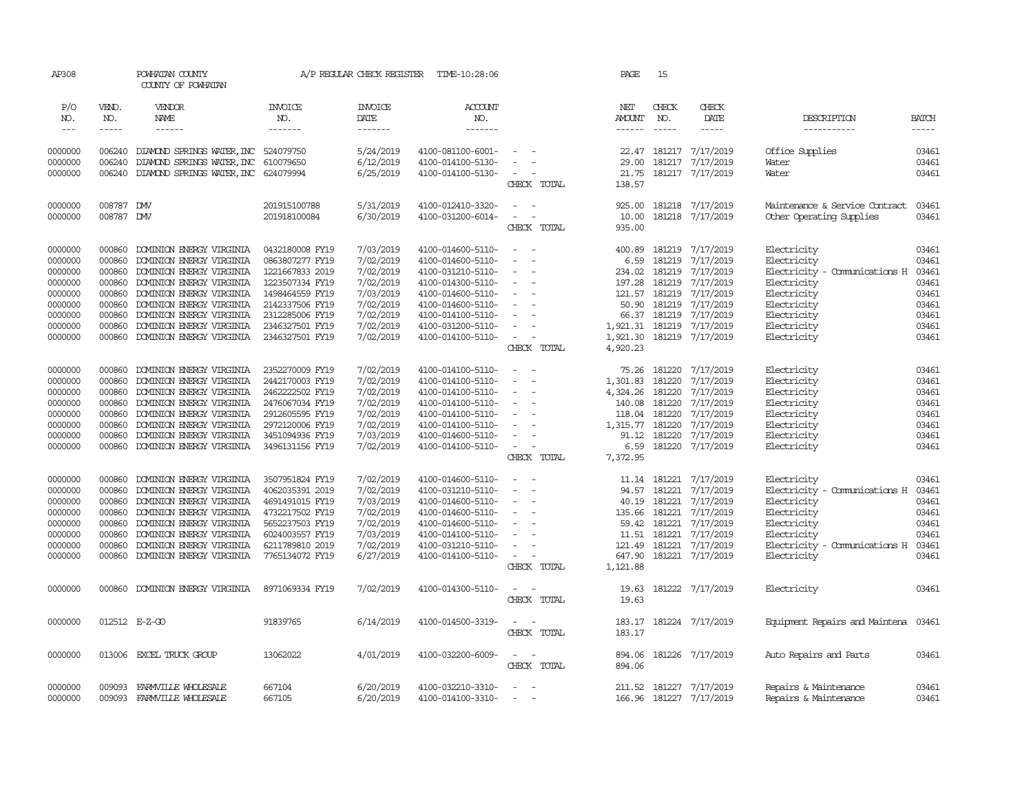AP308 POWHATAN COUNTY A/P REGULAR CHECK REGISTER TIME-10:28:06 PAGE 15

COUNTY OF POWHATAN

| P/O NO. | VEND. NO. | VENDOR NAME | INVOICE NO. | INVOICE DATE | ACCOUNT NO. | | NET AMOUNT | CHECK NO. | CHECK DATE | DESCRIPTION | BATCH |
|---|---|---|---|---|---|---|---|---|---|---|---|
| --- | ----- | ------ | ------- | ------- | ------- | | ------ | ----- | ----- | ----------- | ----- |
| 0000000 | 006240 | DIAMOND SPRINGS WATER, INC | 524079750 | 5/24/2019 | 4100-081100-6001- | - - | 22.47 | 181217 | 7/17/2019 | Office Supplies | 03461 |
| 0000000 | 006240 | DIAMOND SPRINGS WATER, INC | 610079650 | 6/12/2019 | 4100-014100-5130- | - - | 29.00 | 181217 | 7/17/2019 | Water | 03461 |
| 0000000 | 006240 | DIAMOND SPRINGS WATER, INC | 624079994 | 6/25/2019 | 4100-014100-5130- | - - | 21.75 | 181217 | 7/17/2019 | Water | 03461 |
| | | | | | | CHECK TOTAL | 138.57 | | | | |
| 0000000 | 008787 | DMV | 201915100788 | 5/31/2019 | 4100-012410-3320- | - - | 925.00 | 181218 | 7/17/2019 | Maintenance & Service Contract | 03461 |
| 0000000 | 008787 | DMV | 201918100084 | 6/30/2019 | 4100-031200-6014- | - - | 10.00 | 181218 | 7/17/2019 | Other Operating Supplies | 03461 |
| | | | | | | CHECK TOTAL | 935.00 | | | | |
| 0000000 | 000860 | DOMINION ENERGY VIRGINIA | 0432180008 FY19 | 7/03/2019 | 4100-014600-5110- | - - | 400.89 | 181219 | 7/17/2019 | Electricity | 03461 |
| 0000000 | 000860 | DOMINION ENERGY VIRGINIA | 0863807277 FY19 | 7/02/2019 | 4100-014600-5110- | - - | 6.59 | 181219 | 7/17/2019 | Electricity | 03461 |
| 0000000 | 000860 | DOMINION ENERGY VIRGINIA | 1221667833 2019 | 7/02/2019 | 4100-031210-5110- | - - | 234.02 | 181219 | 7/17/2019 | Electricity - Communications H | 03461 |
| 0000000 | 000860 | DOMINION ENERGY VIRGINIA | 1223507334 FY19 | 7/02/2019 | 4100-014300-5110- | - - | 197.28 | 181219 | 7/17/2019 | Electricity | 03461 |
| 0000000 | 000860 | DOMINION ENERGY VIRGINIA | 1498464559 FY19 | 7/03/2019 | 4100-014600-5110- | - - | 121.57 | 181219 | 7/17/2019 | Electricity | 03461 |
| 0000000 | 000860 | DOMINION ENERGY VIRGINIA | 2142337506 FY19 | 7/02/2019 | 4100-014600-5110- | - - | 50.90 | 181219 | 7/17/2019 | Electricity | 03461 |
| 0000000 | 000860 | DOMINION ENERGY VIRGINIA | 2312285006 FY19 | 7/02/2019 | 4100-014100-5110- | - - | 66.37 | 181219 | 7/17/2019 | Electricity | 03461 |
| 0000000 | 000860 | DOMINION ENERGY VIRGINIA | 2346327501 FY19 | 7/02/2019 | 4100-031200-5110- | - - | 1,921.31 | 181219 | 7/17/2019 | Electricity | 03461 |
| 0000000 | 000860 | DOMINION ENERGY VIRGINIA | 2346327501 FY19 | 7/02/2019 | 4100-014100-5110- | - - | 1,921.30 | 181219 | 7/17/2019 | Electricity | 03461 |
| | | | | | | CHECK TOTAL | 4,920.23 | | | | |
| 0000000 | 000860 | DOMINION ENERGY VIRGINIA | 2352270009 FY19 | 7/02/2019 | 4100-014100-5110- | - - | 75.26 | 181220 | 7/17/2019 | Electricity | 03461 |
| 0000000 | 000860 | DOMINION ENERGY VIRGINIA | 2442170003 FY19 | 7/02/2019 | 4100-014100-5110- | - - | 1,301.83 | 181220 | 7/17/2019 | Electricity | 03461 |
| 0000000 | 000860 | DOMINION ENERGY VIRGINIA | 2462222502 FY19 | 7/02/2019 | 4100-014100-5110- | - - | 4,324.26 | 181220 | 7/17/2019 | Electricity | 03461 |
| 0000000 | 000860 | DOMINION ENERGY VIRGINIA | 2476067034 FY19 | 7/02/2019 | 4100-014100-5110- | - - | 140.08 | 181220 | 7/17/2019 | Electricity | 03461 |
| 0000000 | 000860 | DOMINION ENERGY VIRGINIA | 2912605595 FY19 | 7/02/2019 | 4100-014100-5110- | - - | 118.04 | 181220 | 7/17/2019 | Electricity | 03461 |
| 0000000 | 000860 | DOMINION ENERGY VIRGINIA | 2972120006 FY19 | 7/02/2019 | 4100-014100-5110- | - - | 1,315.77 | 181220 | 7/17/2019 | Electricity | 03461 |
| 0000000 | 000860 | DOMINION ENERGY VIRGINIA | 3451094936 FY19 | 7/03/2019 | 4100-014600-5110- | - - | 91.12 | 181220 | 7/17/2019 | Electricity | 03461 |
| 0000000 | 000860 | DOMINION ENERGY VIRGINIA | 3496131156 FY19 | 7/02/2019 | 4100-014100-5110- | - - | 6.59 | 181220 | 7/17/2019 | Electricity | 03461 |
| | | | | | | CHECK TOTAL | 7,372.95 | | | | |
| 0000000 | 000860 | DOMINION ENERGY VIRGINIA | 3507951824 FY19 | 7/02/2019 | 4100-014600-5110- | - - | 11.14 | 181221 | 7/17/2019 | Electricity | 03461 |
| 0000000 | 000860 | DOMINION ENERGY VIRGINIA | 4062035391 2019 | 7/02/2019 | 4100-031210-5110- | - - | 94.57 | 181221 | 7/17/2019 | Electricity - Communications H | 03461 |
| 0000000 | 000860 | DOMINION ENERGY VIRGINIA | 4691491015 FY19 | 7/03/2019 | 4100-014600-5110- | - - | 40.19 | 181221 | 7/17/2019 | Electricity | 03461 |
| 0000000 | 000860 | DOMINION ENERGY VIRGINIA | 4732217502 FY19 | 7/02/2019 | 4100-014600-5110- | - - | 135.66 | 181221 | 7/17/2019 | Electricity | 03461 |
| 0000000 | 000860 | DOMINION ENERGY VIRGINIA | 5652237503 FY19 | 7/02/2019 | 4100-014600-5110- | - - | 59.42 | 181221 | 7/17/2019 | Electricity | 03461 |
| 0000000 | 000860 | DOMINION ENERGY VIRGINIA | 6024003557 FY19 | 7/03/2019 | 4100-014100-5110- | - - | 11.51 | 181221 | 7/17/2019 | Electricity | 03461 |
| 0000000 | 000860 | DOMINION ENERGY VIRGINIA | 6211789810 2019 | 7/02/2019 | 4100-031210-5110- | - - | 121.49 | 181221 | 7/17/2019 | Electricity - Communications H | 03461 |
| 0000000 | 000860 | DOMINION ENERGY VIRGINIA | 7765134072 FY19 | 6/27/2019 | 4100-014100-5110- | - - | 647.90 | 181221 | 7/17/2019 | Electricity | 03461 |
| | | | | | | CHECK TOTAL | 1,121.88 | | | | |
| 0000000 | 000860 | DOMINION ENERGY VIRGINIA | 8971069334 FY19 | 7/02/2019 | 4100-014300-5110- | - - | 19.63 | 181222 | 7/17/2019 | Electricity | 03461 |
| | | | | | | CHECK TOTAL | 19.63 | | | | |
| 0000000 | 012512 | E-Z-GO | 91839765 | 6/14/2019 | 4100-014500-3319- | - - | 183.17 | 181224 | 7/17/2019 | Equipment Repairs and Maintena | 03461 |
| | | | | | | CHECK TOTAL | 183.17 | | | | |
| 0000000 | 013006 | EXCEL TRUCK GROUP | 13062022 | 4/01/2019 | 4100-032200-6009- | - - | 894.06 | 181226 | 7/17/2019 | Auto Repairs and Parts | 03461 |
| | | | | | | CHECK TOTAL | 894.06 | | | | |
| 0000000 | 009093 | FARMVILLE WHOLESALE | 667104 | 6/20/2019 | 4100-032210-3310- | - - | 211.52 | 181227 | 7/17/2019 | Repairs & Maintenance | 03461 |
| 0000000 | 009093 | FARMVILLE WHOLESALE | 667105 | 6/20/2019 | 4100-014100-3310- | - - | 166.96 | 181227 | 7/17/2019 | Repairs & Maintenance | 03461 |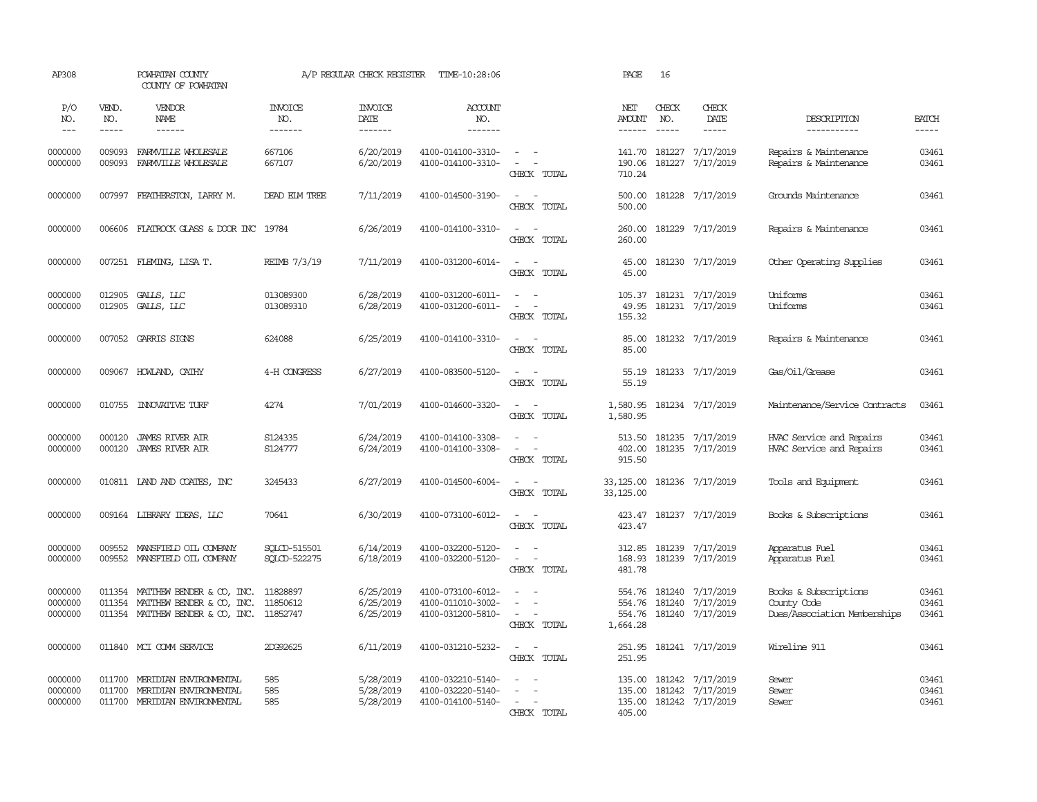AP308 POWHATAN COUNTY A/P REGULAR CHECK REGISTER TIME-10:28:06 PAGE 16

COUNTY OF POWHATAN

| P/O NO. | VEND. NO. | VENDOR NAME | INVOICE NO. | INVOICE DATE | ACCOUNT NO. | | NET AMOUNT | CHECK NO. | CHECK DATE | DESCRIPTION | BATCH |
|---|---|---|---|---|---|---|---|---|---|---|---|
| 0000000 | 009093 | FARMVILLE WHOLESALE | 667106 | 6/20/2019 | 4100-014100-3310- | - - | 141.70 | 181227 | 7/17/2019 | Repairs & Maintenance | 03461 |
| 0000000 | 009093 | FARMVILLE WHOLESALE | 667107 | 6/20/2019 | 4100-014100-3310- | - - | 190.06 | 181227 | 7/17/2019 | Repairs & Maintenance | 03461 |
| | | | | | | CHECK TOTAL | 710.24 | | | | |
| 0000000 | 007997 | FEATHERSTON, LARRY M. | DEAD ELM TREE | 7/11/2019 | 4100-014500-3190- | - - | 500.00 | 181228 | 7/17/2019 | Grounds Maintenance | 03461 |
| | | | | | | CHECK TOTAL | 500.00 | | | | |
| 0000000 | 006606 | FLATROCK GLASS & DOOR INC | 19784 | 6/26/2019 | 4100-014100-3310- | - - | 260.00 | 181229 | 7/17/2019 | Repairs & Maintenance | 03461 |
| | | | | | | CHECK TOTAL | 260.00 | | | | |
| 0000000 | 007251 | FLEMING, LISA T. | REIMB 7/3/19 | 7/11/2019 | 4100-031200-6014- | - - | 45.00 | 181230 | 7/17/2019 | Other Operating Supplies | 03461 |
| | | | | | | CHECK TOTAL | 45.00 | | | | |
| 0000000 | 012905 | GALLS, LLC | 013089300 | 6/28/2019 | 4100-031200-6011- | - - | 105.37 | 181231 | 7/17/2019 | Uniforms | 03461 |
| 0000000 | 012905 | GALLS, LLC | 013089310 | 6/28/2019 | 4100-031200-6011- | - - | 49.95 | 181231 | 7/17/2019 | Uniforms | 03461 |
| | | | | | | CHECK TOTAL | 155.32 | | | | |
| 0000000 | 007052 | GARRIS SIGNS | 624088 | 6/25/2019 | 4100-014100-3310- | - - | 85.00 | 181232 | 7/17/2019 | Repairs & Maintenance | 03461 |
| | | | | | | CHECK TOTAL | 85.00 | | | | |
| 0000000 | 009067 | HOWLAND, CATHY | 4-H CONGRESS | 6/27/2019 | 4100-083500-5120- | - - | 55.19 | 181233 | 7/17/2019 | Gas/Oil/Grease | 03461 |
| | | | | | | CHECK TOTAL | 55.19 | | | | |
| 0000000 | 010755 | INNOVATIVE TURF | 4274 | 7/01/2019 | 4100-014600-3320- | - - | 1,580.95 | 181234 | 7/17/2019 | Maintenance/Service Contracts | 03461 |
| | | | | | | CHECK TOTAL | 1,580.95 | | | | |
| 0000000 | 000120 | JAMES RIVER AIR | S124335 | 6/24/2019 | 4100-014100-3308- | - - | 513.50 | 181235 | 7/17/2019 | HVAC Service and Repairs | 03461 |
| 0000000 | 000120 | JAMES RIVER AIR | S124777 | 6/24/2019 | 4100-014100-3308- | - - | 402.00 | 181235 | 7/17/2019 | HVAC Service and Repairs | 03461 |
| | | | | | | CHECK TOTAL | 915.50 | | | | |
| 0000000 | 010811 | LAND AND COATES, INC | 3245433 | 6/27/2019 | 4100-014500-6004- | - - | 33,125.00 | 181236 | 7/17/2019 | Tools and Equipment | 03461 |
| | | | | | | CHECK TOTAL | 33,125.00 | | | | |
| 0000000 | 009164 | LIBRARY IDEAS, LLC | 70641 | 6/30/2019 | 4100-073100-6012- | - - | 423.47 | 181237 | 7/17/2019 | Books & Subscriptions | 03461 |
| | | | | | | CHECK TOTAL | 423.47 | | | | |
| 0000000 | 009552 | MANSFIELD OIL COMPANY | SQLCD-515501 | 6/14/2019 | 4100-032200-5120- | - - | 312.85 | 181239 | 7/17/2019 | Apparatus Fuel | 03461 |
| 0000000 | 009552 | MANSFIELD OIL COMPANY | SQLCD-522275 | 6/18/2019 | 4100-032200-5120- | - - | 168.93 | 181239 | 7/17/2019 | Apparatus Fuel | 03461 |
| | | | | | | CHECK TOTAL | 481.78 | | | | |
| 0000000 | 011354 | MATTHEW BENDER & CO, INC. | 11828897 | 6/25/2019 | 4100-073100-6012- | - - | 554.76 | 181240 | 7/17/2019 | Books & Subscriptions | 03461 |
| 0000000 | 011354 | MATTHEW BENDER & CO, INC. | 11850612 | 6/25/2019 | 4100-011010-3002- | - - | 554.76 | 181240 | 7/17/2019 | County Code | 03461 |
| 0000000 | 011354 | MATTHEW BENDER & CO, INC. | 11852747 | 6/25/2019 | 4100-031200-5810- | - - | 554.76 | 181240 | 7/17/2019 | Dues/Association Memberships | 03461 |
| | | | | | | CHECK TOTAL | 1,664.28 | | | | |
| 0000000 | 011840 | MCI COMM SERVICE | 2DG92625 | 6/11/2019 | 4100-031210-5232- | - - | 251.95 | 181241 | 7/17/2019 | Wireline 911 | 03461 |
| | | | | | | CHECK TOTAL | 251.95 | | | | |
| 0000000 | 011700 | MERIDIAN ENVIRONMENTAL | 585 | 5/28/2019 | 4100-032210-5140- | - - | 135.00 | 181242 | 7/17/2019 | Sewer | 03461 |
| 0000000 | 011700 | MERIDIAN ENVIRONMENTAL | 585 | 5/28/2019 | 4100-032220-5140- | - - | 135.00 | 181242 | 7/17/2019 | Sewer | 03461 |
| 0000000 | 011700 | MERIDIAN ENVIRONMENTAL | 585 | 5/28/2019 | 4100-014100-5140- | - - | 135.00 | 181242 | 7/17/2019 | Sewer | 03461 |
| | | | | | | CHECK TOTAL | 405.00 | | | | |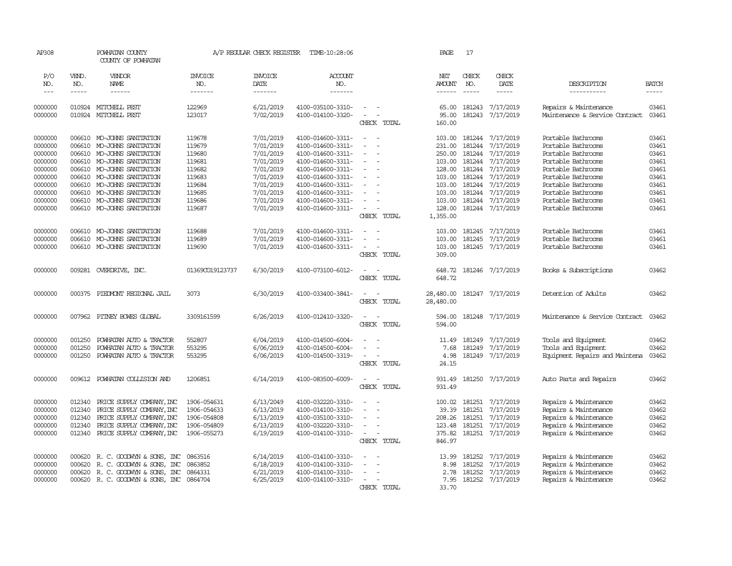AP308 POWHATAN COUNTY A/P REGULAR CHECK REGISTER TIME-10:28:06 PAGE 17

COUNTY OF POWHATAN

| P/O NO. | VEND. NO. | VENDOR NAME | INVOICE NO. | INVOICE DATE | ACCOUNT NO. | | NET AMOUNT | CHECK NO. | CHECK DATE | DESCRIPTION | BATCH |
|---|---|---|---|---|---|---|---|---|---|---|---|
| 0000000 | 010924 | MITCHELL PEST | 122969 | 6/21/2019 | 4100-035100-3310- | - - | 65.00 | 181243 | 7/17/2019 | Repairs & Maintenance | 03461 |
| 0000000 | 010924 | MITCHELL PEST | 123017 | 7/02/2019 | 4100-014100-3320- | - - | 95.00 | 181243 | 7/17/2019 | Maintenance & Service Contract | 03461 |
| | | | | | | CHECK TOTAL | 160.00 | | | | |
| 0000000 | 006610 | MO-JOHNS SANITATION | 119678 | 7/01/2019 | 4100-014600-3311- | - - | 103.00 | 181244 | 7/17/2019 | Portable Bathrooms | 03461 |
| 0000000 | 006610 | MO-JOHNS SANITATION | 119679 | 7/01/2019 | 4100-014600-3311- | - - | 231.00 | 181244 | 7/17/2019 | Portable Bathrooms | 03461 |
| 0000000 | 006610 | MO-JOHNS SANITATION | 119680 | 7/01/2019 | 4100-014600-3311- | - - | 250.00 | 181244 | 7/17/2019 | Portable Bathrooms | 03461 |
| 0000000 | 006610 | MO-JOHNS SANITATION | 119681 | 7/01/2019 | 4100-014600-3311- | - - | 103.00 | 181244 | 7/17/2019 | Portable Bathrooms | 03461 |
| 0000000 | 006610 | MO-JOHNS SANITATION | 119682 | 7/01/2019 | 4100-014600-3311- | - - | 128.00 | 181244 | 7/17/2019 | Portable Bathrooms | 03461 |
| 0000000 | 006610 | MO-JOHNS SANITATION | 119683 | 7/01/2019 | 4100-014600-3311- | - - | 103.00 | 181244 | 7/17/2019 | Portable Bathrooms | 03461 |
| 0000000 | 006610 | MO-JOHNS SANITATION | 119684 | 7/01/2019 | 4100-014600-3311- | - - | 103.00 | 181244 | 7/17/2019 | Portable Bathrooms | 03461 |
| 0000000 | 006610 | MO-JOHNS SANITATION | 119685 | 7/01/2019 | 4100-014600-3311- | - - | 103.00 | 181244 | 7/17/2019 | Portable Bathrooms | 03461 |
| 0000000 | 006610 | MO-JOHNS SANITATION | 119686 | 7/01/2019 | 4100-014600-3311- | - - | 103.00 | 181244 | 7/17/2019 | Portable Bathrooms | 03461 |
| 0000000 | 006610 | MO-JOHNS SANITATION | 119687 | 7/01/2019 | 4100-014600-3311- | - - | 128.00 | 181244 | 7/17/2019 | Portable Bathrooms | 03461 |
| | | | | | | CHECK TOTAL | 1,355.00 | | | | |
| 0000000 | 006610 | MO-JOHNS SANITATION | 119688 | 7/01/2019 | 4100-014600-3311- | - - | 103.00 | 181245 | 7/17/2019 | Portable Bathrooms | 03461 |
| 0000000 | 006610 | MO-JOHNS SANITATION | 119689 | 7/01/2019 | 4100-014600-3311- | - - | 103.00 | 181245 | 7/17/2019 | Portable Bathrooms | 03461 |
| 0000000 | 006610 | MO-JOHNS SANITATION | 119690 | 7/01/2019 | 4100-014600-3311- | - - | 103.00 | 181245 | 7/17/2019 | Portable Bathrooms | 03461 |
| | | | | | | CHECK TOTAL | 309.00 | | | | |
| 0000000 | 009281 | OVERDRIVE, INC. | 01369CO19123737 | 6/30/2019 | 4100-073100-6012- | - - | 648.72 | 181246 | 7/17/2019 | Books & Subscriptions | 03462 |
| | | | | | | CHECK TOTAL | 648.72 | | | | |
| 0000000 | 000375 | PIEDMONT REGIONAL JAIL | 3073 | 6/30/2019 | 4100-033400-3841- | - - | 28,480.00 | 181247 | 7/17/2019 | Detention of Adults | 03462 |
| | | | | | | CHECK TOTAL | 28,480.00 | | | | |
| 0000000 | 007962 | PITNEY BOWES GLOBAL | 3309161599 | 6/26/2019 | 4100-012410-3320- | - - | 594.00 | 181248 | 7/17/2019 | Maintenance & Service Contract | 03462 |
| | | | | | | CHECK TOTAL | 594.00 | | | | |
| 0000000 | 001250 | POWHATAN AUTO & TRACTOR | 552807 | 6/04/2019 | 4100-014500-6004- | - - | 11.49 | 181249 | 7/17/2019 | Tools and Equipment | 03462 |
| 0000000 | 001250 | POWHATAN AUTO & TRACTOR | 553295 | 6/06/2019 | 4100-014500-6004- | - - | 7.68 | 181249 | 7/17/2019 | Tools and Equipment | 03462 |
| 0000000 | 001250 | POWHATAN AUTO & TRACTOR | 553295 | 6/06/2019 | 4100-014500-3319- | - - | 4.98 | 181249 | 7/17/2019 | Equipment Repairs and Maintena | 03462 |
| | | | | | | CHECK TOTAL | 24.15 | | | | |
| 0000000 | 009612 | POWHATAN COLLISION AND | 1206851 | 6/14/2019 | 4100-083500-6009- | - - | 931.49 | 181250 | 7/17/2019 | Auto Parts and Repairs | 03462 |
| | | | | | | CHECK TOTAL | 931.49 | | | | |
| 0000000 | 012340 | PRICE SUPPLY COMPANY,INC | 1906-054631 | 6/13/2049 | 4100-032220-3310- | - - | 100.02 | 181251 | 7/17/2019 | Repairs & Maintenance | 03462 |
| 0000000 | 012340 | PRICE SUPPLY COMPANY,INC | 1906-054633 | 6/13/2019 | 4100-014100-3310- | - - | 39.39 | 181251 | 7/17/2019 | Repairs & Maintenance | 03462 |
| 0000000 | 012340 | PRICE SUPPLY COMPANY,INC | 1906-054808 | 6/13/2019 | 4100-035100-3310- | - - | 208.26 | 181251 | 7/17/2019 | Repairs & Maintenance | 03462 |
| 0000000 | 012340 | PRICE SUPPLY COMPANY,INC | 1906-054809 | 6/13/2019 | 4100-032220-3310- | - - | 123.48 | 181251 | 7/17/2019 | Repairs & Maintenance | 03462 |
| 0000000 | 012340 | PRICE SUPPLY COMPANY,INC | 1906-055273 | 6/19/2019 | 4100-014100-3310- | - - | 375.82 | 181251 | 7/17/2019 | Repairs & Maintenance | 03462 |
| | | | | | | CHECK TOTAL | 846.97 | | | | |
| 0000000 | 000620 | R. C. GOODWYN & SONS, INC | 0863516 | 6/14/2019 | 4100-014100-3310- | - - | 13.99 | 181252 | 7/17/2019 | Repairs & Maintenance | 03462 |
| 0000000 | 000620 | R. C. GOODWYN & SONS, INC | 0863852 | 6/18/2019 | 4100-014100-3310- | - - | 8.98 | 181252 | 7/17/2019 | Repairs & Maintenance | 03462 |
| 0000000 | 000620 | R. C. GOODWYN & SONS, INC | 0864331 | 6/21/2019 | 4100-014100-3310- | - - | 2.78 | 181252 | 7/17/2019 | Repairs & Maintenance | 03462 |
| 0000000 | 000620 | R. C. GOODWYN & SONS, INC | 0864704 | 6/25/2019 | 4100-014100-3310- | - - | 7.95 | 181252 | 7/17/2019 | Repairs & Maintenance | 03462 |
| | | | | | | CHECK TOTAL | 33.70 | | | | |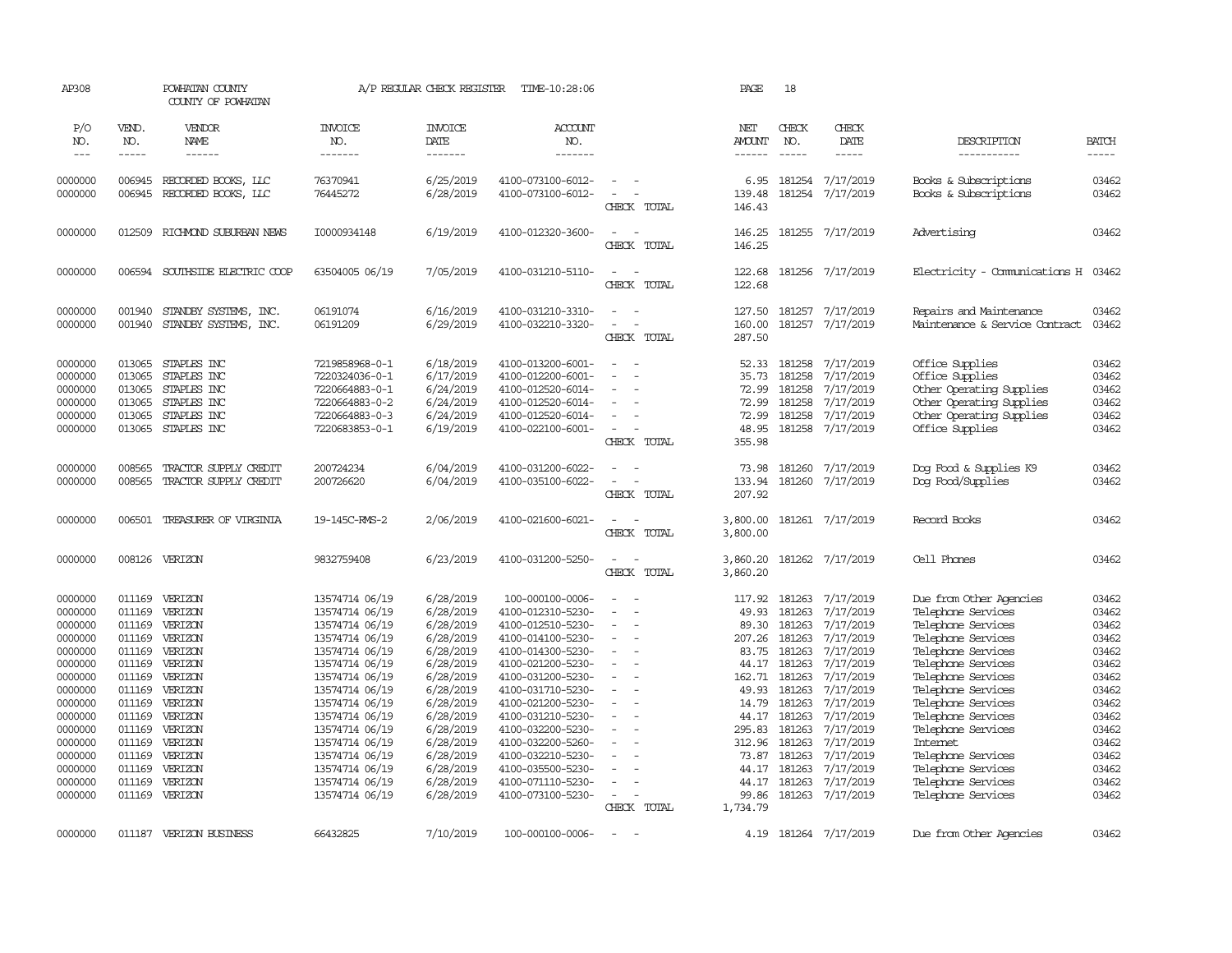AP308 POWHATAN COUNTY A/P REGULAR CHECK REGISTER TIME-10:28:06 PAGE 18
COUNTY OF POWHATAN

| P/O NO. | VEND. NO. | VENDOR NAME | INVOICE NO. | INVOICE DATE | ACCOUNT NO. | | NET AMOUNT | CHECK NO. | CHECK DATE | DESCRIPTION | BATCH |
|---|---|---|---|---|---|---|---|---|---|---|---|
| 0000000 | 006945 | RECORDED BOOKS, LLC | 76370941 | 6/25/2019 | 4100-073100-6012- | - - | 6.95 | 181254 | 7/17/2019 | Books & Subscriptions | 03462 |
| 0000000 | 006945 | RECORDED BOOKS, LLC | 76445272 | 6/28/2019 | 4100-073100-6012- | - - | 139.48 | 181254 | 7/17/2019 | Books & Subscriptions | 03462 |
| | | | | | | CHECK TOTAL | 146.43 | | | | |
| 0000000 | 012509 | RICHMOND SUBURBAN NEWS | I0000934148 | 6/19/2019 | 4100-012320-3600- | - - | 146.25 | 181255 | 7/17/2019 | Advertising | 03462 |
| | | | | | | CHECK TOTAL | 146.25 | | | | |
| 0000000 | 006594 | SOUTHSIDE ELECTRIC COOP | 63504005 06/19 | 7/05/2019 | 4100-031210-5110- | - - | 122.68 | 181256 | 7/17/2019 | Electricity - Comunications H | 03462 |
| | | | | | | CHECK TOTAL | 122.68 | | | | |
| 0000000 | 001940 | STANDBY SYSTEMS, INC. | 06191074 | 6/16/2019 | 4100-031210-3310- | - - | 127.50 | 181257 | 7/17/2019 | Repairs and Maintenance | 03462 |
| 0000000 | 001940 | STANDBY SYSTEMS, INC. | 06191209 | 6/29/2019 | 4100-032210-3320- | - - | 160.00 | 181257 | 7/17/2019 | Maintenance & Service Contract | 03462 |
| | | | | | | CHECK TOTAL | 287.50 | | | | |
| 0000000 | 013065 | STAPLES INC | 7219858968-0-1 | 6/18/2019 | 4100-013200-6001- | - - | 52.33 | 181258 | 7/17/2019 | Office Supplies | 03462 |
| 0000000 | 013065 | STAPLES INC | 7220324036-0-1 | 6/17/2019 | 4100-012200-6001- | - - | 35.73 | 181258 | 7/17/2019 | Office Supplies | 03462 |
| 0000000 | 013065 | STAPLES INC | 7220664883-0-1 | 6/24/2019 | 4100-012520-6014- | - - | 72.99 | 181258 | 7/17/2019 | Other Operating Supplies | 03462 |
| 0000000 | 013065 | STAPLES INC | 7220664883-0-2 | 6/24/2019 | 4100-012520-6014- | - - | 72.99 | 181258 | 7/17/2019 | Other Operating Supplies | 03462 |
| 0000000 | 013065 | STAPLES INC | 7220664883-0-3 | 6/24/2019 | 4100-012520-6014- | - - | 72.99 | 181258 | 7/17/2019 | Other Operating Supplies | 03462 |
| 0000000 | 013065 | STAPLES INC | 7220683853-0-1 | 6/19/2019 | 4100-022100-6001- | - - | 48.95 | 181258 | 7/17/2019 | Office Supplies | 03462 |
| | | | | | | CHECK TOTAL | 355.98 | | | | |
| 0000000 | 008565 | TRACTOR SUPPLY CREDIT | 200724234 | 6/04/2019 | 4100-031200-6022- | - - | 73.98 | 181260 | 7/17/2019 | Dog Food & Supplies K9 | 03462 |
| 0000000 | 008565 | TRACTOR SUPPLY CREDIT | 200726620 | 6/04/2019 | 4100-035100-6022- | - - | 133.94 | 181260 | 7/17/2019 | Dog Food/Supplies | 03462 |
| | | | | | | CHECK TOTAL | 207.92 | | | | |
| 0000000 | 006501 | TREASURER OF VIRGINIA | 19-145C-RMS-2 | 2/06/2019 | 4100-021600-6021- | - - | 3,800.00 | 181261 | 7/17/2019 | Record Books | 03462 |
| | | | | | | CHECK TOTAL | 3,800.00 | | | | |
| 0000000 | 008126 | VERIZON | 9832759408 | 6/23/2019 | 4100-031200-5250- | - - | 3,860.20 | 181262 | 7/17/2019 | Cell Phones | 03462 |
| | | | | | | CHECK TOTAL | 3,860.20 | | | | |
| 0000000 | 011169 | VERIZON | 13574714 06/19 | 6/28/2019 | 100-000100-0006- | - - | 117.92 | 181263 | 7/17/2019 | Due from Other Agencies | 03462 |
| 0000000 | 011169 | VERIZON | 13574714 06/19 | 6/28/2019 | 4100-012310-5230- | - - | 49.93 | 181263 | 7/17/2019 | Telephone Services | 03462 |
| 0000000 | 011169 | VERIZON | 13574714 06/19 | 6/28/2019 | 4100-012510-5230- | - - | 89.30 | 181263 | 7/17/2019 | Telephone Services | 03462 |
| 0000000 | 011169 | VERIZON | 13574714 06/19 | 6/28/2019 | 4100-014100-5230- | - - | 207.26 | 181263 | 7/17/2019 | Telephone Services | 03462 |
| 0000000 | 011169 | VERIZON | 13574714 06/19 | 6/28/2019 | 4100-014300-5230- | - - | 83.75 | 181263 | 7/17/2019 | Telephone Services | 03462 |
| 0000000 | 011169 | VERIZON | 13574714 06/19 | 6/28/2019 | 4100-021200-5230- | - - | 44.17 | 181263 | 7/17/2019 | Telephone Services | 03462 |
| 0000000 | 011169 | VERIZON | 13574714 06/19 | 6/28/2019 | 4100-031200-5230- | - - | 162.71 | 181263 | 7/17/2019 | Telephone Services | 03462 |
| 0000000 | 011169 | VERIZON | 13574714 06/19 | 6/28/2019 | 4100-031710-5230- | - - | 49.93 | 181263 | 7/17/2019 | Telephone Services | 03462 |
| 0000000 | 011169 | VERIZON | 13574714 06/19 | 6/28/2019 | 4100-021200-5230- | - - | 14.79 | 181263 | 7/17/2019 | Telephone Services | 03462 |
| 0000000 | 011169 | VERIZON | 13574714 06/19 | 6/28/2019 | 4100-031210-5230- | - - | 44.17 | 181263 | 7/17/2019 | Telephone Services | 03462 |
| 0000000 | 011169 | VERIZON | 13574714 06/19 | 6/28/2019 | 4100-032200-5230- | - - | 295.83 | 181263 | 7/17/2019 | Telephone Services | 03462 |
| 0000000 | 011169 | VERIZON | 13574714 06/19 | 6/28/2019 | 4100-032200-5260- | - - | 312.96 | 181263 | 7/17/2019 | Internet | 03462 |
| 0000000 | 011169 | VERIZON | 13574714 06/19 | 6/28/2019 | 4100-032210-5230- | - - | 73.87 | 181263 | 7/17/2019 | Telephone Services | 03462 |
| 0000000 | 011169 | VERIZON | 13574714 06/19 | 6/28/2019 | 4100-035500-5230- | - - | 44.17 | 181263 | 7/17/2019 | Telephone Services | 03462 |
| 0000000 | 011169 | VERIZON | 13574714 06/19 | 6/28/2019 | 4100-071110-5230- | - - | 44.17 | 181263 | 7/17/2019 | Telephone Services | 03462 |
| 0000000 | 011169 | VERIZON | 13574714 06/19 | 6/28/2019 | 4100-073100-5230- | - - | 99.86 | 181263 | 7/17/2019 | Telephone Services | 03462 |
| | | | | | | CHECK TOTAL | 1,734.79 | | | | |
| 0000000 | 011187 | VERIZON BUSINESS | 66432825 | 7/10/2019 | 100-000100-0006- | - - | 4.19 | 181264 | 7/17/2019 | Due from Other Agencies | 03462 |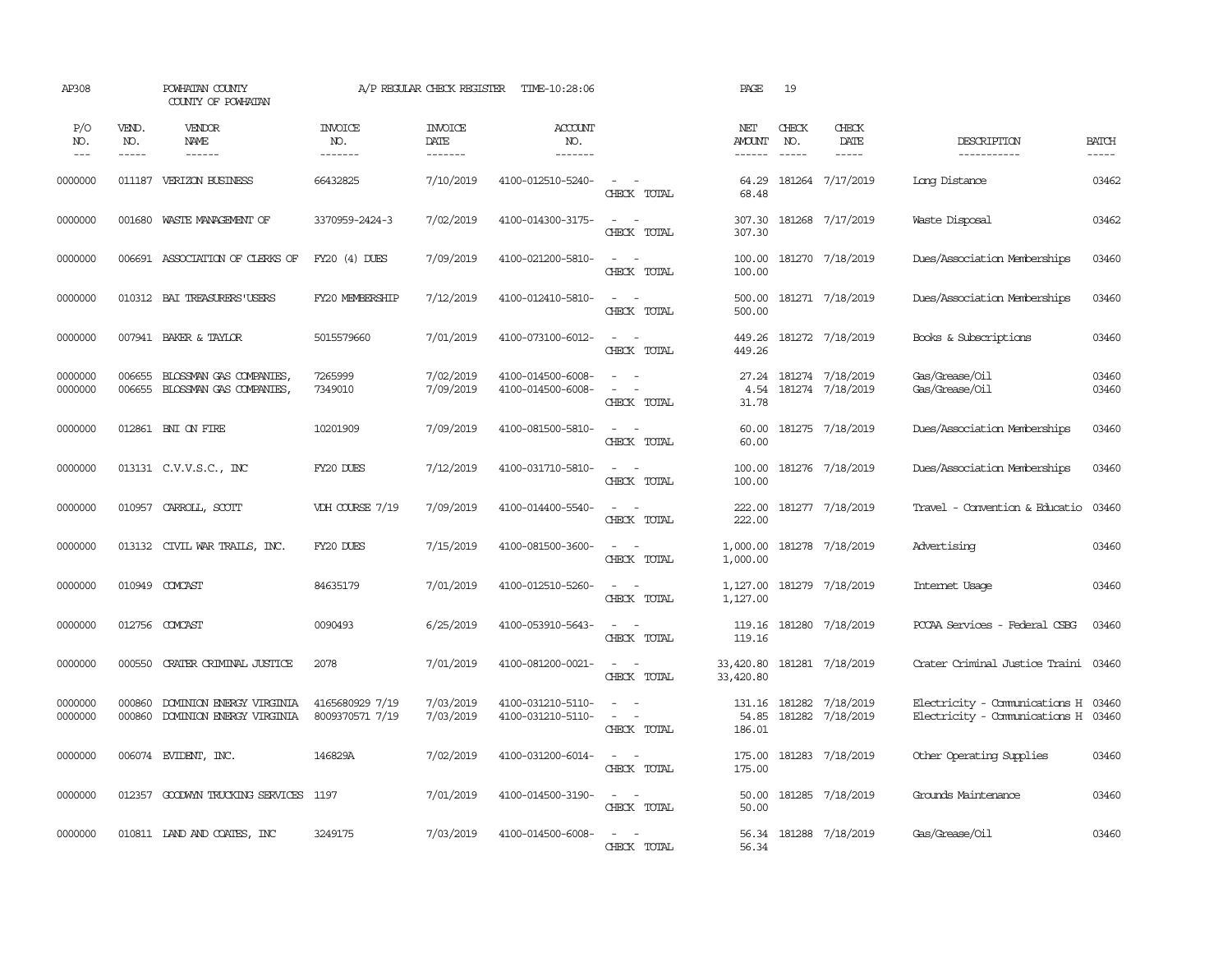AP308 POWHATAN COUNTY A/P REGULAR CHECK REGISTER TIME-10:28:06 PAGE 19
COUNTY OF POWHATAN

| P/O NO. | VEND. NO. | VENDOR NAME | INVOICE NO. | INVOICE DATE | ACCOUNT NO. | | NET AMOUNT | CHECK NO. | CHECK DATE | DESCRIPTION | BATCH |
|---|---|---|---|---|---|---|---|---|---|---|---|
| 0000000 | 011187 | VERIZON BUSINESS | 66432825 | 7/10/2019 | 4100-012510-5240- | - - | 64.29 | 181264 | 7/17/2019 | Long Distance | 03462 |
| | | | | | | CHECK TOTAL | 68.48 | | | | |
| 0000000 | 001680 | WASTE MANAGEMENT OF | 3370959-2424-3 | 7/02/2019 | 4100-014300-3175- | - - | 307.30 | 181268 | 7/17/2019 | Waste Disposal | 03462 |
| | | | | | | CHECK TOTAL | 307.30 | | | | |
| 0000000 | 006691 | ASSOCIATION OF CLERKS OF | FY20 (4) DUES | 7/09/2019 | 4100-021200-5810- | - - | 100.00 | 181270 | 7/18/2019 | Dues/Association Memberships | 03460 |
| | | | | | | CHECK TOTAL | 100.00 | | | | |
| 0000000 | 010312 | BAI TREASURERS'USERS | FY20 MEMBERSHIP | 7/12/2019 | 4100-012410-5810- | - - | 500.00 | 181271 | 7/18/2019 | Dues/Association Memberships | 03460 |
| | | | | | | CHECK TOTAL | 500.00 | | | | |
| 0000000 | 007941 | BAKER & TAYLOR | 5015579660 | 7/01/2019 | 4100-073100-6012- | - - | 449.26 | 181272 | 7/18/2019 | Books & Subscriptions | 03460 |
| | | | | | | CHECK TOTAL | 449.26 | | | | |
| 0000000 | 006655 | BLOSSMAN GAS COMPANIES, | 7265999 | 7/02/2019 | 4100-014500-6008- | - - | 27.24 | 181274 | 7/18/2019 | Gas/Grease/Oil | 03460 |
| 0000000 | 006655 | BLOSSMAN GAS COMPANIES, | 7349010 | 7/09/2019 | 4100-014500-6008- | - - | 4.54 | 181274 | 7/18/2019 | Gas/Grease/Oil | 03460 |
| | | | | | | CHECK TOTAL | 31.78 | | | | |
| 0000000 | 012861 | BNI ON FIRE | 10201909 | 7/09/2019 | 4100-081500-5810- | - - | 60.00 | 181275 | 7/18/2019 | Dues/Association Memberships | 03460 |
| | | | | | | CHECK TOTAL | 60.00 | | | | |
| 0000000 | 013131 | C.V.V.S.C., INC | FY20 DUES | 7/12/2019 | 4100-031710-5810- | - - | 100.00 | 181276 | 7/18/2019 | Dues/Association Memberships | 03460 |
| | | | | | | CHECK TOTAL | 100.00 | | | | |
| 0000000 | 010957 | CARROLL, SCOTT | VDH COURSE 7/19 | 7/09/2019 | 4100-014400-5540- | - - | 222.00 | 181277 | 7/18/2019 | Travel - Convention & Educatio | 03460 |
| | | | | | | CHECK TOTAL | 222.00 | | | | |
| 0000000 | 013132 | CIVIL WAR TRAILS, INC. | FY20 DUES | 7/15/2019 | 4100-081500-3600- | - - | 1,000.00 | 181278 | 7/18/2019 | Advertising | 03460 |
| | | | | | | CHECK TOTAL | 1,000.00 | | | | |
| 0000000 | 010949 | COMCAST | 84635179 | 7/01/2019 | 4100-012510-5260- | - - | 1,127.00 | 181279 | 7/18/2019 | Internet Usage | 03460 |
| | | | | | | CHECK TOTAL | 1,127.00 | | | | |
| 0000000 | 012756 | COMCAST | 0090493 | 6/25/2019 | 4100-053910-5643- | - - | 119.16 | 181280 | 7/18/2019 | PCCAA Services - Federal CSBG | 03460 |
| | | | | | | CHECK TOTAL | 119.16 | | | | |
| 0000000 | 000550 | CRATER CRIMINAL JUSTICE | 2078 | 7/01/2019 | 4100-081200-0021- | - - | 33,420.80 | 181281 | 7/18/2019 | Crater Criminal Justice Traini | 03460 |
| | | | | | | CHECK TOTAL | 33,420.80 | | | | |
| 0000000 | 000860 | DOMINION ENERGY VIRGINIA | 4165680929 7/19 | 7/03/2019 | 4100-031210-5110- | - - | 131.16 | 181282 | 7/18/2019 | Electricity - Communications H | 03460 |
| 0000000 | 000860 | DOMINION ENERGY VIRGINIA | 8009370571 7/19 | 7/03/2019 | 4100-031210-5110- | - - | 54.85 | 181282 | 7/18/2019 | Electricity - Communications H | 03460 |
| | | | | | | CHECK TOTAL | 186.01 | | | | |
| 0000000 | 006074 | EVIDENT, INC. | 146829A | 7/02/2019 | 4100-031200-6014- | - - | 175.00 | 181283 | 7/18/2019 | Other Operating Supplies | 03460 |
| | | | | | | CHECK TOTAL | 175.00 | | | | |
| 0000000 | 012357 | GOODWYN TRUCKING SERVICES | 1197 | 7/01/2019 | 4100-014500-3190- | - - | 50.00 | 181285 | 7/18/2019 | Grounds Maintenance | 03460 |
| | | | | | | CHECK TOTAL | 50.00 | | | | |
| 0000000 | 010811 | LAND AND COATES, INC | 3249175 | 7/03/2019 | 4100-014500-6008- | - - | 56.34 | 181288 | 7/18/2019 | Gas/Grease/Oil | 03460 |
| | | | | | | CHECK TOTAL | 56.34 | | | | |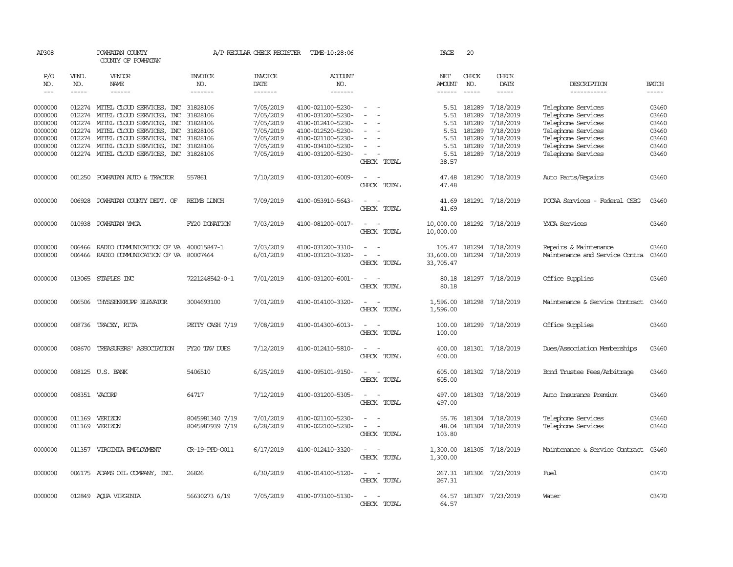AP308 POWHATAN COUNTY A/P REGULAR CHECK REGISTER TIME-10:28:06 PAGE 20
COUNTY OF POWHATAN

| P/O NO. | VEND. NO. | VENDOR NAME | INVOICE NO. | INVOICE DATE | ACCOUNT NO. | | NET AMOUNT | CHECK NO. | CHECK DATE | DESCRIPTION | BATCH |
|---|---|---|---|---|---|---|---|---|---|---|---|
| 0000000 | 012274 | MITEL CLOUD SERVICES, INC | 31828106 | 7/05/2019 | 4100-021100-5230- | - - | 5.51 | 181289 | 7/18/2019 | Telephone Services | 03460 |
| 0000000 | 012274 | MITEL CLOUD SERVICES, INC | 31828106 | 7/05/2019 | 4100-031200-5230- | - - | 5.51 | 181289 | 7/18/2019 | Telephone Services | 03460 |
| 0000000 | 012274 | MITEL CLOUD SERVICES, INC | 31828106 | 7/05/2019 | 4100-012410-5230- | - - | 5.51 | 181289 | 7/18/2019 | Telephone Services | 03460 |
| 0000000 | 012274 | MITEL CLOUD SERVICES, INC | 31828106 | 7/05/2019 | 4100-012520-5230- | - - | 5.51 | 181289 | 7/18/2019 | Telephone Services | 03460 |
| 0000000 | 012274 | MITEL CLOUD SERVICES, INC | 31828106 | 7/05/2019 | 4100-021100-5230- | - - | 5.51 | 181289 | 7/18/2019 | Telephone Services | 03460 |
| 0000000 | 012274 | MITEL CLOUD SERVICES, INC | 31828106 | 7/05/2019 | 4100-034100-5230- | - - | 5.51 | 181289 | 7/18/2019 | Telephone Services | 03460 |
| 0000000 | 012274 | MITEL CLOUD SERVICES, INC | 31828106 | 7/05/2019 | 4100-031200-5230- | - - | 5.51 | 181289 | 7/18/2019 | Telephone Services | 03460 |
| | | | | | | CHECK TOTAL | 38.57 | | | | |
| 0000000 | 001250 | POWHATAN AUTO & TRACTOR | 557861 | 7/10/2019 | 4100-031200-6009- | - - | 47.48 | 181290 | 7/18/2019 | Auto Parts/Repairs | 03460 |
| | | | | | | CHECK TOTAL | 47.48 | | | | |
| 0000000 | 006928 | POWHATAN COUNTY DEPT. OF | REIMB LUNCH | 7/09/2019 | 4100-053910-5643- | - - | 41.69 | 181291 | 7/18/2019 | PCCAA Services - Federal CSBG | 03460 |
| | | | | | | CHECK TOTAL | 41.69 | | | | |
| 0000000 | 010938 | POWHATAN YMCA | FY20 DONATION | 7/03/2019 | 4100-081200-0017- | - - | 10,000.00 | 181292 | 7/18/2019 | YMCA Services | 03460 |
| | | | | | | CHECK TOTAL | 10,000.00 | | | | |
| 0000000 | 006466 | RADIO COMMUNICATION OF VA | 400015847-1 | 7/03/2019 | 4100-031200-3310- | - - | 105.47 | 181294 | 7/18/2019 | Repairs & Maintenance | 03460 |
| 0000000 | 006466 | RADIO COMMUNICATION OF VA | 80007464 | 6/01/2019 | 4100-031210-3320- | - - | 33,600.00 | 181294 | 7/18/2019 | Maintenance and Service Contra | 03460 |
| | | | | | | CHECK TOTAL | 33,705.47 | | | | |
| 0000000 | 013065 | STAPLES INC | 7221248542-0-1 | 7/01/2019 | 4100-031200-6001- | - - | 80.18 | 181297 | 7/18/2019 | Office Supplies | 03460 |
| | | | | | | CHECK TOTAL | 80.18 | | | | |
| 0000000 | 006506 | THYSSENKRUPP ELEVATOR | 3004693100 | 7/01/2019 | 4100-014100-3320- | - - | 1,596.00 | 181298 | 7/18/2019 | Maintenance & Service Contract | 03460 |
| | | | | | | CHECK TOTAL | 1,596.00 | | | | |
| 0000000 | 008736 | TRACEY, RITA | PETTY CASH 7/19 | 7/08/2019 | 4100-014300-6013- | - - | 100.00 | 181299 | 7/18/2019 | Office Supplies | 03460 |
| | | | | | | CHECK TOTAL | 100.00 | | | | |
| 0000000 | 008670 | TREASURERS' ASSOCIATION | FY20 TAV DUES | 7/12/2019 | 4100-012410-5810- | - - | 400.00 | 181301 | 7/18/2019 | Dues/Association Memberships | 03460 |
| | | | | | | CHECK TOTAL | 400.00 | | | | |
| 0000000 | 008125 | U.S. BANK | 5406510 | 6/25/2019 | 4100-095101-9150- | - - | 605.00 | 181302 | 7/18/2019 | Bond Trustee Fees/Arbitrage | 03460 |
| | | | | | | CHECK TOTAL | 605.00 | | | | |
| 0000000 | 008351 | VACORP | 64717 | 7/12/2019 | 4100-031200-5305- | - - | 497.00 | 181303 | 7/18/2019 | Auto Insurance Premium | 03460 |
| | | | | | | CHECK TOTAL | 497.00 | | | | |
| 0000000 | 011169 | VERIZON | 8045981340 7/19 | 7/01/2019 | 4100-021100-5230- | - - | 55.76 | 181304 | 7/18/2019 | Telephone Services | 03460 |
| 0000000 | 011169 | VERIZON | 8045987939 7/19 | 6/28/2019 | 4100-022100-5230- | - - | 48.04 | 181304 | 7/18/2019 | Telephone Services | 03460 |
| | | | | | | CHECK TOTAL | 103.80 | | | | |
| 0000000 | 011357 | VIRGINIA EMPLOYMENT | CR-19-PPD-0011 | 6/17/2019 | 4100-012410-3320- | - - | 1,300.00 | 181305 | 7/18/2019 | Maintenance & Service Contract | 03460 |
| | | | | | | CHECK TOTAL | 1,300.00 | | | | |
| 0000000 | 006175 | ADAMS OIL COMPANY, INC. | 26826 | 6/30/2019 | 4100-014100-5120- | - - | 267.31 | 181306 | 7/23/2019 | Fuel | 03470 |
| | | | | | | CHECK TOTAL | 267.31 | | | | |
| 0000000 | 012849 | AQUA VIRGINIA | 56630273 6/19 | 7/05/2019 | 4100-073100-5130- | - - | 64.57 | 181307 | 7/23/2019 | Water | 03470 |
| | | | | | | CHECK TOTAL | 64.57 | | | | |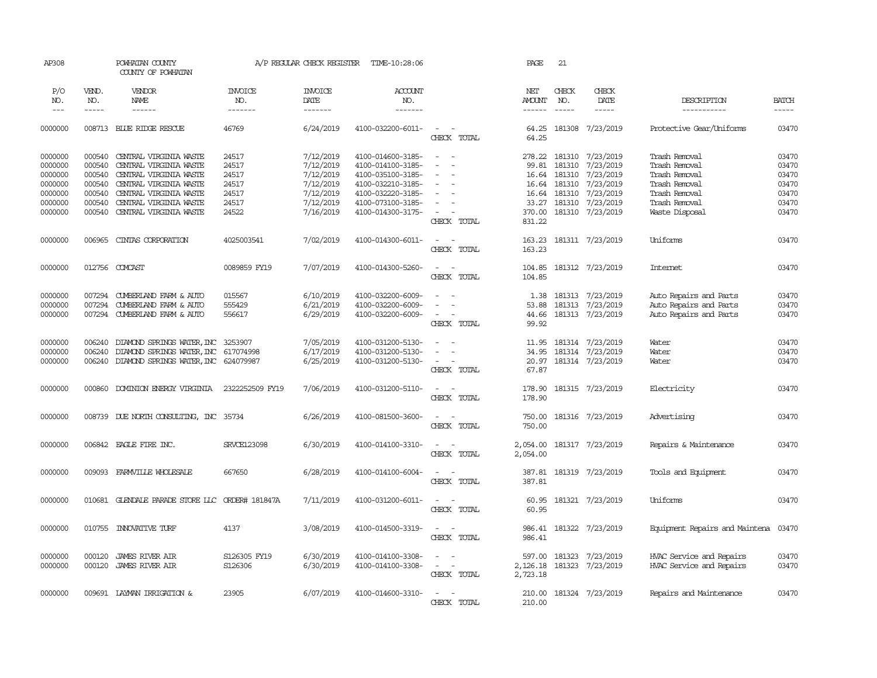AP308 POWHATAN COUNTY A/P REGULAR CHECK REGISTER TIME-10:28:06 PAGE 21
COUNTY OF POWHATAN

| P/O NO. | VEND. NO. | VENDOR NAME | INVOICE NO. | INVOICE DATE | ACCOUNT NO. | | NET AMOUNT | CHECK NO. | CHECK DATE | DESCRIPTION | BATCH |
|---|---|---|---|---|---|---|---|---|---|---|---|
| 0000000 | 008713 | BLUE RIDGE RESCUE | 46769 | 6/24/2019 | 4100-032200-6011- | - - | 64.25 | 181308 | 7/23/2019 | Protective Gear/Uniforms | 03470 |
| | | | | | | CHECK TOTAL | 64.25 | | | | |
| 0000000 | 000540 | CENTRAL VIRGINIA WASTE | 24517 | 7/12/2019 | 4100-014600-3185- | - - | 278.22 | 181310 | 7/23/2019 | Trash Removal | 03470 |
| 0000000 | 000540 | CENTRAL VIRGINIA WASTE | 24517 | 7/12/2019 | 4100-014100-3185- | - - | 99.81 | 181310 | 7/23/2019 | Trash Removal | 03470 |
| 0000000 | 000540 | CENTRAL VIRGINIA WASTE | 24517 | 7/12/2019 | 4100-035100-3185- | - - | 16.64 | 181310 | 7/23/2019 | Trash Removal | 03470 |
| 0000000 | 000540 | CENTRAL VIRGINIA WASTE | 24517 | 7/12/2019 | 4100-032210-3185- | - - | 16.64 | 181310 | 7/23/2019 | Trash Removal | 03470 |
| 0000000 | 000540 | CENTRAL VIRGINIA WASTE | 24517 | 7/12/2019 | 4100-032220-3185- | - - | 16.64 | 181310 | 7/23/2019 | Trash Removal | 03470 |
| 0000000 | 000540 | CENTRAL VIRGINIA WASTE | 24517 | 7/12/2019 | 4100-073100-3185- | - - | 33.27 | 181310 | 7/23/2019 | Trash Removal | 03470 |
| 0000000 | 000540 | CENTRAL VIRGINIA WASTE | 24522 | 7/16/2019 | 4100-014300-3175- | - - | 370.00 | 181310 | 7/23/2019 | Waste Disposal | 03470 |
| | | | | | | CHECK TOTAL | 831.22 | | | | |
| 0000000 | 006965 | CINTAS CORPORATION | 4025003541 | 7/02/2019 | 4100-014300-6011- | - - | 163.23 | 181311 | 7/23/2019 | Uniforms | 03470 |
| | | | | | | CHECK TOTAL | 163.23 | | | | |
| 0000000 | 012756 | COMCAST | 0089859 FY19 | 7/07/2019 | 4100-014300-5260- | - - | 104.85 | 181312 | 7/23/2019 | Internet | 03470 |
| | | | | | | CHECK TOTAL | 104.85 | | | | |
| 0000000 | 007294 | CUMBERLAND FARM & AUTO | 015567 | 6/10/2019 | 4100-032200-6009- | - - | 1.38 | 181313 | 7/23/2019 | Auto Repairs and Parts | 03470 |
| 0000000 | 007294 | CUMBERLAND FARM & AUTO | 555429 | 6/21/2019 | 4100-032200-6009- | - - | 53.88 | 181313 | 7/23/2019 | Auto Repairs and Parts | 03470 |
| 0000000 | 007294 | CUMBERLAND FARM & AUTO | 556617 | 6/29/2019 | 4100-032200-6009- | - - | 44.66 | 181313 | 7/23/2019 | Auto Repairs and Parts | 03470 |
| | | | | | | CHECK TOTAL | 99.92 | | | | |
| 0000000 | 006240 | DIAMOND SPRINGS WATER, INC | 3253907 | 7/05/2019 | 4100-031200-5130- | - - | 11.95 | 181314 | 7/23/2019 | Water | 03470 |
| 0000000 | 006240 | DIAMOND SPRINGS WATER, INC | 617074998 | 6/17/2019 | 4100-031200-5130- | - - | 34.95 | 181314 | 7/23/2019 | Water | 03470 |
| 0000000 | 006240 | DIAMOND SPRINGS WATER, INC | 624079987 | 6/25/2019 | 4100-031200-5130- | - - | 20.97 | 181314 | 7/23/2019 | Water | 03470 |
| | | | | | | CHECK TOTAL | 67.87 | | | | |
| 0000000 | 000860 | DOMINION ENERGY VIRGINIA | 2322252509 FY19 | 7/06/2019 | 4100-031200-5110- | - - | 178.90 | 181315 | 7/23/2019 | Electricity | 03470 |
| | | | | | | CHECK TOTAL | 178.90 | | | | |
| 0000000 | 008739 | DUE NORTH CONSULTING, INC | 35734 | 6/26/2019 | 4100-081500-3600- | - - | 750.00 | 181316 | 7/23/2019 | Advertising | 03470 |
| | | | | | | CHECK TOTAL | 750.00 | | | | |
| 0000000 | 006842 | EAGLE FIRE INC. | SRVCE123098 | 6/30/2019 | 4100-014100-3310- | - - | 2,054.00 | 181317 | 7/23/2019 | Repairs & Maintenance | 03470 |
| | | | | | | CHECK TOTAL | 2,054.00 | | | | |
| 0000000 | 009093 | FARMVILLE WHOLESALE | 667650 | 6/28/2019 | 4100-014100-6004- | - - | 387.81 | 181319 | 7/23/2019 | Tools and Equipment | 03470 |
| | | | | | | CHECK TOTAL | 387.81 | | | | |
| 0000000 | 010681 | GLENDALE PARADE STORE LLC | ORDER# 181847A | 7/11/2019 | 4100-031200-6011- | - - | 60.95 | 181321 | 7/23/2019 | Uniforms | 03470 |
| | | | | | | CHECK TOTAL | 60.95 | | | | |
| 0000000 | 010755 | INNOVATIVE TURF | 4137 | 3/08/2019 | 4100-014500-3319- | - - | 986.41 | 181322 | 7/23/2019 | Equipment Repairs and Maintena | 03470 |
| | | | | | | CHECK TOTAL | 986.41 | | | | |
| 0000000 | 000120 | JAMES RIVER AIR | S126305 FY19 | 6/30/2019 | 4100-014100-3308- | - - | 597.00 | 181323 | 7/23/2019 | HVAC Service and Repairs | 03470 |
| 0000000 | 000120 | JAMES RIVER AIR | S126306 | 6/30/2019 | 4100-014100-3308- | - - | 2,126.18 | 181323 | 7/23/2019 | HVAC Service and Repairs | 03470 |
| | | | | | | CHECK TOTAL | 2,723.18 | | | | |
| 0000000 | 009691 | LAYMAN IRRIGATION & | 23905 | 6/07/2019 | 4100-014600-3310- | - - | 210.00 | 181324 | 7/23/2019 | Repairs and Maintenance | 03470 |
| | | | | | | CHECK TOTAL | 210.00 | | | | |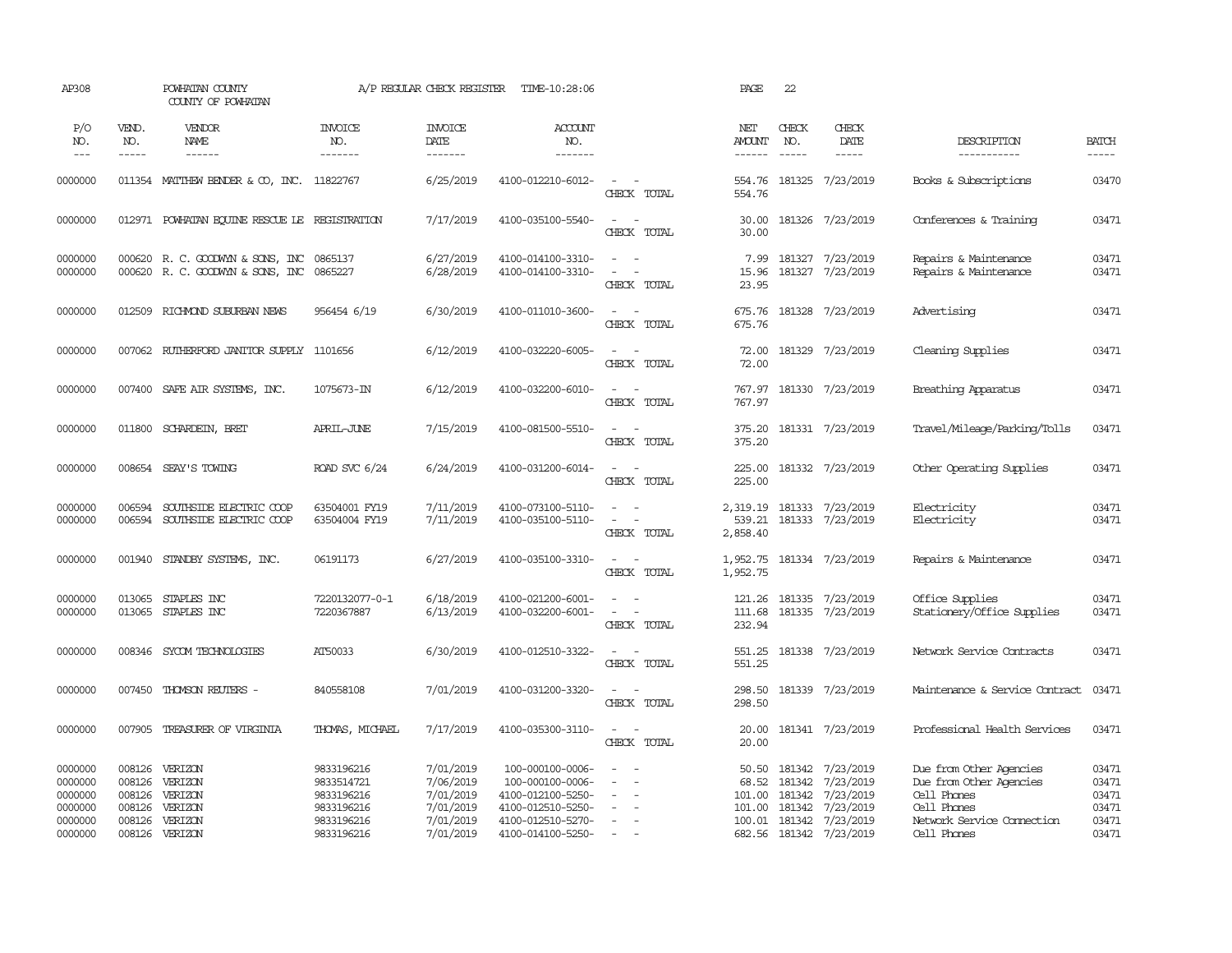AP308 POWHATAN COUNTY A/P REGULAR CHECK REGISTER TIME-10:28:06 PAGE 22
COUNTY OF POWHATAN

| P/O NO. | VEND. NO. | VENDOR NAME | INVOICE NO. | INVOICE DATE | ACCOUNT NO. | | NET AMOUNT | CHECK NO. | CHECK DATE | DESCRIPTION | BATCH |
|---|---|---|---|---|---|---|---|---|---|---|---|
| 0000000 | 011354 | MATTHEW BENDER & CO, INC. | 11822767 | 6/25/2019 | 4100-012210-6012- | - - | 554.76 | 181325 | 7/23/2019 | Books & Subscriptions | 03470 |
| | | | | | | CHECK TOTAL | 554.76 | | | | |
| 0000000 | 012971 | POWHATAN EQUINE RESCUE LE | REGISTRATION | 7/17/2019 | 4100-035100-5540- | - - | 30.00 | 181326 | 7/23/2019 | Conferences & Training | 03471 |
| | | | | | | CHECK TOTAL | 30.00 | | | | |
| 0000000 | 000620 | R. C. GOODWYN & SONS, INC | 0865137 | 6/27/2019 | 4100-014100-3310- | - - | 7.99 | 181327 | 7/23/2019 | Repairs & Maintenance | 03471 |
| 0000000 | 000620 | R. C. GOODWYN & SONS, INC | 0865227 | 6/28/2019 | 4100-014100-3310- | - - | 15.96 | 181327 | 7/23/2019 | Repairs & Maintenance | 03471 |
| | | | | | | CHECK TOTAL | 23.95 | | | | |
| 0000000 | 012509 | RICHMOND SUBURBAN NEWS | 956454 6/19 | 6/30/2019 | 4100-011010-3600- | - - | 675.76 | 181328 | 7/23/2019 | Advertising | 03471 |
| | | | | | | CHECK TOTAL | 675.76 | | | | |
| 0000000 | 007062 | RUTHERFORD JANITOR SUPPLY | 1101656 | 6/12/2019 | 4100-032220-6005- | - - | 72.00 | 181329 | 7/23/2019 | Cleaning Supplies | 03471 |
| | | | | | | CHECK TOTAL | 72.00 | | | | |
| 0000000 | 007400 | SAFE AIR SYSTEMS, INC. | 1075673-IN | 6/12/2019 | 4100-032200-6010- | - - | 767.97 | 181330 | 7/23/2019 | Breathing Apparatus | 03471 |
| | | | | | | CHECK TOTAL | 767.97 | | | | |
| 0000000 | 011800 | SCHARDEIN, BRET | APRIL-JUNE | 7/15/2019 | 4100-081500-5510- | - - | 375.20 | 181331 | 7/23/2019 | Travel/Mileage/Parking/Tolls | 03471 |
| | | | | | | CHECK TOTAL | 375.20 | | | | |
| 0000000 | 008654 | SEAY'S TOWING | ROAD SVC 6/24 | 6/24/2019 | 4100-031200-6014- | - - | 225.00 | 181332 | 7/23/2019 | Other Operating Supplies | 03471 |
| | | | | | | CHECK TOTAL | 225.00 | | | | |
| 0000000 | 006594 | SOUTHSIDE ELECTRIC COOP | 63504001 FY19 | 7/11/2019 | 4100-073100-5110- | - - | 2,319.19 | 181333 | 7/23/2019 | Electricity | 03471 |
| 0000000 | 006594 | SOUTHSIDE ELECTRIC COOP | 63504004 FY19 | 7/11/2019 | 4100-035100-5110- | - - | 539.21 | 181333 | 7/23/2019 | Electricity | 03471 |
| | | | | | | CHECK TOTAL | 2,858.40 | | | | |
| 0000000 | 001940 | STANDBY SYSTEMS, INC. | 06191173 | 6/27/2019 | 4100-035100-3310- | - - | 1,952.75 | 181334 | 7/23/2019 | Repairs & Maintenance | 03471 |
| | | | | | | CHECK TOTAL | 1,952.75 | | | | |
| 0000000 | 013065 | STAPLES INC | 7220132077-0-1 | 6/18/2019 | 4100-021200-6001- | - - | 121.26 | 181335 | 7/23/2019 | Office Supplies | 03471 |
| 0000000 | 013065 | STAPLES INC | 7220367887 | 6/13/2019 | 4100-032200-6001- | - - | 111.68 | 181335 | 7/23/2019 | Stationery/Office Supplies | 03471 |
| | | | | | | CHECK TOTAL | 232.94 | | | | |
| 0000000 | 008346 | SYCOM TECHNOLOGIES | AT50033 | 6/30/2019 | 4100-012510-3322- | - - | 551.25 | 181338 | 7/23/2019 | Network Service Contracts | 03471 |
| | | | | | | CHECK TOTAL | 551.25 | | | | |
| 0000000 | 007450 | THOMSON REUTERS - | 840558108 | 7/01/2019 | 4100-031200-3320- | - - | 298.50 | 181339 | 7/23/2019 | Maintenance & Service Contract | 03471 |
| | | | | | | CHECK TOTAL | 298.50 | | | | |
| 0000000 | 007905 | TREASURER OF VIRGINIA | THOMAS, MICHAEL | 7/17/2019 | 4100-035300-3110- | - - | 20.00 | 181341 | 7/23/2019 | Professional Health Services | 03471 |
| | | | | | | CHECK TOTAL | 20.00 | | | | |
| 0000000 | 008126 | VERIZON | 9833196216 | 7/01/2019 | 100-000100-0006- | - - | 50.50 | 181342 | 7/23/2019 | Due from Other Agencies | 03471 |
| 0000000 | 008126 | VERIZON | 9833514721 | 7/06/2019 | 100-000100-0006- | - - | 68.52 | 181342 | 7/23/2019 | Due from Other Agencies | 03471 |
| 0000000 | 008126 | VERIZON | 9833196216 | 7/01/2019 | 4100-012100-5250- | - - | 101.00 | 181342 | 7/23/2019 | Cell Phones | 03471 |
| 0000000 | 008126 | VERIZON | 9833196216 | 7/01/2019 | 4100-012510-5250- | - - | 101.00 | 181342 | 7/23/2019 | Cell Phones | 03471 |
| 0000000 | 008126 | VERIZON | 9833196216 | 7/01/2019 | 4100-012510-5270- | - - | 100.01 | 181342 | 7/23/2019 | Network Service Connection | 03471 |
| 0000000 | 008126 | VERIZON | 9833196216 | 7/01/2019 | 4100-014100-5250- | - - | 682.56 | 181342 | 7/23/2019 | Cell Phones | 03471 |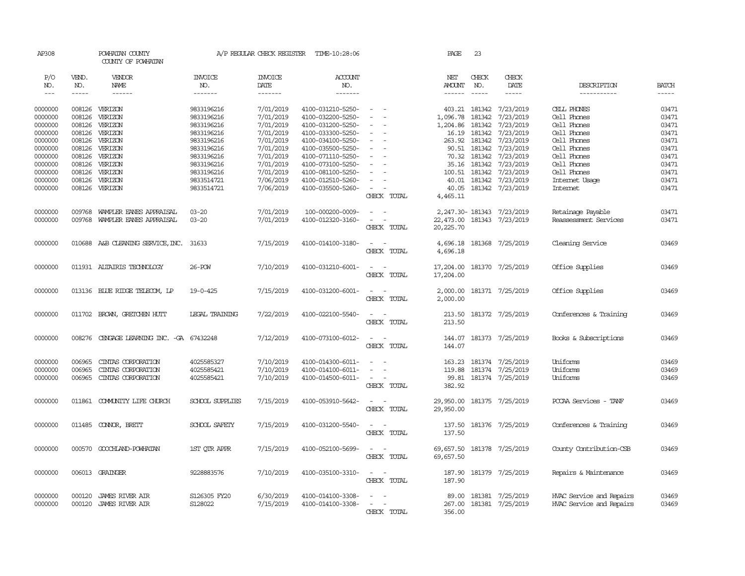AP308 POWHATAN COUNTY A/P REGULAR CHECK REGISTER TIME-10:28:06 PAGE 23
COUNTY OF POWHATAN

| P/O NO. | VEND. NO. | VENDOR NAME | INVOICE NO. | INVOICE DATE | ACCOUNT NO. | | NET AMOUNT | CHECK NO. | CHECK DATE | DESCRIPTION | BATCH |
|---|---|---|---|---|---|---|---|---|---|---|---|
| 0000000 | 008126 | VERIZON | 9833196216 | 7/01/2019 | 4100-031210-5250- | - - | 403.21 | 181342 | 7/23/2019 | CELL PHONES | 03471 |
| 0000000 | 008126 | VERIZON | 9833196216 | 7/01/2019 | 4100-032200-5250- | - - | 1,096.78 | 181342 | 7/23/2019 | Cell Phones | 03471 |
| 0000000 | 008126 | VERIZON | 9833196216 | 7/01/2019 | 4100-031200-5250- | - - | 1,204.86 | 181342 | 7/23/2019 | Cell Phones | 03471 |
| 0000000 | 008126 | VERIZON | 9833196216 | 7/01/2019 | 4100-033300-5250- | - - | 16.19 | 181342 | 7/23/2019 | Cell Phones | 03471 |
| 0000000 | 008126 | VERIZON | 9833196216 | 7/01/2019 | 4100-034100-5250- | - - | 263.92 | 181342 | 7/23/2019 | Cell Phones | 03471 |
| 0000000 | 008126 | VERIZON | 9833196216 | 7/01/2019 | 4100-035500-5250- | - - | 90.51 | 181342 | 7/23/2019 | Cell Phones | 03471 |
| 0000000 | 008126 | VERIZON | 9833196216 | 7/01/2019 | 4100-071110-5250- | - - | 70.32 | 181342 | 7/23/2019 | Cell Phones | 03471 |
| 0000000 | 008126 | VERIZON | 9833196216 | 7/01/2019 | 4100-073100-5250- | - - | 35.16 | 181342 | 7/23/2019 | Cell Phones | 03471 |
| 0000000 | 008126 | VERIZON | 9833196216 | 7/01/2019 | 4100-081100-5250- | - - | 100.51 | 181342 | 7/23/2019 | Cell Phones | 03471 |
| 0000000 | 008126 | VERIZON | 9833514721 | 7/06/2019 | 4100-012510-5260- | - - | 40.01 | 181342 | 7/23/2019 | Internet Usage | 03471 |
| 0000000 | 008126 | VERIZON | 9833514721 | 7/06/2019 | 4100-035500-5260- | - - | 40.05 | 181342 | 7/23/2019 | Internet | 03471 |
| | | | | | | CHECK TOTAL | 4,465.11 | | | | |
| 0000000 | 009768 | WAMPLER EANES APPRAISAL | 03-20 | 7/01/2019 | 100-000200-0009- | - - | 2,247.30- | 181343 | 7/23/2019 | Retainage Payable | 03471 |
| 0000000 | 009768 | WAMPLER EANES APPRAISAL | 03-20 | 7/01/2019 | 4100-012320-3160- | - - | 22,473.00 | 181343 | 7/23/2019 | Reassessment Services | 03471 |
| | | | | | | CHECK TOTAL | 20,225.70 | | | | |
| 0000000 | 010688 | A&B CLEANING SERVICE,INC. | 31633 | 7/15/2019 | 4100-014100-3180- | - - | 4,696.18 | 181368 | 7/25/2019 | Cleaning Service | 03469 |
| | | | | | | CHECK TOTAL | 4,696.18 | | | | |
| 0000000 | 011931 | ALTAIRIS TECHNOLOGY | 26-POW | 7/10/2019 | 4100-031210-6001- | - - | 17,204.00 | 181370 | 7/25/2019 | Office Supplies | 03469 |
| | | | | | | CHECK TOTAL | 17,204.00 | | | | |
| 0000000 | 013136 | BLUE RIDGE TELECOM, LP | 19-0-425 | 7/15/2019 | 4100-031200-6001- | - - | 2,000.00 | 181371 | 7/25/2019 | Office Supplies | 03469 |
| | | | | | | CHECK TOTAL | 2,000.00 | | | | |
| 0000000 | 011702 | BROWN, GRETCHEN HUTT | LEGAL TRAINING | 7/22/2019 | 4100-022100-5540- | - - | 213.50 | 181372 | 7/25/2019 | Conferences & Training | 03469 |
| | | | | | | CHECK TOTAL | 213.50 | | | | |
| 0000000 | 008276 | CENGAGE LEARNING INC. -GA | 67432248 | 7/12/2019 | 4100-073100-6012- | - - | 144.07 | 181373 | 7/25/2019 | Books & Subscriptions | 03469 |
| | | | | | | CHECK TOTAL | 144.07 | | | | |
| 0000000 | 006965 | CINTAS CORPORATION | 4025585327 | 7/10/2019 | 4100-014300-6011- | - - | 163.23 | 181374 | 7/25/2019 | Uniforms | 03469 |
| 0000000 | 006965 | CINTAS CORPORATION | 4025585421 | 7/10/2019 | 4100-014100-6011- | - - | 119.88 | 181374 | 7/25/2019 | Uniforms | 03469 |
| 0000000 | 006965 | CINTAS CORPORATION | 4025585421 | 7/10/2019 | 4100-014500-6011- | - - | 99.81 | 181374 | 7/25/2019 | Uniforms | 03469 |
| | | | | | | CHECK TOTAL | 382.92 | | | | |
| 0000000 | 011861 | COMMUNITY LIFE CHURCH | SCHOOL SUPPLIES | 7/15/2019 | 4100-053910-5642- | - - | 29,950.00 | 181375 | 7/25/2019 | PCCAA Services - TANF | 03469 |
| | | | | | | CHECK TOTAL | 29,950.00 | | | | |
| 0000000 | 011485 | CONNOR, BRETT | SCHOOL SAFETY | 7/15/2019 | 4100-031200-5540- | - - | 137.50 | 181376 | 7/25/2019 | Conferences & Training | 03469 |
| | | | | | | CHECK TOTAL | 137.50 | | | | |
| 0000000 | 000570 | GOOCHLAND-POWHATAN | 1ST QTR APPR | 7/15/2019 | 4100-052100-5699- | - - | 69,657.50 | 181378 | 7/25/2019 | County Contribution-CSB | 03469 |
| | | | | | | CHECK TOTAL | 69,657.50 | | | | |
| 0000000 | 006013 | GRAINGER | 9228883576 | 7/10/2019 | 4100-035100-3310- | - - | 187.90 | 181379 | 7/25/2019 | Repairs & Maintenance | 03469 |
| | | | | | | CHECK TOTAL | 187.90 | | | | |
| 0000000 | 000120 | JAMES RIVER AIR | S126305 FY20 | 6/30/2019 | 4100-014100-3308- | - - | 89.00 | 181381 | 7/25/2019 | HVAC Service and Repairs | 03469 |
| 0000000 | 000120 | JAMES RIVER AIR | S128022 | 7/15/2019 | 4100-014100-3308- | - - | 267.00 | 181381 | 7/25/2019 | HVAC Service and Repairs | 03469 |
| | | | | | | CHECK TOTAL | 356.00 | | | | |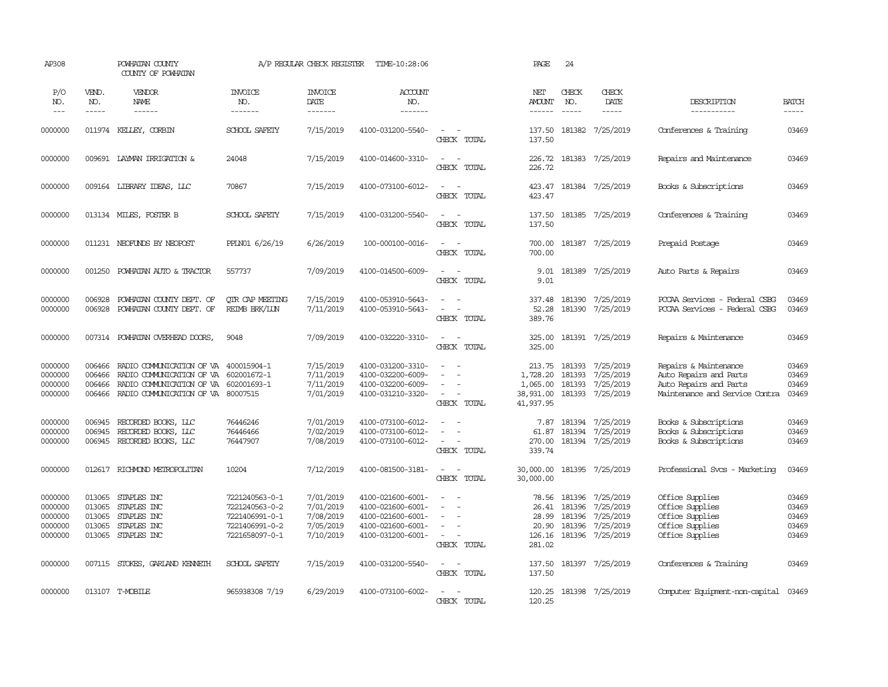AP308 POWHATAN COUNTY A/P REGULAR CHECK REGISTER TIME-10:28:06 PAGE 24

COUNTY OF POWHATAN

| P/O NO. | VEND. NO. | VENDOR NAME | INVOICE NO. | INVOICE DATE | ACCOUNT NO. | | NET AMOUNT | CHECK NO. | CHECK DATE | DESCRIPTION | BATCH |
|---|---|---|---|---|---|---|---|---|---|---|---|
| 0000000 | 011974 | KELLEY, CORBIN | SCHOOL SAFETY | 7/15/2019 | 4100-031200-5540- | - - | 137.50 | 181382 | 7/25/2019 | Conferences & Training | 03469 |
| | | | | | | CHECK TOTAL | 137.50 | | | | |
| 0000000 | 009691 | LAYMAN IRRIGATION & | 24048 | 7/15/2019 | 4100-014600-3310- | - - | 226.72 | 181383 | 7/25/2019 | Repairs and Maintenance | 03469 |
| | | | | | | CHECK TOTAL | 226.72 | | | | |
| 0000000 | 009164 | LIBRARY IDEAS, LLC | 70867 | 7/15/2019 | 4100-073100-6012- | - - | 423.47 | 181384 | 7/25/2019 | Books & Subscriptions | 03469 |
| | | | | | | CHECK TOTAL | 423.47 | | | | |
| 0000000 | 013134 | MILES, FOSTER B | SCHOOL SAFETY | 7/15/2019 | 4100-031200-5540- | - - | 137.50 | 181385 | 7/25/2019 | Conferences & Training | 03469 |
| | | | | | | CHECK TOTAL | 137.50 | | | | |
| 0000000 | 011231 | NEOFUNDS BY NEOPOST | PPLN01 6/26/19 | 6/26/2019 | 100-000100-0016- | - - | 700.00 | 181387 | 7/25/2019 | Prepaid Postage | 03469 |
| | | | | | | CHECK TOTAL | 700.00 | | | | |
| 0000000 | 001250 | POWHATAN AUTO & TRACTOR | 557737 | 7/09/2019 | 4100-014500-6009- | - - | 9.01 | 181389 | 7/25/2019 | Auto Parts & Repairs | 03469 |
| | | | | | | CHECK TOTAL | 9.01 | | | | |
| 0000000 | 006928 | POWHATAN COUNTY DEPT. OF | QTR CAP MEETING | 7/15/2019 | 4100-053910-5643- | - - | 337.48 | 181390 | 7/25/2019 | PCCAA Services - Federal CSBG | 03469 |
| 0000000 | 006928 | POWHATAN COUNTY DEPT. OF | REIMB BRK/LUN | 7/11/2019 | 4100-053910-5643- | - - | 52.28 | 181390 | 7/25/2019 | PCCAA Services - Federal CSBG | 03469 |
| | | | | | | CHECK TOTAL | 389.76 | | | | |
| 0000000 | 007314 | POWHATAN OVERHEAD DOORS, | 9048 | 7/09/2019 | 4100-032220-3310- | - - | 325.00 | 181391 | 7/25/2019 | Repairs & Maintenance | 03469 |
| | | | | | | CHECK TOTAL | 325.00 | | | | |
| 0000000 | 006466 | RADIO COMMUNICATION OF VA | 400015904-1 | 7/15/2019 | 4100-031200-3310- | - - | 213.75 | 181393 | 7/25/2019 | Repairs & Maintenance | 03469 |
| 0000000 | 006466 | RADIO COMMUNICATION OF VA | 602001672-1 | 7/11/2019 | 4100-032200-6009- | - - | 1,728.20 | 181393 | 7/25/2019 | Auto Repairs and Parts | 03469 |
| 0000000 | 006466 | RADIO COMMUNICATION OF VA | 602001693-1 | 7/11/2019 | 4100-032200-6009- | - - | 1,065.00 | 181393 | 7/25/2019 | Auto Repairs and Parts | 03469 |
| 0000000 | 006466 | RADIO COMMUNICATION OF VA | 80007515 | 7/01/2019 | 4100-031210-3320- | - - | 38,931.00 | 181393 | 7/25/2019 | Maintenance and Service Contra | 03469 |
| | | | | | | CHECK TOTAL | 41,937.95 | | | | |
| 0000000 | 006945 | RECORDED BOOKS, LLC | 76446246 | 7/01/2019 | 4100-073100-6012- | - - | 7.87 | 181394 | 7/25/2019 | Books & Subscriptions | 03469 |
| 0000000 | 006945 | RECORDED BOOKS, LLC | 76446466 | 7/02/2019 | 4100-073100-6012- | - - | 61.87 | 181394 | 7/25/2019 | Books & Subscriptions | 03469 |
| 0000000 | 006945 | RECORDED BOOKS, LLC | 76447907 | 7/08/2019 | 4100-073100-6012- | - - | 270.00 | 181394 | 7/25/2019 | Books & Subscriptions | 03469 |
| | | | | | | CHECK TOTAL | 339.74 | | | | |
| 0000000 | 012617 | RICHMOND METROPOLITAN | 10204 | 7/12/2019 | 4100-081500-3181- | - - | 30,000.00 | 181395 | 7/25/2019 | Professional Svcs - Marketing | 03469 |
| | | | | | | CHECK TOTAL | 30,000.00 | | | | |
| 0000000 | 013065 | STAPLES INC | 7221240563-0-1 | 7/01/2019 | 4100-021600-6001- | - - | 78.56 | 181396 | 7/25/2019 | Office Supplies | 03469 |
| 0000000 | 013065 | STAPLES INC | 7221240563-0-2 | 7/01/2019 | 4100-021600-6001- | - - | 26.41 | 181396 | 7/25/2019 | Office Supplies | 03469 |
| 0000000 | 013065 | STAPLES INC | 7221406991-0-1 | 7/08/2019 | 4100-021600-6001- | - - | 28.99 | 181396 | 7/25/2019 | Office Supplies | 03469 |
| 0000000 | 013065 | STAPLES INC | 7221406991-0-2 | 7/05/2019 | 4100-021600-6001- | - - | 20.90 | 181396 | 7/25/2019 | Office Supplies | 03469 |
| 0000000 | 013065 | STAPLES INC | 7221658097-0-1 | 7/10/2019 | 4100-031200-6001- | - - | 126.16 | 181396 | 7/25/2019 | Office Supplies | 03469 |
| | | | | | | CHECK TOTAL | 281.02 | | | | |
| 0000000 | 007115 | STOKES, GARLAND KENNETH | SCHOOL SAFETY | 7/15/2019 | 4100-031200-5540- | - - | 137.50 | 181397 | 7/25/2019 | Conferences & Training | 03469 |
| | | | | | | CHECK TOTAL | 137.50 | | | | |
| 0000000 | 013107 | T-MOBILE | 965938308 7/19 | 6/29/2019 | 4100-073100-6002- | - - | 120.25 | 181398 | 7/25/2019 | Computer Equipment-non-capital | 03469 |
| | | | | | | CHECK TOTAL | 120.25 | | | | |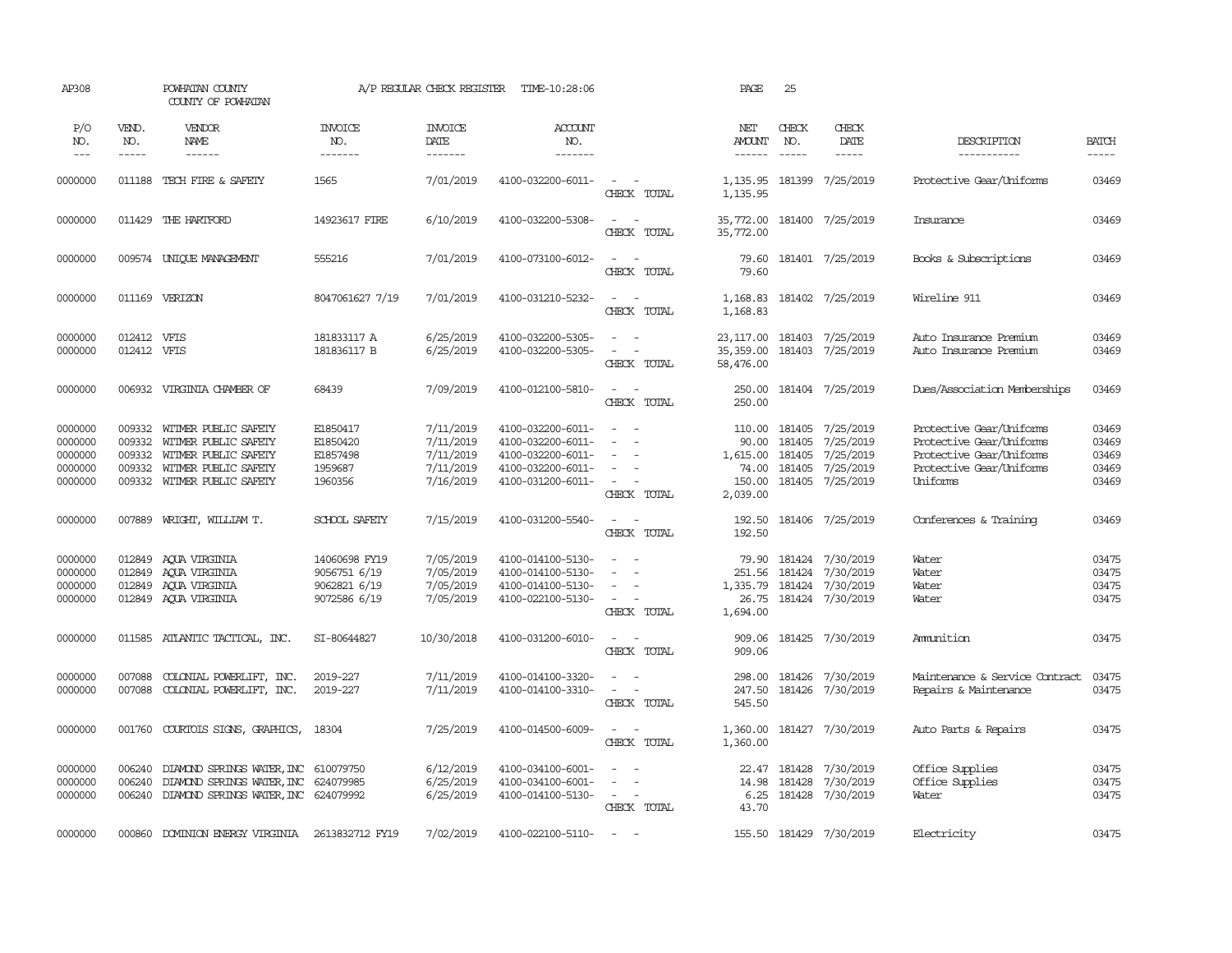AP308 POWHATAN COUNTY A/P REGULAR CHECK REGISTER TIME-10:28:06 PAGE 25
COUNTY OF POWHATAN

| P/O NO. | VEND. NO. | VENDOR NAME | INVOICE NO. | INVOICE DATE | ACCOUNT NO. | | NET AMOUNT | CHECK NO. | CHECK DATE | DESCRIPTION | BATCH |
|---|---|---|---|---|---|---|---|---|---|---|---|
| 0000000 | 011188 | TECH FIRE & SAFETY | 1565 | 7/01/2019 | 4100-032200-6011- | - - | 1,135.95 | 181399 | 7/25/2019 | Protective Gear/Uniforms | 03469 |
| | | | | | | CHECK TOTAL | 1,135.95 | | | | |
| 0000000 | 011429 | THE HARTFORD | 14923617 FIRE | 6/10/2019 | 4100-032200-5308- | - - | 35,772.00 | 181400 | 7/25/2019 | Insurance | 03469 |
| | | | | | | CHECK TOTAL | 35,772.00 | | | | |
| 0000000 | 009574 | UNIQUE MANAGEMENT | 555216 | 7/01/2019 | 4100-073100-6012- | - - | 79.60 | 181401 | 7/25/2019 | Books & Subscriptions | 03469 |
| | | | | | | CHECK TOTAL | 79.60 | | | | |
| 0000000 | 011169 | VERIZON | 8047061627 7/19 | 7/01/2019 | 4100-031210-5232- | - - | 1,168.83 | 181402 | 7/25/2019 | Wireline 911 | 03469 |
| | | | | | | CHECK TOTAL | 1,168.83 | | | | |
| 0000000 | 012412 | VFIS | 181833117 A | 6/25/2019 | 4100-032200-5305- | - - | 23,117.00 | 181403 | 7/25/2019 | Auto Insurance Premium | 03469 |
| 0000000 | 012412 | VFIS | 181836117 B | 6/25/2019 | 4100-032200-5305- | - - | 35,359.00 | 181403 | 7/25/2019 | Auto Insurance Premium | 03469 |
| | | | | | | CHECK TOTAL | 58,476.00 | | | | |
| 0000000 | 006932 | VIRGINIA CHAMBER OF | 68439 | 7/09/2019 | 4100-012100-5810- | - - | 250.00 | 181404 | 7/25/2019 | Dues/Association Memberships | 03469 |
| | | | | | | CHECK TOTAL | 250.00 | | | | |
| 0000000 | 009332 | WITMER PUBLIC SAFETY | E1850417 | 7/11/2019 | 4100-032200-6011- | - - | 110.00 | 181405 | 7/25/2019 | Protective Gear/Uniforms | 03469 |
| 0000000 | 009332 | WITMER PUBLIC SAFETY | E1850420 | 7/11/2019 | 4100-032200-6011- | - - | 90.00 | 181405 | 7/25/2019 | Protective Gear/Uniforms | 03469 |
| 0000000 | 009332 | WITMER PUBLIC SAFETY | E1857498 | 7/11/2019 | 4100-032200-6011- | - - | 1,615.00 | 181405 | 7/25/2019 | Protective Gear/Uniforms | 03469 |
| 0000000 | 009332 | WITMER PUBLIC SAFETY | 1959687 | 7/11/2019 | 4100-032200-6011- | - - | 74.00 | 181405 | 7/25/2019 | Protective Gear/Uniforms | 03469 |
| 0000000 | 009332 | WITMER PUBLIC SAFETY | 1960356 | 7/16/2019 | 4100-031200-6011- | - - | 150.00 | 181405 | 7/25/2019 | Uniforms | 03469 |
| | | | | | | CHECK TOTAL | 2,039.00 | | | | |
| 0000000 | 007889 | WRIGHT, WILLIAM T. | SCHOOL SAFETY | 7/15/2019 | 4100-031200-5540- | - - | 192.50 | 181406 | 7/25/2019 | Conferences & Training | 03469 |
| | | | | | | CHECK TOTAL | 192.50 | | | | |
| 0000000 | 012849 | AQUA VIRGINIA | 14060698 FY19 | 7/05/2019 | 4100-014100-5130- | - - | 79.90 | 181424 | 7/30/2019 | Water | 03475 |
| 0000000 | 012849 | AQUA VIRGINIA | 9056751 6/19 | 7/05/2019 | 4100-014100-5130- | - - | 251.56 | 181424 | 7/30/2019 | Water | 03475 |
| 0000000 | 012849 | AQUA VIRGINIA | 9062821 6/19 | 7/05/2019 | 4100-014100-5130- | - - | 1,335.79 | 181424 | 7/30/2019 | Water | 03475 |
| 0000000 | 012849 | AQUA VIRGINIA | 9072586 6/19 | 7/05/2019 | 4100-022100-5130- | - - | 26.75 | 181424 | 7/30/2019 | Water | 03475 |
| | | | | | | CHECK TOTAL | 1,694.00 | | | | |
| 0000000 | 011585 | ATLANTIC TACTICAL, INC. | SI-80644827 | 10/30/2018 | 4100-031200-6010- | - - | 909.06 | 181425 | 7/30/2019 | Ammunition | 03475 |
| | | | | | | CHECK TOTAL | 909.06 | | | | |
| 0000000 | 007088 | COLONIAL POWERLIFT, INC. | 2019-227 | 7/11/2019 | 4100-014100-3320- | - - | 298.00 | 181426 | 7/30/2019 | Maintenance & Service Contract | 03475 |
| 0000000 | 007088 | COLONIAL POWERLIFT, INC. | 2019-227 | 7/11/2019 | 4100-014100-3310- | - - | 247.50 | 181426 | 7/30/2019 | Repairs & Maintenance | 03475 |
| | | | | | | CHECK TOTAL | 545.50 | | | | |
| 0000000 | 001760 | COURTOIS SIGNS, GRAPHICS, | 18304 | 7/25/2019 | 4100-014500-6009- | - - | 1,360.00 | 181427 | 7/30/2019 | Auto Parts & Repairs | 03475 |
| | | | | | | CHECK TOTAL | 1,360.00 | | | | |
| 0000000 | 006240 | DIAMOND SPRINGS WATER, INC | 610079750 | 6/12/2019 | 4100-034100-6001- | - - | 22.47 | 181428 | 7/30/2019 | Office Supplies | 03475 |
| 0000000 | 006240 | DIAMOND SPRINGS WATER, INC | 624079985 | 6/25/2019 | 4100-034100-6001- | - - | 14.98 | 181428 | 7/30/2019 | Office Supplies | 03475 |
| 0000000 | 006240 | DIAMOND SPRINGS WATER, INC | 624079992 | 6/25/2019 | 4100-014100-5130- | - - | 6.25 | 181428 | 7/30/2019 | Water | 03475 |
| | | | | | | CHECK TOTAL | 43.70 | | | | |
| 0000000 | 000860 | DOMINION ENERGY VIRGINIA | 2613832712 FY19 | 7/02/2019 | 4100-022100-5110- | - - | 155.50 | 181429 | 7/30/2019 | Electricity | 03475 |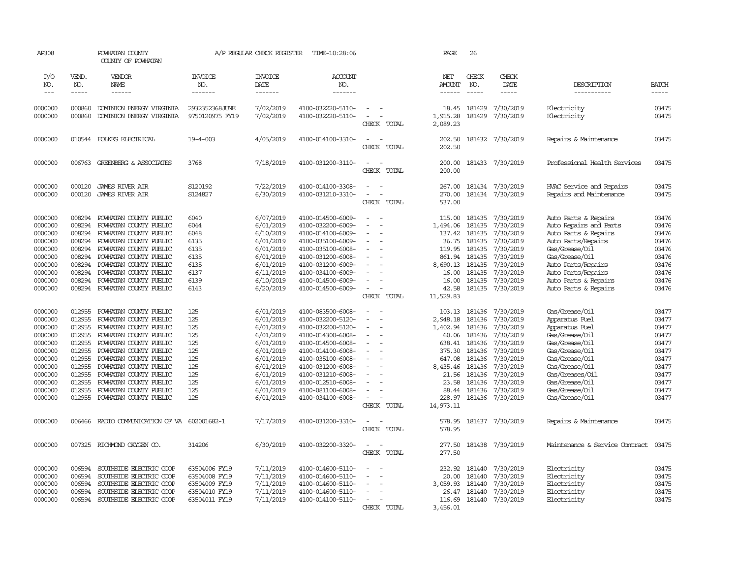AP308 POWHATAN COUNTY A/P REGULAR CHECK REGISTER TIME-10:28:06 PAGE 26
COUNTY OF POWHATAN

| P/O NO. | VEND. NO. | VENDOR NAME | INVOICE NO. | INVOICE DATE | ACCOUNT NO. | | NET AMOUNT | CHECK NO. | CHECK DATE | DESCRIPTION | BATCH |
|---|---|---|---|---|---|---|---|---|---|---|---|
| 0000000 | 000860 | DOMINION ENERGY VIRGINIA | 2932352368JUNE | 7/02/2019 | 4100-032220-5110- | - - | 18.45 | 181429 | 7/30/2019 | Electricity | 03475 |
| 0000000 | 000860 | DOMINION ENERGY VIRGINIA | 9750120975 FY19 | 7/02/2019 | 4100-032220-5110- | - - | 1,915.28 | 181429 | 7/30/2019 | Electricity | 03475 |
| | | | | | | CHECK TOTAL | 2,089.23 | | | | |
| 0000000 | 010544 | FOLKES ELECTRICAL | 19-4-003 | 4/05/2019 | 4100-014100-3310- | - - | 202.50 | 181432 | 7/30/2019 | Repairs & Maintenance | 03475 |
| | | | | | | CHECK TOTAL | 202.50 | | | | |
| 0000000 | 006763 | GREENBERG & ASSOCIATES | 3768 | 7/18/2019 | 4100-031200-3110- | - - | 200.00 | 181433 | 7/30/2019 | Professional Health Services | 03475 |
| | | | | | | CHECK TOTAL | 200.00 | | | | |
| 0000000 | 000120 | JAMES RIVER AIR | S120192 | 7/22/2019 | 4100-014100-3308- | - - | 267.00 | 181434 | 7/30/2019 | HVAC Service and Repairs | 03475 |
| 0000000 | 000120 | JAMES RIVER AIR | S124827 | 6/30/2019 | 4100-031210-3310- | - - | 270.00 | 181434 | 7/30/2019 | Repairs and Maintenance | 03475 |
| | | | | | | CHECK TOTAL | 537.00 | | | | |
| 0000000 | 008294 | POWHATAN COUNTY PUBLIC | 6040 | 6/07/2019 | 4100-014500-6009- | - - | 115.00 | 181435 | 7/30/2019 | Auto Parts & Repairs | 03476 |
| 0000000 | 008294 | POWHATAN COUNTY PUBLIC | 6044 | 6/01/2019 | 4100-032200-6009- | - - | 1,494.06 | 181435 | 7/30/2019 | Auto Repairs and Parts | 03476 |
| 0000000 | 008294 | POWHATAN COUNTY PUBLIC | 6048 | 6/10/2019 | 4100-014100-6009- | - - | 137.42 | 181435 | 7/30/2019 | Auto Parts & Repairs | 03476 |
| 0000000 | 008294 | POWHATAN COUNTY PUBLIC | 6135 | 6/01/2019 | 4100-035100-6009- | - - | 36.75 | 181435 | 7/30/2019 | Auto Parts/Repairs | 03476 |
| 0000000 | 008294 | POWHATAN COUNTY PUBLIC | 6135 | 6/01/2019 | 4100-035100-6008- | - - | 119.95 | 181435 | 7/30/2019 | Gas/Grease/Oil | 03476 |
| 0000000 | 008294 | POWHATAN COUNTY PUBLIC | 6135 | 6/01/2019 | 4100-031200-6008- | - - | 861.94 | 181435 | 7/30/2019 | Gas/Grease/Oil | 03476 |
| 0000000 | 008294 | POWHATAN COUNTY PUBLIC | 6135 | 6/01/2019 | 4100-031200-6009- | - - | 8,690.13 | 181435 | 7/30/2019 | Auto Parts/Repairs | 03476 |
| 0000000 | 008294 | POWHATAN COUNTY PUBLIC | 6137 | 6/11/2019 | 4100-034100-6009- | - - | 16.00 | 181435 | 7/30/2019 | Auto Parts/Repairs | 03476 |
| 0000000 | 008294 | POWHATAN COUNTY PUBLIC | 6139 | 6/10/2019 | 4100-014500-6009- | - - | 16.00 | 181435 | 7/30/2019 | Auto Parts & Repairs | 03476 |
| 0000000 | 008294 | POWHATAN COUNTY PUBLIC | 6143 | 6/20/2019 | 4100-014500-6009- | - - | 42.58 | 181435 | 7/30/2019 | Auto Parts & Repairs | 03476 |
| | | | | | | CHECK TOTAL | 11,529.83 | | | | |
| 0000000 | 012955 | POWHATAN COUNTY PUBLIC | 125 | 6/01/2019 | 4100-083500-6008- | - - | 103.13 | 181436 | 7/30/2019 | Gas/Grease/Oil | 03477 |
| 0000000 | 012955 | POWHATAN COUNTY PUBLIC | 125 | 6/01/2019 | 4100-032200-5120- | - - | 2,948.18 | 181436 | 7/30/2019 | Apparatus Fuel | 03477 |
| 0000000 | 012955 | POWHATAN COUNTY PUBLIC | 125 | 6/01/2019 | 4100-032200-5120- | - - | 1,402.94 | 181436 | 7/30/2019 | Apparatus Fuel | 03477 |
| 0000000 | 012955 | POWHATAN COUNTY PUBLIC | 125 | 6/01/2019 | 4100-014300-6008- | - - | 60.06 | 181436 | 7/30/2019 | Gas/Grease/Oil | 03477 |
| 0000000 | 012955 | POWHATAN COUNTY PUBLIC | 125 | 6/01/2019 | 4100-014500-6008- | - - | 638.41 | 181436 | 7/30/2019 | Gas/Grease/Oil | 03477 |
| 0000000 | 012955 | POWHATAN COUNTY PUBLIC | 125 | 6/01/2019 | 4100-014100-6008- | - - | 375.30 | 181436 | 7/30/2019 | Gas/Grease/Oil | 03477 |
| 0000000 | 012955 | POWHATAN COUNTY PUBLIC | 125 | 6/01/2019 | 4100-035100-6008- | - - | 647.08 | 181436 | 7/30/2019 | Gas/Grease/Oil | 03477 |
| 0000000 | 012955 | POWHATAN COUNTY PUBLIC | 125 | 6/01/2019 | 4100-031200-6008- | - - | 8,435.46 | 181436 | 7/30/2019 | Gas/Grease/Oil | 03477 |
| 0000000 | 012955 | POWHATAN COUNTY PUBLIC | 125 | 6/01/2019 | 4100-031210-6008- | - - | 21.56 | 181436 | 7/30/2019 | Gas/Greases/Oil | 03477 |
| 0000000 | 012955 | POWHATAN COUNTY PUBLIC | 125 | 6/01/2019 | 4100-012510-6008- | - - | 23.58 | 181436 | 7/30/2019 | Gas/Grease/Oil | 03477 |
| 0000000 | 012955 | POWHATAN COUNTY PUBLIC | 125 | 6/01/2019 | 4100-081100-6008- | - - | 88.44 | 181436 | 7/30/2019 | Gas/Grease/Oil | 03477 |
| 0000000 | 012955 | POWHATAN COUNTY PUBLIC | 125 | 6/01/2019 | 4100-034100-6008- | - - | 228.97 | 181436 | 7/30/2019 | Gas/Grease/Oil | 03477 |
| | | | | | | CHECK TOTAL | 14,973.11 | | | | |
| 0000000 | 006466 | RADIO COMMUNICATION OF VA | 602001682-1 | 7/17/2019 | 4100-031200-3310- | - - | 578.95 | 181437 | 7/30/2019 | Repairs & Maintenance | 03475 |
| | | | | | | CHECK TOTAL | 578.95 | | | | |
| 0000000 | 007325 | RICHMOND OXYGEN CO. | 314206 | 6/30/2019 | 4100-032200-3320- | - - | 277.50 | 181438 | 7/30/2019 | Maintenance & Service Contract | 03475 |
| | | | | | | CHECK TOTAL | 277.50 | | | | |
| 0000000 | 006594 | SOUTHSIDE ELECTRIC COOP | 63504006 FY19 | 7/11/2019 | 4100-014600-5110- | - - | 232.92 | 181440 | 7/30/2019 | Electricity | 03475 |
| 0000000 | 006594 | SOUTHSIDE ELECTRIC COOP | 63504008 FY19 | 7/11/2019 | 4100-014600-5110- | - - | 20.00 | 181440 | 7/30/2019 | Electricity | 03475 |
| 0000000 | 006594 | SOUTHSIDE ELECTRIC COOP | 63504009 FY19 | 7/11/2019 | 4100-014600-5110- | - - | 3,059.93 | 181440 | 7/30/2019 | Electricity | 03475 |
| 0000000 | 006594 | SOUTHSIDE ELECTRIC COOP | 63504010 FY19 | 7/11/2019 | 4100-014600-5110- | - - | 26.47 | 181440 | 7/30/2019 | Electricity | 03475 |
| 0000000 | 006594 | SOUTHSIDE ELECTRIC COOP | 63504011 FY19 | 7/11/2019 | 4100-014100-5110- | - - | 116.69 | 181440 | 7/30/2019 | Electricity | 03475 |
| | | | | | | CHECK TOTAL | 3,456.01 | | | | |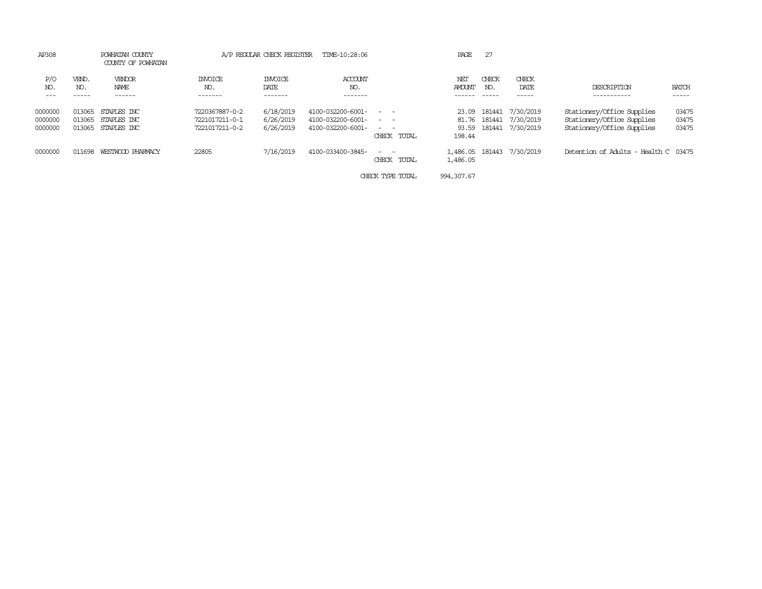AP308 POWHATAN COUNTY A/P REGULAR CHECK REGISTER TIME-10:28:06

COUNTY OF POWHATAN

| P/O NO. | VEND. NO. | VENDOR NAME | INVOICE NO. | INVOICE DATE | ACCOUNT NO. | | NET AMOUNT | CHECK NO. | CHECK DATE | DESCRIPTION | BATCH |
|---|---|---|---|---|---|---|---|---|---|---|---|
| 0000000 | 013065 | STAPLES INC | 7220367887-0-2 | 6/18/2019 | 4100-032200-6001- | - - | 23.09 | 181441 | 7/30/2019 | Stationery/Office Supplies | 03475 |
| 0000000 | 013065 | STAPLES INC | 7221017211-0-1 | 6/26/2019 | 4100-032200-6001- | - - | 81.76 | 181441 | 7/30/2019 | Stationery/Office Supplies | 03475 |
| 0000000 | 013065 | STAPLES INC | 7221017211-0-2 | 6/26/2019 | 4100-032200-6001- | - - | 93.59 | 181441 | 7/30/2019 | Stationery/Office Supplies | 03475 |
| | | | | | | CHECK TOTAL | 198.44 | | | | |
| 0000000 | 011698 | WESTWOOD PHARMACY | 22805 | 7/16/2019 | 4100-033400-3845- | - - | 1,486.05 | 181443 | 7/30/2019 | Detention of Adults - Health C | 03475 |
| | | | | | | CHECK TOTAL | 1,486.05 | | | | |
| | | | | | | CHECK TYPE TOTAL | 994,307.67 | | | | |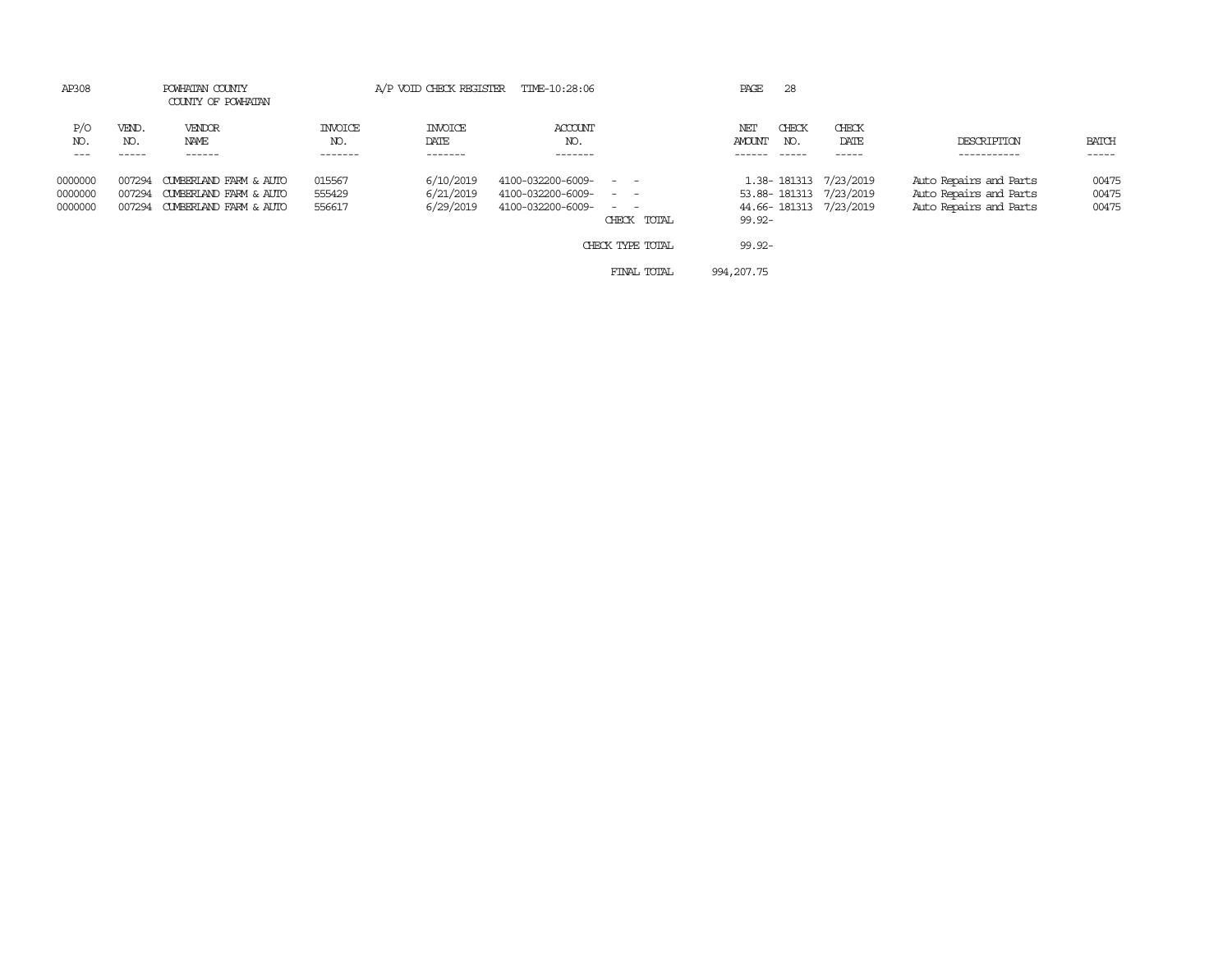AP308 POWHATAN COUNTY A/P VOID CHECK REGISTER TIME-10:28:06

COUNTY OF POWHATAN

| P/O NO. | VEND. NO. | VENDOR NAME | INVOICE NO. | INVOICE DATE | ACCOUNT NO. | | NET AMOUNT | CHECK NO. | CHECK DATE | DESCRIPTION | BATCH |
|---|---|---|---|---|---|---|---|---|---|---|---|
| 0000000 | 007294 | CUMBERLAND FARM & AUTO | 015567 | 6/10/2019 | 4100-032200-6009- | - - | 1.38- | 181313 | 7/23/2019 | Auto Repairs and Parts | 00475 |
| 0000000 | 007294 | CUMBERLAND FARM & AUTO | 555429 | 6/21/2019 | 4100-032200-6009- | - - | 53.88- | 181313 | 7/23/2019 | Auto Repairs and Parts | 00475 |
| 0000000 | 007294 | CUMBERLAND FARM & AUTO | 556617 | 6/29/2019 | 4100-032200-6009- | - - | 44.66- | 181313 | 7/23/2019 | Auto Repairs and Parts | 00475 |
| | | | | | | CHECK TOTAL | 99.92- | | | | |
| | | | | | | CHECK TYPE TOTAL | 99.92- | | | | |
| | | | | | | FINAL TOTAL | 994,207.75 | | | | |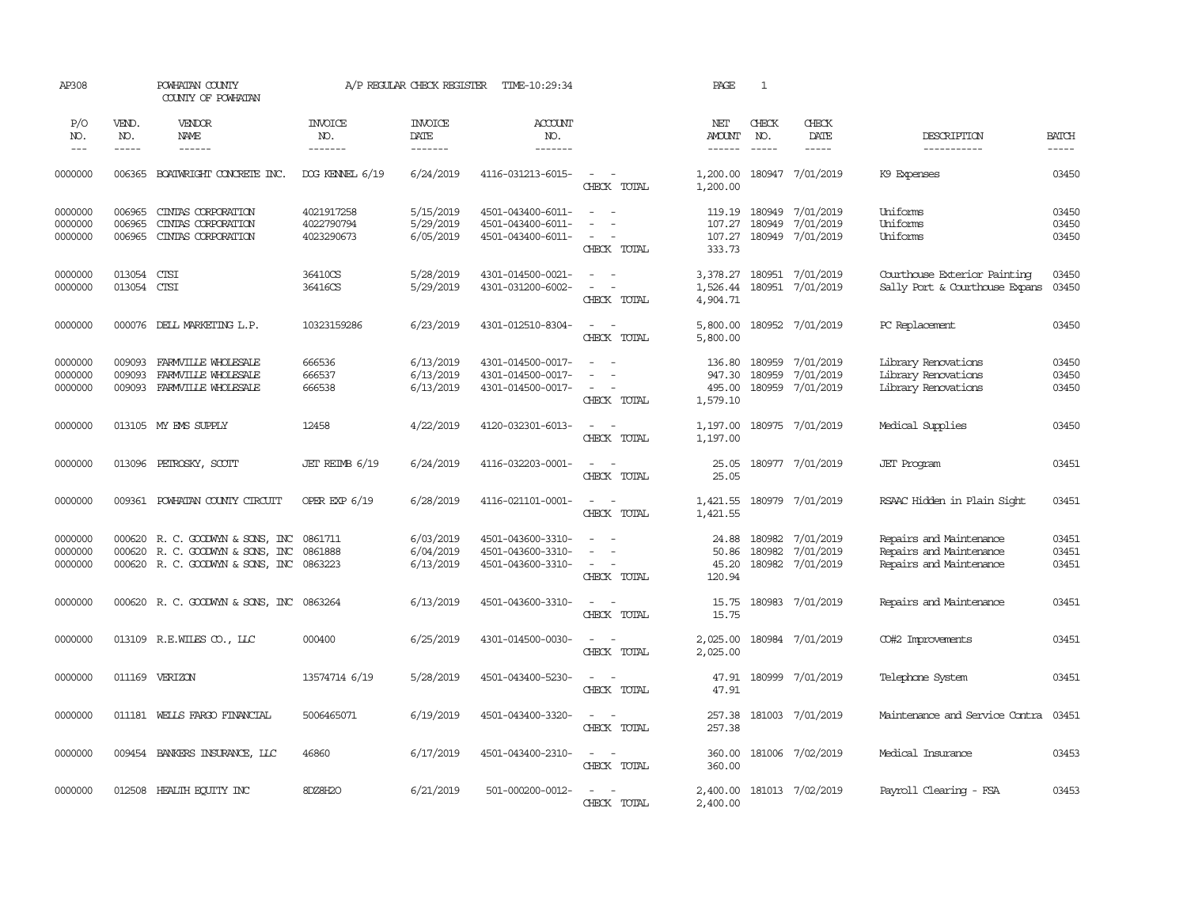AP308 POWHATAN COUNTY A/P REGULAR CHECK REGISTER TIME-10:29:34 PAGE 1

COUNTY OF POWHATAN

| P/O NO. | VEND. NO. | VENDOR NAME | INVOICE NO. | INVOICE DATE | ACCOUNT NO. | | NET AMOUNT | CHECK NO. | CHECK DATE | DESCRIPTION | BATCH |
|---|---|---|---|---|---|---|---|---|---|---|---|
| 0000000 | 006365 | BOATWRIGHT CONCRETE INC. | DOG KENNEL 6/19 | 6/24/2019 | 4116-031213-6015- | - - | 1,200.00 | 180947 | 7/01/2019 | K9 Expenses | 03450 |
| | | | | | | CHECK TOTAL | 1,200.00 | | | | |
| 0000000 | 006965 | CINTAS CORPORATION | 4021917258 | 5/15/2019 | 4501-043400-6011- | - - | 119.19 | 180949 | 7/01/2019 | Uniforms | 03450 |
| 0000000 | 006965 | CINTAS CORPORATION | 4022790794 | 5/29/2019 | 4501-043400-6011- | - - | 107.27 | 180949 | 7/01/2019 | Uniforms | 03450 |
| 0000000 | 006965 | CINTAS CORPORATION | 4023290673 | 6/05/2019 | 4501-043400-6011- | - - | 107.27 | 180949 | 7/01/2019 | Uniforms | 03450 |
| | | | | | | CHECK TOTAL | 333.73 | | | | |
| 0000000 | 013054 | CTSI | 36410CS | 5/28/2019 | 4301-014500-0021- | - - | 3,378.27 | 180951 | 7/01/2019 | Courthouse Exterior Painting | 03450 |
| 0000000 | 013054 | CTSI | 36416CS | 5/29/2019 | 4301-031200-6002- | - - | 1,526.44 | 180951 | 7/01/2019 | Sally Port & Courthouse Expans | 03450 |
| | | | | | | CHECK TOTAL | 4,904.71 | | | | |
| 0000000 | 000076 | DELL MARKETING L.P. | 10323159286 | 6/23/2019 | 4301-012510-8304- | - - | 5,800.00 | 180952 | 7/01/2019 | PC Replacement | 03450 |
| | | | | | | CHECK TOTAL | 5,800.00 | | | | |
| 0000000 | 009093 | FARMVILLE WHOLESALE | 666536 | 6/13/2019 | 4301-014500-0017- | - - | 136.80 | 180959 | 7/01/2019 | Library Renovations | 03450 |
| 0000000 | 009093 | FARMVILLE WHOLESALE | 666537 | 6/13/2019 | 4301-014500-0017- | - - | 947.30 | 180959 | 7/01/2019 | Library Renovations | 03450 |
| 0000000 | 009093 | FARMVILLE WHOLESALE | 666538 | 6/13/2019 | 4301-014500-0017- | - - | 495.00 | 180959 | 7/01/2019 | Library Renovations | 03450 |
| | | | | | | CHECK TOTAL | 1,579.10 | | | | |
| 0000000 | 013105 | MY EMS SUPPLY | 12458 | 4/22/2019 | 4120-032301-6013- | - - | 1,197.00 | 180975 | 7/01/2019 | Medical Supplies | 03450 |
| | | | | | | CHECK TOTAL | 1,197.00 | | | | |
| 0000000 | 013096 | PETROSKY, SCOTT | JET REIMB 6/19 | 6/24/2019 | 4116-032203-0001- | - - | 25.05 | 180977 | 7/01/2019 | JET Program | 03451 |
| | | | | | | CHECK TOTAL | 25.05 | | | | |
| 0000000 | 009361 | POWHATAN COUNTY CIRCUIT | OPER EXP 6/19 | 6/28/2019 | 4116-021101-0001- | - - | 1,421.55 | 180979 | 7/01/2019 | RSAAC Hidden in Plain Sight | 03451 |
| | | | | | | CHECK TOTAL | 1,421.55 | | | | |
| 0000000 | 000620 | R. C. GOODWYN & SONS, INC | 0861711 | 6/03/2019 | 4501-043600-3310- | - - | 24.88 | 180982 | 7/01/2019 | Repairs and Maintenance | 03451 |
| 0000000 | 000620 | R. C. GOODWYN & SONS, INC | 0861888 | 6/04/2019 | 4501-043600-3310- | - - | 50.86 | 180982 | 7/01/2019 | Repairs and Maintenance | 03451 |
| 0000000 | 000620 | R. C. GOODWYN & SONS, INC | 0863223 | 6/13/2019 | 4501-043600-3310- | - - | 45.20 | 180982 | 7/01/2019 | Repairs and Maintenance | 03451 |
| | | | | | | CHECK TOTAL | 120.94 | | | | |
| 0000000 | 000620 | R. C. GOODWYN & SONS, INC | 0863264 | 6/13/2019 | 4501-043600-3310- | - - | 15.75 | 180983 | 7/01/2019 | Repairs and Maintenance | 03451 |
| | | | | | | CHECK TOTAL | 15.75 | | | | |
| 0000000 | 013109 | R.E.WILES CO., LLC | 000400 | 6/25/2019 | 4301-014500-0030- | - - | 2,025.00 | 180984 | 7/01/2019 | CO#2 Improvements | 03451 |
| | | | | | | CHECK TOTAL | 2,025.00 | | | | |
| 0000000 | 011169 | VERIZON | 13574714 6/19 | 5/28/2019 | 4501-043400-5230- | - - | 47.91 | 180999 | 7/01/2019 | Telephone System | 03451 |
| | | | | | | CHECK TOTAL | 47.91 | | | | |
| 0000000 | 011181 | WELLS FARGO FINANCIAL | 5006465071 | 6/19/2019 | 4501-043400-3320- | - - | 257.38 | 181003 | 7/01/2019 | Maintenance and Service Contra | 03451 |
| | | | | | | CHECK TOTAL | 257.38 | | | | |
| 0000000 | 009454 | BANKERS INSURANCE, LLC | 46860 | 6/17/2019 | 4501-043400-2310- | - - | 360.00 | 181006 | 7/02/2019 | Medical Insurance | 03453 |
| | | | | | | CHECK TOTAL | 360.00 | | | | |
| 0000000 | 012508 | HEALTH EQUITY INC | 8DZ8H2O | 6/21/2019 | 501-000200-0012- | - - | 2,400.00 | 181013 | 7/02/2019 | Payroll Clearing - FSA | 03453 |
| | | | | | | CHECK TOTAL | 2,400.00 | | | | |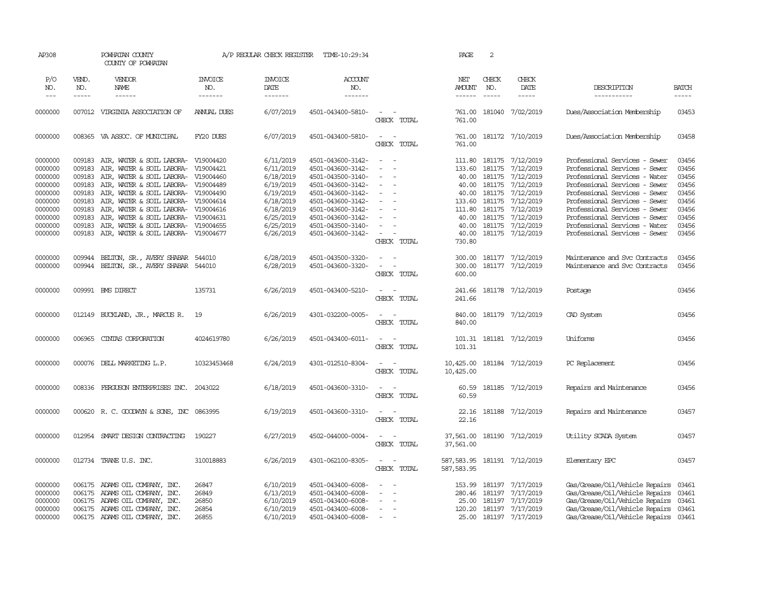AP308 POWHATAN COUNTY A/P REGULAR CHECK REGISTER TIME-10:29:34 PAGE 2

COUNTY OF POWHATAN

| P/O NO. | VEND. NO. | VENDOR NAME | INVOICE NO. | INVOICE DATE | ACCOUNT NO. | | NET AMOUNT | CHECK NO. | CHECK DATE | DESCRIPTION | BATCH |
|---|---|---|---|---|---|---|---|---|---|---|---|
| 0000000 | 007012 | VIRGINIA ASSOCIATION OF | ANNUAL DUES | 6/07/2019 | 4501-043400-5810- | - - | 761.00 | 181040 | 7/02/2019 | Dues/Association Membership | 03453 |
| | | | | | | CHECK TOTAL | 761.00 | | | | |
| 0000000 | 008365 | VA ASSOC. OF MUNICIPAL | FY20 DUES | 6/07/2019 | 4501-043400-5810- | - - | 761.00 | 181172 | 7/10/2019 | Dues/Association Membership | 03458 |
| | | | | | | CHECK TOTAL | 761.00 | | | | |
| 0000000 | 009183 | AIR, WATER & SOIL LABORA- | V19004420 | 6/11/2019 | 4501-043600-3142- | - - | 111.80 | 181175 | 7/12/2019 | Professional Services - Sewer | 03456 |
| 0000000 | 009183 | AIR, WATER & SOIL LABORA- | V19004421 | 6/11/2019 | 4501-043600-3142- | - - | 133.60 | 181175 | 7/12/2019 | Professional Services - Sewer | 03456 |
| 0000000 | 009183 | AIR, WATER & SOIL LABORA- | V19004460 | 6/18/2019 | 4501-043500-3140- | - - | 40.00 | 181175 | 7/12/2019 | Professional Services - Water | 03456 |
| 0000000 | 009183 | AIR, WATER & SOIL LABORA- | V19004489 | 6/19/2019 | 4501-043600-3142- | - - | 40.00 | 181175 | 7/12/2019 | Professional Services - Sewer | 03456 |
| 0000000 | 009183 | AIR, WATER & SOIL LABORA- | V19004490 | 6/19/2019 | 4501-043600-3142- | - - | 40.00 | 181175 | 7/12/2019 | Professional Services - Sewer | 03456 |
| 0000000 | 009183 | AIR, WATER & SOIL LABORA- | V19004614 | 6/18/2019 | 4501-043600-3142- | - - | 133.60 | 181175 | 7/12/2019 | Professional Services - Sewer | 03456 |
| 0000000 | 009183 | AIR, WATER & SOIL LABORA- | V19004616 | 6/18/2019 | 4501-043600-3142- | - - | 111.80 | 181175 | 7/12/2019 | Professional Services - Sewer | 03456 |
| 0000000 | 009183 | AIR, WATER & SOIL LABORA- | V19004631 | 6/25/2019 | 4501-043600-3142- | - - | 40.00 | 181175 | 7/12/2019 | Professional Services - Sewer | 03456 |
| 0000000 | 009183 | AIR, WATER & SOIL LABORA- | V19004655 | 6/25/2019 | 4501-043500-3140- | - - | 40.00 | 181175 | 7/12/2019 | Professional Services - Water | 03456 |
| 0000000 | 009183 | AIR, WATER & SOIL LABORA- | V19004677 | 6/26/2019 | 4501-043600-3142- | - - | 40.00 | 181175 | 7/12/2019 | Professional Services - Sewer | 03456 |
| | | | | | | CHECK TOTAL | 730.80 | | | | |
| 0000000 | 009944 | BELTON, SR., AVERY SHABAR | 544010 | 6/28/2019 | 4501-043500-3320- | - - | 300.00 | 181177 | 7/12/2019 | Maintenance and Svc Contracts | 03456 |
| 0000000 | 009944 | BELTON, SR., AVERY SHABAR | 544010 | 6/28/2019 | 4501-043600-3320- | - - | 300.00 | 181177 | 7/12/2019 | Maintenance and Svc Contracts | 03456 |
| | | | | | | CHECK TOTAL | 600.00 | | | | |
| 0000000 | 009991 | BMS DIRECT | 135731 | 6/26/2019 | 4501-043400-5210- | - - | 241.66 | 181178 | 7/12/2019 | Postage | 03456 |
| | | | | | | CHECK TOTAL | 241.66 | | | | |
| 0000000 | 012149 | BUCKLAND, JR., MARCUS R. | 19 | 6/26/2019 | 4301-032200-0005- | - - | 840.00 | 181179 | 7/12/2019 | CAD System | 03456 |
| | | | | | | CHECK TOTAL | 840.00 | | | | |
| 0000000 | 006965 | CINTAS CORPORATION | 4024619780 | 6/26/2019 | 4501-043400-6011- | - - | 101.31 | 181181 | 7/12/2019 | Uniforms | 03456 |
| | | | | | | CHECK TOTAL | 101.31 | | | | |
| 0000000 | 000076 | DELL MARKETING L.P. | 10323453468 | 6/24/2019 | 4301-012510-8304- | - - | 10,425.00 | 181184 | 7/12/2019 | PC Replacement | 03456 |
| | | | | | | CHECK TOTAL | 10,425.00 | | | | |
| 0000000 | 008336 | FERGUSON ENTERPRISES INC. | 2043022 | 6/18/2019 | 4501-043600-3310- | - - | 60.59 | 181185 | 7/12/2019 | Repairs and Maintenance | 03456 |
| | | | | | | CHECK TOTAL | 60.59 | | | | |
| 0000000 | 000620 | R. C. GOODWYN & SONS, INC | 0863995 | 6/19/2019 | 4501-043600-3310- | - - | 22.16 | 181188 | 7/12/2019 | Repairs and Maintenance | 03457 |
| | | | | | | CHECK TOTAL | 22.16 | | | | |
| 0000000 | 012954 | SMART DESIGN CONTRACTING | 190227 | 6/27/2019 | 4502-044000-0004- | - - | 37,561.00 | 181190 | 7/12/2019 | Utility SCADA System | 03457 |
| | | | | | | CHECK TOTAL | 37,561.00 | | | | |
| 0000000 | 012734 | TRANE U.S. INC. | 310018883 | 6/26/2019 | 4301-062100-8305- | - - | 587,583.95 | 181191 | 7/12/2019 | Elementary EPC | 03457 |
| | | | | | | CHECK TOTAL | 587,583.95 | | | | |
| 0000000 | 006175 | ADAMS OIL COMPANY, INC. | 26847 | 6/10/2019 | 4501-043400-6008- | - - | 153.99 | 181197 | 7/17/2019 | Gas/Grease/Oil/Vehicle Repairs | 03461 |
| 0000000 | 006175 | ADAMS OIL COMPANY, INC. | 26849 | 6/13/2019 | 4501-043400-6008- | - - | 280.46 | 181197 | 7/17/2019 | Gas/Grease/Oil/Vehicle Repairs | 03461 |
| 0000000 | 006175 | ADAMS OIL COMPANY, INC. | 26850 | 6/10/2019 | 4501-043400-6008- | - - | 25.00 | 181197 | 7/17/2019 | Gas/Grease/Oil/Vehicle Repairs | 03461 |
| 0000000 | 006175 | ADAMS OIL COMPANY, INC. | 26854 | 6/10/2019 | 4501-043400-6008- | - - | 120.20 | 181197 | 7/17/2019 | Gas/Grease/Oil/Vehicle Repairs | 03461 |
| 0000000 | 006175 | ADAMS OIL COMPANY, INC. | 26855 | 6/10/2019 | 4501-043400-6008- | - - | 25.00 | 181197 | 7/17/2019 | Gas/Grease/Oil/Vehicle Repairs | 03461 |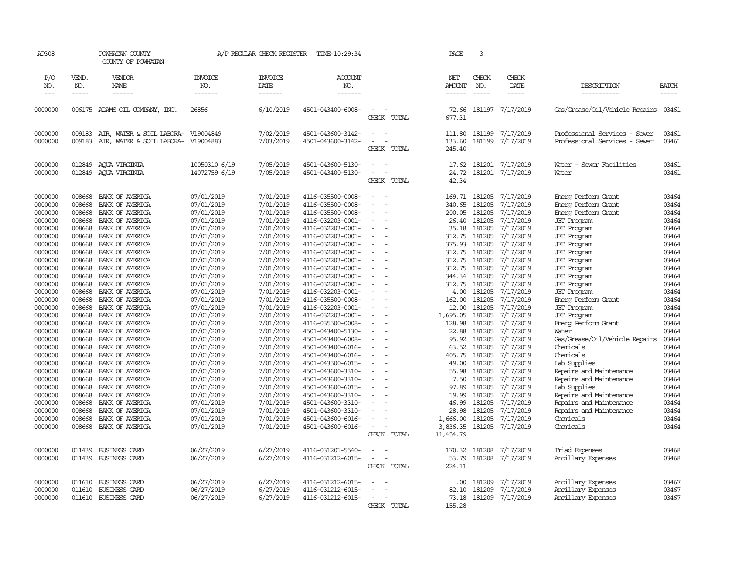AP308 POWHATAN COUNTY A/P REGULAR CHECK REGISTER TIME-10:29:34 PAGE 3

COUNTY OF POWHATAN

| P/O NO. | VEND. NO. | VENDOR NAME | INVOICE NO. | INVOICE DATE | ACCOUNT NO. | | NET AMOUNT | CHECK NO. | CHECK DATE | DESCRIPTION | BATCH |
|---|---|---|---|---|---|---|---|---|---|---|---|
| 0000000 | 006175 | ADAMS OIL COMPANY, INC. | 26856 | 6/10/2019 | 4501-043400-6008- | - - | 72.66 | 181197 | 7/17/2019 | Gas/Grease/Oil/Vehicle Repairs | 03461 |
| | | | | | | CHECK TOTAL | 677.31 | | | | |
| 0000000 | 009183 | AIR, WATER & SOIL LABORA- | V19004849 | 7/02/2019 | 4501-043600-3142- | - - | 111.80 | 181199 | 7/17/2019 | Professional Services - Sewer | 03461 |
| 0000000 | 009183 | AIR, WATER & SOIL LABORA- | V19004883 | 7/03/2019 | 4501-043600-3142- | - - | 133.60 | 181199 | 7/17/2019 | Professional Services - Sewer | 03461 |
| | | | | | | CHECK TOTAL | 245.40 | | | | |
| 0000000 | 012849 | AQUA VIRGINIA | 10050310 6/19 | 7/05/2019 | 4501-043600-5130- | - - | 17.62 | 181201 | 7/17/2019 | Water - Sewer Facilities | 03461 |
| 0000000 | 012849 | AQUA VIRGINIA | 14072759 6/19 | 7/05/2019 | 4501-043400-5130- | - - | 24.72 | 181201 | 7/17/2019 | Water | 03461 |
| | | | | | | CHECK TOTAL | 42.34 | | | | |
| 0000000 | 008668 | BANK OF AMERICA | 07/01/2019 | 7/01/2019 | 4116-035500-0008- | - - | 169.71 | 181205 | 7/17/2019 | Emerg Perform Grant | 03464 |
| 0000000 | 008668 | BANK OF AMERICA | 07/01/2019 | 7/01/2019 | 4116-035500-0008- | - - | 340.65 | 181205 | 7/17/2019 | Emerg Perform Grant | 03464 |
| 0000000 | 008668 | BANK OF AMERICA | 07/01/2019 | 7/01/2019 | 4116-035500-0008- | - - | 200.05 | 181205 | 7/17/2019 | Emerg Perform Grant | 03464 |
| 0000000 | 008668 | BANK OF AMERICA | 07/01/2019 | 7/01/2019 | 4116-032203-0001- | - - | 26.40 | 181205 | 7/17/2019 | JET Program | 03464 |
| 0000000 | 008668 | BANK OF AMERICA | 07/01/2019 | 7/01/2019 | 4116-032203-0001- | - - | 35.18 | 181205 | 7/17/2019 | JET Program | 03464 |
| 0000000 | 008668 | BANK OF AMERICA | 07/01/2019 | 7/01/2019 | 4116-032203-0001- | - - | 312.75 | 181205 | 7/17/2019 | JET Program | 03464 |
| 0000000 | 008668 | BANK OF AMERICA | 07/01/2019 | 7/01/2019 | 4116-032203-0001- | - - | 375.93 | 181205 | 7/17/2019 | JET Program | 03464 |
| 0000000 | 008668 | BANK OF AMERICA | 07/01/2019 | 7/01/2019 | 4116-032203-0001- | - - | 312.75 | 181205 | 7/17/2019 | JET Program | 03464 |
| 0000000 | 008668 | BANK OF AMERICA | 07/01/2019 | 7/01/2019 | 4116-032203-0001- | - - | 312.75 | 181205 | 7/17/2019 | JET Program | 03464 |
| 0000000 | 008668 | BANK OF AMERICA | 07/01/2019 | 7/01/2019 | 4116-032203-0001- | - - | 312.75 | 181205 | 7/17/2019 | JET Program | 03464 |
| 0000000 | 008668 | BANK OF AMERICA | 07/01/2019 | 7/01/2019 | 4116-032203-0001- | - - | 344.34 | 181205 | 7/17/2019 | JET Program | 03464 |
| 0000000 | 008668 | BANK OF AMERICA | 07/01/2019 | 7/01/2019 | 4116-032203-0001- | - - | 312.75 | 181205 | 7/17/2019 | JET Program | 03464 |
| 0000000 | 008668 | BANK OF AMERICA | 07/01/2019 | 7/01/2019 | 4116-032203-0001- | - - | 4.00 | 181205 | 7/17/2019 | JET Program | 03464 |
| 0000000 | 008668 | BANK OF AMERICA | 07/01/2019 | 7/01/2019 | 4116-035500-0008- | - - | 162.00 | 181205 | 7/17/2019 | Emerg Perform Grant | 03464 |
| 0000000 | 008668 | BANK OF AMERICA | 07/01/2019 | 7/01/2019 | 4116-032203-0001- | - - | 12.00 | 181205 | 7/17/2019 | JET Program | 03464 |
| 0000000 | 008668 | BANK OF AMERICA | 07/01/2019 | 7/01/2019 | 4116-032203-0001- | - - | 1,695.05 | 181205 | 7/17/2019 | JET Program | 03464 |
| 0000000 | 008668 | BANK OF AMERICA | 07/01/2019 | 7/01/2019 | 4116-035500-0008- | - - | 128.98 | 181205 | 7/17/2019 | Emerg Perform Grant | 03464 |
| 0000000 | 008668 | BANK OF AMERICA | 07/01/2019 | 7/01/2019 | 4501-043400-5130- | - - | 22.88 | 181205 | 7/17/2019 | Water | 03464 |
| 0000000 | 008668 | BANK OF AMERICA | 07/01/2019 | 7/01/2019 | 4501-043400-6008- | - - | 95.92 | 181205 | 7/17/2019 | Gas/Grease/Oil/Vehicle Repairs | 03464 |
| 0000000 | 008668 | BANK OF AMERICA | 07/01/2019 | 7/01/2019 | 4501-043400-6016- | - - | 63.52 | 181205 | 7/17/2019 | Chemicals | 03464 |
| 0000000 | 008668 | BANK OF AMERICA | 07/01/2019 | 7/01/2019 | 4501-043400-6016- | - - | 405.75 | 181205 | 7/17/2019 | Chemicals | 03464 |
| 0000000 | 008668 | BANK OF AMERICA | 07/01/2019 | 7/01/2019 | 4501-043500-6015- | - - | 49.00 | 181205 | 7/17/2019 | Lab Supplies | 03464 |
| 0000000 | 008668 | BANK OF AMERICA | 07/01/2019 | 7/01/2019 | 4501-043600-3310- | - - | 55.98 | 181205 | 7/17/2019 | Repairs and Maintenance | 03464 |
| 0000000 | 008668 | BANK OF AMERICA | 07/01/2019 | 7/01/2019 | 4501-043600-3310- | - - | 7.50 | 181205 | 7/17/2019 | Repairs and Maintenance | 03464 |
| 0000000 | 008668 | BANK OF AMERICA | 07/01/2019 | 7/01/2019 | 4501-043600-6015- | - - | 97.89 | 181205 | 7/17/2019 | Lab Supplies | 03464 |
| 0000000 | 008668 | BANK OF AMERICA | 07/01/2019 | 7/01/2019 | 4501-043600-3310- | - - | 19.99 | 181205 | 7/17/2019 | Repairs and Maintenance | 03464 |
| 0000000 | 008668 | BANK OF AMERICA | 07/01/2019 | 7/01/2019 | 4501-043600-3310- | - - | 46.99 | 181205 | 7/17/2019 | Repairs and Maintenance | 03464 |
| 0000000 | 008668 | BANK OF AMERICA | 07/01/2019 | 7/01/2019 | 4501-043600-3310- | - - | 28.98 | 181205 | 7/17/2019 | Repairs and Maintenance | 03464 |
| 0000000 | 008668 | BANK OF AMERICA | 07/01/2019 | 7/01/2019 | 4501-043600-6016- | - - | 1,666.00 | 181205 | 7/17/2019 | Chemicals | 03464 |
| 0000000 | 008668 | BANK OF AMERICA | 07/01/2019 | 7/01/2019 | 4501-043600-6016- | - - | 3,836.35 | 181205 | 7/17/2019 | Chemicals | 03464 |
| | | | | | | CHECK TOTAL | 11,454.79 | | | | |
| 0000000 | 011439 | BUSINESS CARD | 06/27/2019 | 6/27/2019 | 4116-031201-5540- | - - | 170.32 | 181208 | 7/17/2019 | Triad Expenses | 03468 |
| 0000000 | 011439 | BUSINESS CARD | 06/27/2019 | 6/27/2019 | 4116-031212-6015- | - - | 53.79 | 181208 | 7/17/2019 | Ancillary Expenses | 03468 |
| | | | | | | CHECK TOTAL | 224.11 | | | | |
| 0000000 | 011610 | BUSINESS CARD | 06/27/2019 | 6/27/2019 | 4116-031212-6015- | - - | .00 | 181209 | 7/17/2019 | Ancillary Expenses | 03467 |
| 0000000 | 011610 | BUSINESS CARD | 06/27/2019 | 6/27/2019 | 4116-031212-6015- | - - | 82.10 | 181209 | 7/17/2019 | Ancillary Expenses | 03467 |
| 0000000 | 011610 | BUSINESS CARD | 06/27/2019 | 6/27/2019 | 4116-031212-6015- | - - | 73.18 | 181209 | 7/17/2019 | Ancillary Expenses | 03467 |
| | | | | | | CHECK TOTAL | 155.28 | | | | |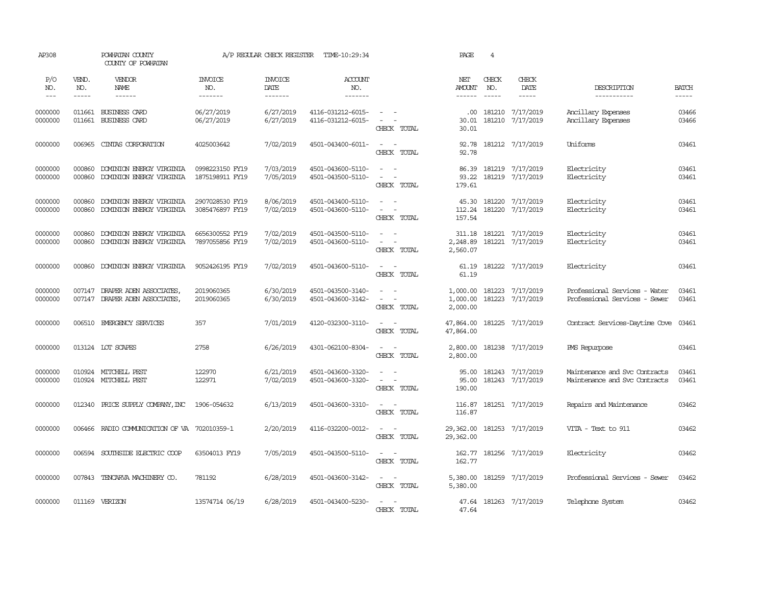AP308 POWHATAN COUNTY A/P REGULAR CHECK REGISTER TIME-10:29:34 PAGE 4

COUNTY OF POWHATAN

| P/O NO. | VEND. NO. | VENDOR NAME | INVOICE NO. | INVOICE DATE | ACCOUNT NO. | | NET AMOUNT | CHECK NO. | CHECK DATE | DESCRIPTION | BATCH |
|---|---|---|---|---|---|---|---|---|---|---|---|
| 0000000 | 011661 | BUSINESS CARD | 06/27/2019 | 6/27/2019 | 4116-031212-6015- | - - | .00 | 181210 | 7/17/2019 | Ancillary Expenses | 03466 |
| 0000000 | 011661 | BUSINESS CARD | 06/27/2019 | 6/27/2019 | 4116-031212-6015- | - - | 30.01 | 181210 | 7/17/2019 | Ancillary Expenses | 03466 |
| | | | | | | CHECK TOTAL | 30.01 | | | | |
| 0000000 | 006965 | CINTAS CORPORATION | 4025003642 | 7/02/2019 | 4501-043400-6011- | - - | 92.78 | 181212 | 7/17/2019 | Uniforms | 03461 |
| | | | | | | CHECK TOTAL | 92.78 | | | | |
| 0000000 | 000860 | DOMINION ENERGY VIRGINIA | 0998223150 FY19 | 7/03/2019 | 4501-043600-5110- | - - | 86.39 | 181219 | 7/17/2019 | Electricity | 03461 |
| 0000000 | 000860 | DOMINION ENERGY VIRGINIA | 1875198911 FY19 | 7/05/2019 | 4501-043500-5110- | - - | 93.22 | 181219 | 7/17/2019 | Electricity | 03461 |
| | | | | | | CHECK TOTAL | 179.61 | | | | |
| 0000000 | 000860 | DOMINION ENERGY VIRGINIA | 2907028530 FY19 | 8/06/2019 | 4501-043400-5110- | - - | 45.30 | 181220 | 7/17/2019 | Electricity | 03461 |
| 0000000 | 000860 | DOMINION ENERGY VIRGINIA | 3085476897 FY19 | 7/02/2019 | 4501-043600-5110- | - - | 112.24 | 181220 | 7/17/2019 | Electricity | 03461 |
| | | | | | | CHECK TOTAL | 157.54 | | | | |
| 0000000 | 000860 | DOMINION ENERGY VIRGINIA | 6656300552 FY19 | 7/02/2019 | 4501-043500-5110- | - - | 311.18 | 181221 | 7/17/2019 | Electricity | 03461 |
| 0000000 | 000860 | DOMINION ENERGY VIRGINIA | 7897055856 FY19 | 7/02/2019 | 4501-043600-5110- | - - | 2,248.89 | 181221 | 7/17/2019 | Electricity | 03461 |
| | | | | | | CHECK TOTAL | 2,560.07 | | | | |
| 0000000 | 000860 | DOMINION ENERGY VIRGINIA | 9052426195 FY19 | 7/02/2019 | 4501-043600-5110- | - - | 61.19 | 181222 | 7/17/2019 | Electricity | 03461 |
| | | | | | | CHECK TOTAL | 61.19 | | | | |
| 0000000 | 007147 | DRAPER ADEN ASSOCIATES, | 2019060365 | 6/30/2019 | 4501-043500-3140- | - - | 1,000.00 | 181223 | 7/17/2019 | Professional Services - Water | 03461 |
| 0000000 | 007147 | DRAPER ADEN ASSOCIATES, | 2019060365 | 6/30/2019 | 4501-043600-3142- | - - | 1,000.00 | 181223 | 7/17/2019 | Professional Services - Sewer | 03461 |
| | | | | | | CHECK TOTAL | 2,000.00 | | | | |
| 0000000 | 006510 | EMERGENCY SERVICES | 357 | 7/01/2019 | 4120-032300-3110- | - - | 47,864.00 | 181225 | 7/17/2019 | Contract Services-Daytime Cove | 03461 |
| | | | | | | CHECK TOTAL | 47,864.00 | | | | |
| 0000000 | 013124 | LOT SCAPES | 2758 | 6/26/2019 | 4301-062100-8304- | - - | 2,800.00 | 181238 | 7/17/2019 | PMS Repurpose | 03461 |
| | | | | | | CHECK TOTAL | 2,800.00 | | | | |
| 0000000 | 010924 | MITCHELL PEST | 122970 | 6/21/2019 | 4501-043600-3320- | - - | 95.00 | 181243 | 7/17/2019 | Maintenance and Svc Contracts | 03461 |
| 0000000 | 010924 | MITCHELL PEST | 122971 | 7/02/2019 | 4501-043600-3320- | - - | 95.00 | 181243 | 7/17/2019 | Maintenance and Svc Contracts | 03461 |
| | | | | | | CHECK TOTAL | 190.00 | | | | |
| 0000000 | 012340 | PRICE SUPPLY COMPANY, INC | 1906-054632 | 6/13/2019 | 4501-043600-3310- | - - | 116.87 | 181251 | 7/17/2019 | Repairs and Maintenance | 03462 |
| | | | | | | CHECK TOTAL | 116.87 | | | | |
| 0000000 | 006466 | RADIO COMMUNICATION OF VA | 702010359-1 | 2/20/2019 | 4116-032200-0012- | - - | 29,362.00 | 181253 | 7/17/2019 | VITA - Text to 911 | 03462 |
| | | | | | | CHECK TOTAL | 29,362.00 | | | | |
| 0000000 | 006594 | SOUTHSIDE ELECTRIC COOP | 63504013 FY19 | 7/05/2019 | 4501-043500-5110- | - - | 162.77 | 181256 | 7/17/2019 | Electricity | 03462 |
| | | | | | | CHECK TOTAL | 162.77 | | | | |
| 0000000 | 007843 | TENCARVA MACHINERY CO. | 781192 | 6/28/2019 | 4501-043600-3142- | - - | 5,380.00 | 181259 | 7/17/2019 | Professional Services - Sewer | 03462 |
| | | | | | | CHECK TOTAL | 5,380.00 | | | | |
| 0000000 | 011169 | VERIZON | 13574714 06/19 | 6/28/2019 | 4501-043400-5230- | - - | 47.64 | 181263 | 7/17/2019 | Telephone System | 03462 |
| | | | | | | CHECK TOTAL | 47.64 | | | | |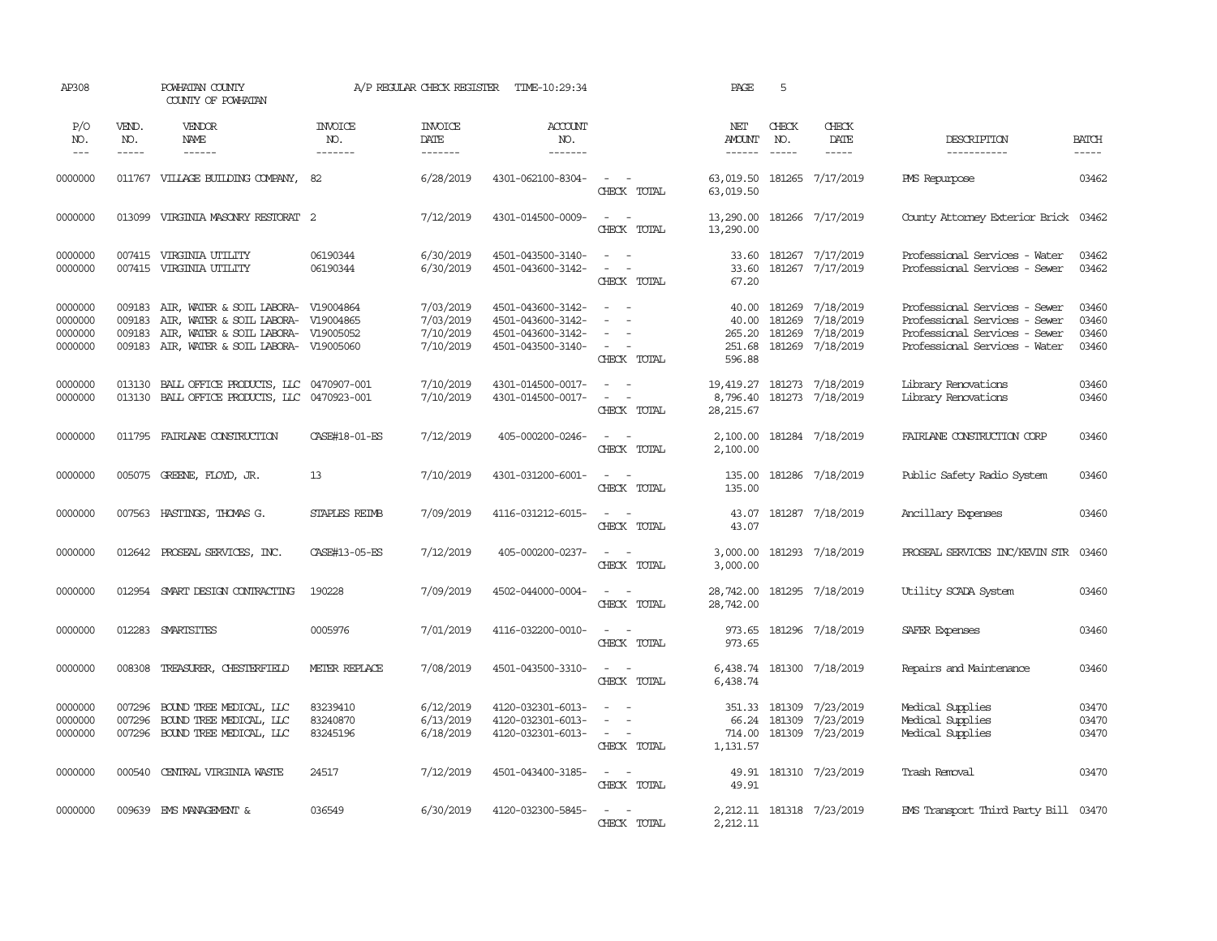AP308 POWHATAN COUNTY A/P REGULAR CHECK REGISTER TIME-10:29:34 PAGE 5
COUNTY OF POWHATAN

| P/O NO. | VEND. NO. | VENDOR NAME | INVOICE NO. | INVOICE DATE | ACCOUNT NO. | | NET AMOUNT | CHECK NO. | CHECK DATE | DESCRIPTION | BATCH |
|---|---|---|---|---|---|---|---|---|---|---|---|
| 0000000 | 011767 | VILLAGE BUILDING COMPANY, | 82 | 6/28/2019 | 4301-062100-8304- | - - | 63,019.50 | 181265 | 7/17/2019 | PMS Repurpose | 03462 |
| | | | | | | CHECK TOTAL | 63,019.50 | | | | |
| 0000000 | 013099 | VIRGINIA MASONRY RESTORAT | 2 | 7/12/2019 | 4301-014500-0009- | - - | 13,290.00 | 181266 | 7/17/2019 | County Attorney Exterior Brick | 03462 |
| | | | | | | CHECK TOTAL | 13,290.00 | | | | |
| 0000000 | 007415 | VIRGINIA UTILITY | 06190344 | 6/30/2019 | 4501-043500-3140- | - - | 33.60 | 181267 | 7/17/2019 | Professional Services - Water | 03462 |
| 0000000 | 007415 | VIRGINIA UTILITY | 06190344 | 6/30/2019 | 4501-043600-3142- | - - | 33.60 | 181267 | 7/17/2019 | Professional Services - Sewer | 03462 |
| | | | | | | CHECK TOTAL | 67.20 | | | | |
| 0000000 | 009183 | AIR, WATER & SOIL LABORA- | V19004864 | 7/03/2019 | 4501-043600-3142- | - - | 40.00 | 181269 | 7/18/2019 | Professional Services - Sewer | 03460 |
| 0000000 | 009183 | AIR, WATER & SOIL LABORA- | V19004865 | 7/03/2019 | 4501-043600-3142- | - - | 40.00 | 181269 | 7/18/2019 | Professional Services - Sewer | 03460 |
| 0000000 | 009183 | AIR, WATER & SOIL LABORA- | V19005052 | 7/10/2019 | 4501-043600-3142- | - - | 265.20 | 181269 | 7/18/2019 | Professional Services - Sewer | 03460 |
| 0000000 | 009183 | AIR, WATER & SOIL LABORA- | V19005060 | 7/10/2019 | 4501-043500-3140- | - - | 251.68 | 181269 | 7/18/2019 | Professional Services - Water | 03460 |
| | | | | | | CHECK TOTAL | 596.88 | | | | |
| 0000000 | 013130 | BALL OFFICE PRODUCTS, LLC | 0470907-001 | 7/10/2019 | 4301-014500-0017- | - - | 19,419.27 | 181273 | 7/18/2019 | Library Renovations | 03460 |
| 0000000 | 013130 | BALL OFFICE PRODUCTS, LLC | 0470923-001 | 7/10/2019 | 4301-014500-0017- | - - | 8,796.40 | 181273 | 7/18/2019 | Library Renovations | 03460 |
| | | | | | | CHECK TOTAL | 28,215.67 | | | | |
| 0000000 | 011795 | FAIRLANE CONSTRUCTION | CASE#18-01-ES | 7/12/2019 | 405-000200-0246- | - - | 2,100.00 | 181284 | 7/18/2019 | FAIRLANE CONSTRUCTION CORP | 03460 |
| | | | | | | CHECK TOTAL | 2,100.00 | | | | |
| 0000000 | 005075 | GREENE, FLOYD, JR. | 13 | 7/10/2019 | 4301-031200-6001- | - - | 135.00 | 181286 | 7/18/2019 | Public Safety Radio System | 03460 |
| | | | | | | CHECK TOTAL | 135.00 | | | | |
| 0000000 | 007563 | HASTINGS, THOMAS G. | STAPLES REIMB | 7/09/2019 | 4116-031212-6015- | - - | 43.07 | 181287 | 7/18/2019 | Ancillary Expenses | 03460 |
| | | | | | | CHECK TOTAL | 43.07 | | | | |
| 0000000 | 012642 | PROSEAL SERVICES, INC. | CASE#13-05-ES | 7/12/2019 | 405-000200-0237- | - - | 3,000.00 | 181293 | 7/18/2019 | PROSEAL SERVICES INC/KEVIN STR | 03460 |
| | | | | | | CHECK TOTAL | 3,000.00 | | | | |
| 0000000 | 012954 | SMART DESIGN CONTRACTING | 190228 | 7/09/2019 | 4502-044000-0004- | - - | 28,742.00 | 181295 | 7/18/2019 | Utility SCADA System | 03460 |
| | | | | | | CHECK TOTAL | 28,742.00 | | | | |
| 0000000 | 012283 | SMARTSITES | 0005976 | 7/01/2019 | 4116-032200-0010- | - - | 973.65 | 181296 | 7/18/2019 | SAFER Expenses | 03460 |
| | | | | | | CHECK TOTAL | 973.65 | | | | |
| 0000000 | 008308 | TREASURER, CHESTERFIELD | METER REPLACE | 7/08/2019 | 4501-043500-3310- | - - | 6,438.74 | 181300 | 7/18/2019 | Repairs and Maintenance | 03460 |
| | | | | | | CHECK TOTAL | 6,438.74 | | | | |
| 0000000 | 007296 | BOUND TREE MEDICAL, LLC | 83239410 | 6/12/2019 | 4120-032301-6013- | - - | 351.33 | 181309 | 7/23/2019 | Medical Supplies | 03470 |
| 0000000 | 007296 | BOUND TREE MEDICAL, LLC | 83240870 | 6/13/2019 | 4120-032301-6013- | - - | 66.24 | 181309 | 7/23/2019 | Medical Supplies | 03470 |
| 0000000 | 007296 | BOUND TREE MEDICAL, LLC | 83245196 | 6/18/2019 | 4120-032301-6013- | - - | 714.00 | 181309 | 7/23/2019 | Medical Supplies | 03470 |
| | | | | | | CHECK TOTAL | 1,131.57 | | | | |
| 0000000 | 000540 | CENTRAL VIRGINIA WASTE | 24517 | 7/12/2019 | 4501-043400-3185- | - - | 49.91 | 181310 | 7/23/2019 | Trash Removal | 03470 |
| | | | | | | CHECK TOTAL | 49.91 | | | | |
| 0000000 | 009639 | EMS MANAGEMENT & | 036549 | 6/30/2019 | 4120-032300-5845- | - - | 2,212.11 | 181318 | 7/23/2019 | EMS Transport Third Party Bill | 03470 |
| | | | | | | CHECK TOTAL | 2,212.11 | | | | |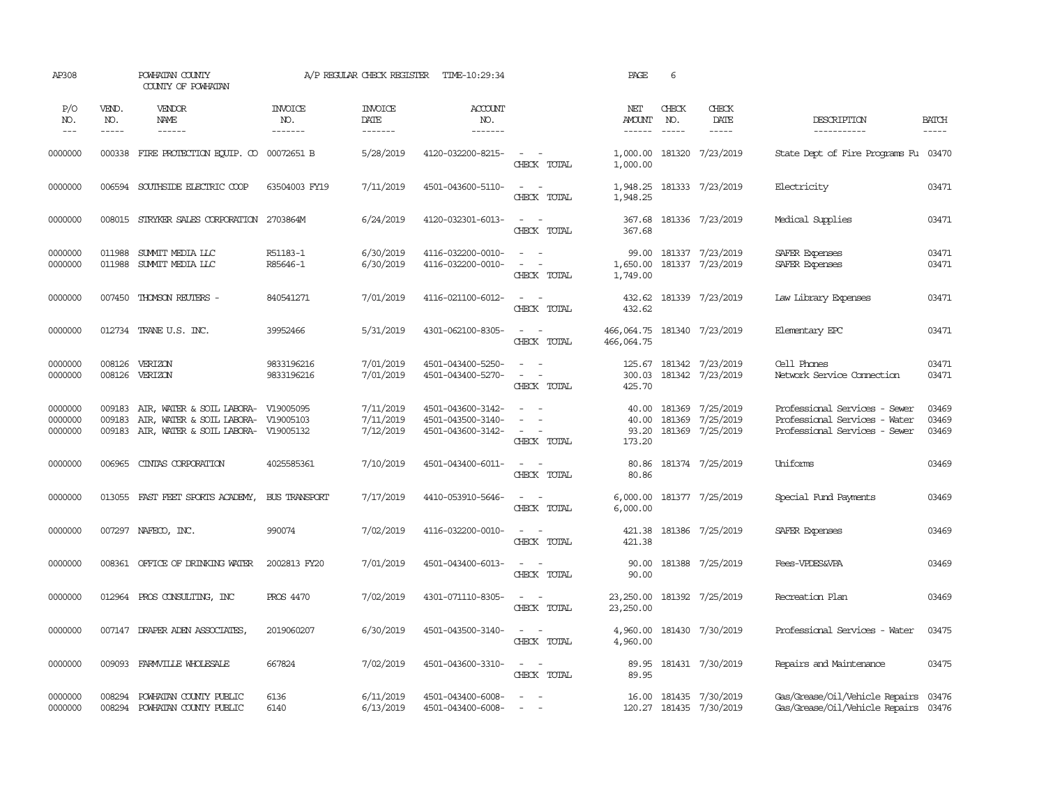AP308 POWHATAN COUNTY A/P REGULAR CHECK REGISTER TIME-10:29:34 PAGE 6
COUNTY OF POWHATAN

| P/O NO. | VEND. NO. | VENDOR NAME | INVOICE NO. | INVOICE DATE | ACCOUNT NO. | | NET AMOUNT | CHECK NO. | CHECK DATE | DESCRIPTION | BATCH |
|---|---|---|---|---|---|---|---|---|---|---|---|
| 0000000 | 000338 | FIRE PROTECTION EQUIP. CO | 00072651 B | 5/28/2019 | 4120-032200-8215- | - - | 1,000.00 | 181320 | 7/23/2019 | State Dept of Fire Programs Fu | 03470 |
| | | | | | | CHECK TOTAL | 1,000.00 | | | | |
| 0000000 | 006594 | SOUTHSIDE ELECTRIC COOP | 63504003 FY19 | 7/11/2019 | 4501-043600-5110- | - - | 1,948.25 | 181333 | 7/23/2019 | Electricity | 03471 |
| | | | | | | CHECK TOTAL | 1,948.25 | | | | |
| 0000000 | 008015 | STRYKER SALES CORPORATION | 2703864M | 6/24/2019 | 4120-032301-6013- | - - | 367.68 | 181336 | 7/23/2019 | Medical Supplies | 03471 |
| | | | | | | CHECK TOTAL | 367.68 | | | | |
| 0000000 | 011988 | SUMMIT MEDIA LLC | R51183-1 | 6/30/2019 | 4116-032200-0010- | - - | 99.00 | 181337 | 7/23/2019 | SAFER Expenses | 03471 |
| 0000000 | 011988 | SUMMIT MEDIA LLC | R85646-1 | 6/30/2019 | 4116-032200-0010- | - - | 1,650.00 | 181337 | 7/23/2019 | SAFER Expenses | 03471 |
| | | | | | | CHECK TOTAL | 1,749.00 | | | | |
| 0000000 | 007450 | THOMSON REUTERS - | 840541271 | 7/01/2019 | 4116-021100-6012- | - - | 432.62 | 181339 | 7/23/2019 | Law Library Expenses | 03471 |
| | | | | | | CHECK TOTAL | 432.62 | | | | |
| 0000000 | 012734 | TRANE U.S. INC. | 39952466 | 5/31/2019 | 4301-062100-8305- | - - | 466,064.75 | 181340 | 7/23/2019 | Elementary EPC | 03471 |
| | | | | | | CHECK TOTAL | 466,064.75 | | | | |
| 0000000 | 008126 | VERIZON | 9833196216 | 7/01/2019 | 4501-043400-5250- | - - | 125.67 | 181342 | 7/23/2019 | Cell Phones | 03471 |
| 0000000 | 008126 | VERIZON | 9833196216 | 7/01/2019 | 4501-043400-5270- | - - | 300.03 | 181342 | 7/23/2019 | Network Service Connection | 03471 |
| | | | | | | CHECK TOTAL | 425.70 | | | | |
| 0000000 | 009183 | AIR, WATER & SOIL LABORA- | V19005095 | 7/11/2019 | 4501-043600-3142- | - - | 40.00 | 181369 | 7/25/2019 | Professional Services - Sewer | 03469 |
| 0000000 | 009183 | AIR, WATER & SOIL LABORA- | V19005103 | 7/11/2019 | 4501-043500-3140- | - - | 40.00 | 181369 | 7/25/2019 | Professional Services - Water | 03469 |
| 0000000 | 009183 | AIR, WATER & SOIL LABORA- | V19005132 | 7/12/2019 | 4501-043600-3142- | - - | 93.20 | 181369 | 7/25/2019 | Professional Services - Sewer | 03469 |
| | | | | | | CHECK TOTAL | 173.20 | | | | |
| 0000000 | 006965 | CINTAS CORPORATION | 4025585361 | 7/10/2019 | 4501-043400-6011- | - - | 80.86 | 181374 | 7/25/2019 | Uniforms | 03469 |
| | | | | | | CHECK TOTAL | 80.86 | | | | |
| 0000000 | 013055 | FAST FEET SPORTS ACADEMY, | BUS TRANSPORT | 7/17/2019 | 4410-053910-5646- | - - | 6,000.00 | 181377 | 7/25/2019 | Special Fund Payments | 03469 |
| | | | | | | CHECK TOTAL | 6,000.00 | | | | |
| 0000000 | 007297 | NAFECO, INC. | 990074 | 7/02/2019 | 4116-032200-0010- | - - | 421.38 | 181386 | 7/25/2019 | SAFER Expenses | 03469 |
| | | | | | | CHECK TOTAL | 421.38 | | | | |
| 0000000 | 008361 | OFFICE OF DRINKING WATER | 2002813 FY20 | 7/01/2019 | 4501-043400-6013- | - - | 90.00 | 181388 | 7/25/2019 | Fees-VPDES&VPA | 03469 |
| | | | | | | CHECK TOTAL | 90.00 | | | | |
| 0000000 | 012964 | PROS CONSULTING, INC | PROS 4470 | 7/02/2019 | 4301-071110-8305- | - - | 23,250.00 | 181392 | 7/25/2019 | Recreation Plan | 03469 |
| | | | | | | CHECK TOTAL | 23,250.00 | | | | |
| 0000000 | 007147 | DRAPER ADEN ASSOCIATES, | 2019060207 | 6/30/2019 | 4501-043500-3140- | - - | 4,960.00 | 181430 | 7/30/2019 | Professional Services - Water | 03475 |
| | | | | | | CHECK TOTAL | 4,960.00 | | | | |
| 0000000 | 009093 | FARMVILLE WHOLESALE | 667824 | 7/02/2019 | 4501-043600-3310- | - - | 89.95 | 181431 | 7/30/2019 | Repairs and Maintenance | 03475 |
| | | | | | | CHECK TOTAL | 89.95 | | | | |
| 0000000 | 008294 | POWHATAN COUNTY PUBLIC | 6136 | 6/11/2019 | 4501-043400-6008- | - - | 16.00 | 181435 | 7/30/2019 | Gas/Grease/Oil/Vehicle Repairs | 03476 |
| 0000000 | 008294 | POWHATAN COUNTY PUBLIC | 6140 | 6/13/2019 | 4501-043400-6008- | - - | 120.27 | 181435 | 7/30/2019 | Gas/Grease/Oil/Vehicle Repairs | 03476 |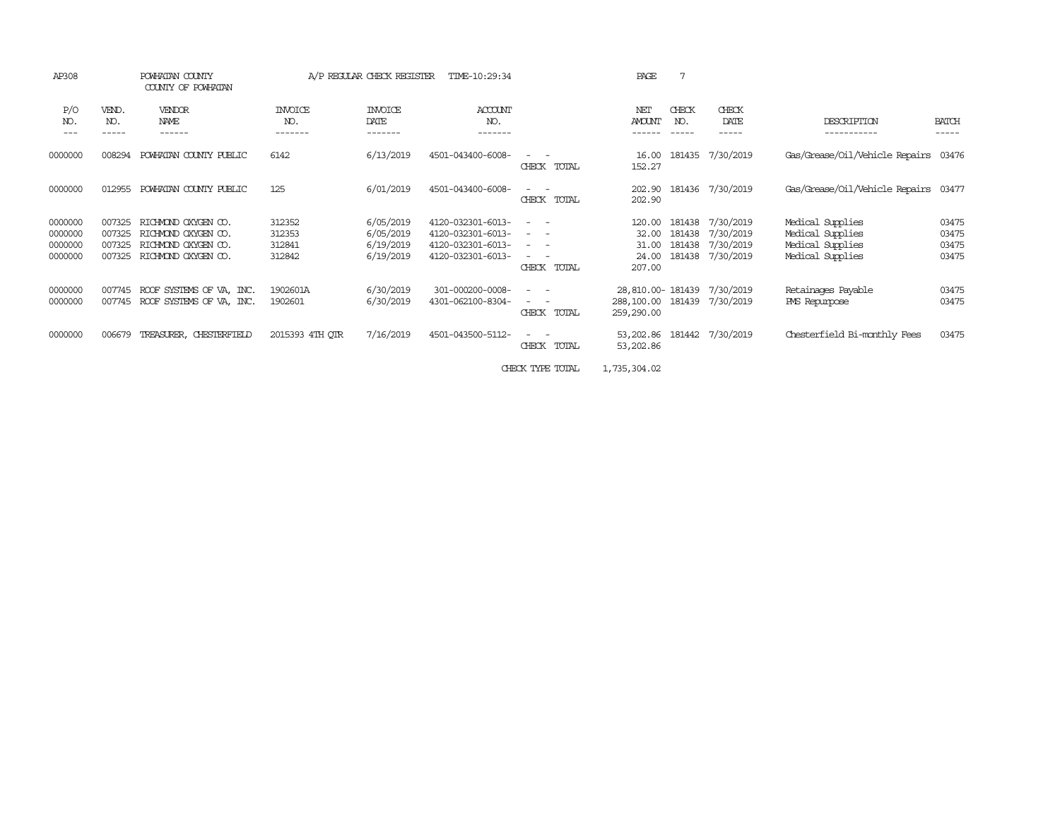AP308 POWHATAN COUNTY A/P REGULAR CHECK REGISTER TIME-10:29:34 PAGE 7

COUNTY OF POWHATAN

| P/O NO. | VEND. NO. | VENDOR NAME | INVOICE NO. | INVOICE DATE | ACCOUNT NO. | | NET AMOUNT | CHECK NO. | CHECK DATE | DESCRIPTION | BATCH |
|---|---|---|---|---|---|---|---|---|---|---|---|
| 0000000 | 008294 | POWHATAN COUNTY PUBLIC | 6142 | 6/13/2019 | 4501-043400-6008- | - - | 16.00 | 181435 | 7/30/2019 | Gas/Grease/Oil/Vehicle Repairs | 03476 |
| | | | | | | CHECK TOTAL | 152.27 | | | | |
| 0000000 | 012955 | POWHATAN COUNTY PUBLIC | 125 | 6/01/2019 | 4501-043400-6008- | - - | 202.90 | 181436 | 7/30/2019 | Gas/Grease/Oil/Vehicle Repairs | 03477 |
| | | | | | | CHECK TOTAL | 202.90 | | | | |
| 0000000 | 007325 | RICHMOND OXYGEN CO. | 312352 | 6/05/2019 | 4120-032301-6013- | - - | 120.00 | 181438 | 7/30/2019 | Medical Supplies | 03475 |
| 0000000 | 007325 | RICHMOND OXYGEN CO. | 312353 | 6/05/2019 | 4120-032301-6013- | - - | 32.00 | 181438 | 7/30/2019 | Medical Supplies | 03475 |
| 0000000 | 007325 | RICHMOND OXYGEN CO. | 312841 | 6/19/2019 | 4120-032301-6013- | - - | 31.00 | 181438 | 7/30/2019 | Medical Supplies | 03475 |
| 0000000 | 007325 | RICHMOND OXYGEN CO. | 312842 | 6/19/2019 | 4120-032301-6013- | - - | 24.00 | 181438 | 7/30/2019 | Medical Supplies | 03475 |
| | | | | | | CHECK TOTAL | 207.00 | | | | |
| 0000000 | 007745 | ROOF SYSTEMS OF VA, INC. | 1902601A | 6/30/2019 | 301-000200-0008- | - - | 28,810.00- | 181439 | 7/30/2019 | Retainages Payable | 03475 |
| 0000000 | 007745 | ROOF SYSTEMS OF VA, INC. | 1902601 | 6/30/2019 | 4301-062100-8304- | - - | 288,100.00 | 181439 | 7/30/2019 | PMS Repurpose | 03475 |
| | | | | | | CHECK TOTAL | 259,290.00 | | | | |
| 0000000 | 006679 | TREASURER, CHESTERFIELD | 2015393 4TH QTR | 7/16/2019 | 4501-043500-5112- | - - | 53,202.86 | 181442 | 7/30/2019 | Chesterfield Bi-monthly Fees | 03475 |
| | | | | | | CHECK TOTAL | 53,202.86 | | | | |
| | | | | | | CHECK TYPE TOTAL | 1,735,304.02 | | | | |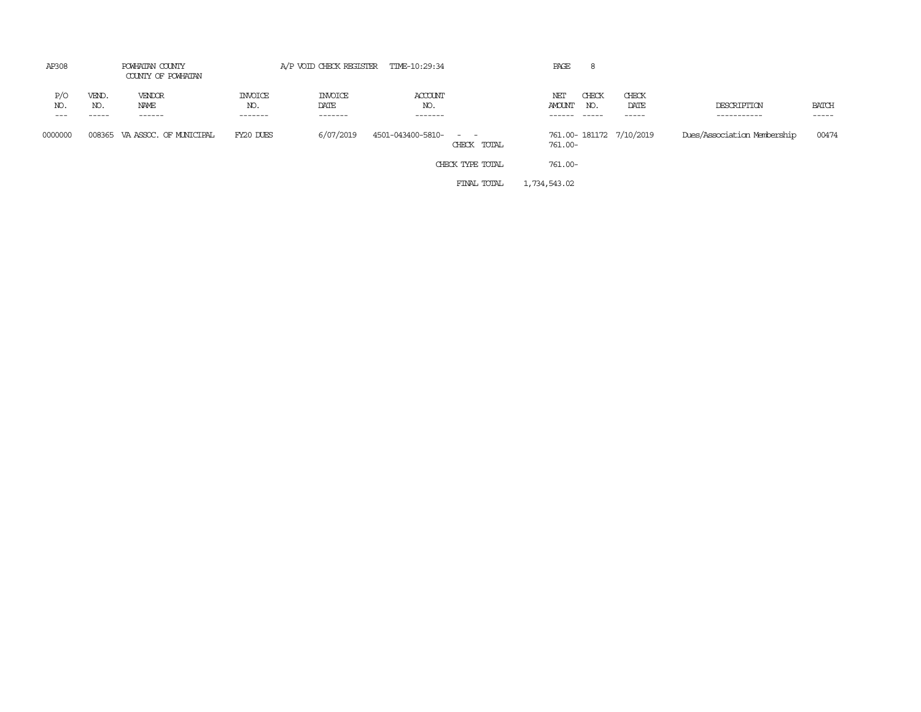AP308 POWHATAN COUNTY A/P VOID CHECK REGISTER TIME-10:29:34 PAGE 8

COUNTY OF POWHATAN

| P/O NO. | VEND. NO. | VENDOR NAME | INVOICE NO. | INVOICE DATE | ACCOUNT NO. | | NET AMOUNT | CHECK NO. | CHECK DATE | DESCRIPTION | BATCH |
|---|---|---|---|---|---|---|---|---|---|---|---|
| 0000000 | 008365 | VA ASSOC. OF MUNICIPAL | FY20 DUES | 6/07/2019 | 4501-043400-5810- | - - | 761.00- | 181172 | 7/10/2019 | Dues/Association Membership | 00474 |
| | | | | | | CHECK TOTAL | 761.00- | | | | |
| | | | | | | CHECK TYPE TOTAL | 761.00- | | | | |
| | | | | | | FINAL TOTAL | 1,734,543.02 | | | | |